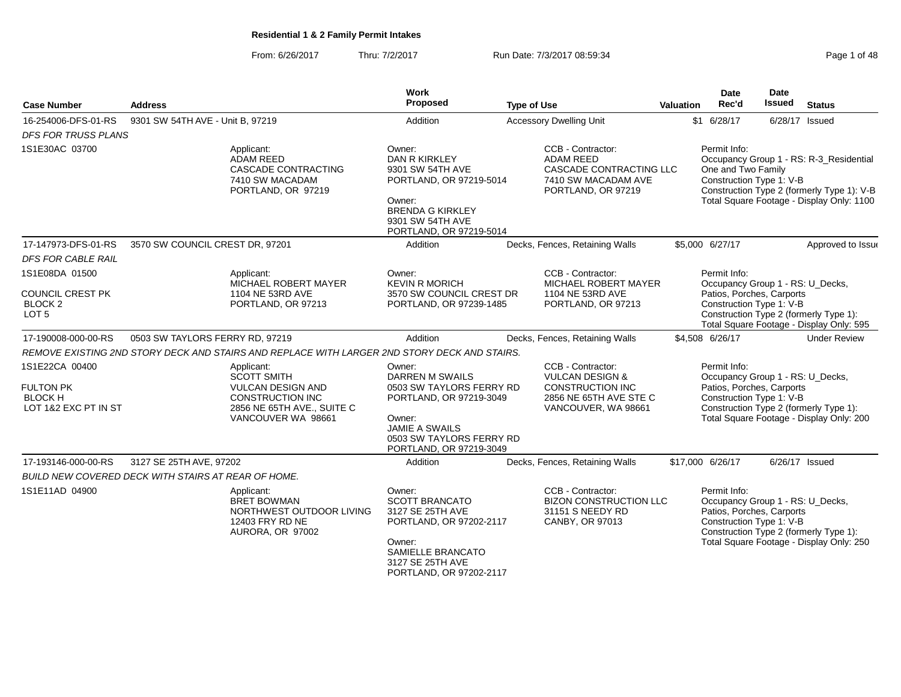# Residential 1 & 2 Family Permit Intakes

From: 6/26/2017 Thru: 7/2/2017 Run Date: 7/3/2017 08:59:34

| Case Number | Address | Work Proposed | Type of Use | Valuation | Date Rec'd | Date Issued | Status |
|---|---|---|---|---|---|---|---|
| 16-254006-DFS-01-RS | 9301 SW 54TH AVE - Unit B, 97219 | Addition | Accessory Dwelling Unit | $1 | 6/28/17 | 6/28/17 | Issued |

*DFS FOR TRUSS PLANS*

1S1E30AC 03700

Applicant: ADAM REED, CASCADE CONTRACTING, 7410 SW MACADAM, PORTLAND, OR 97219

Owner: DAN R KIRKLEY, 9301 SW 54TH AVE, PORTLAND, OR 97219-5014

Owner: BRENDA G KIRKLEY, 9301 SW 54TH AVE, PORTLAND, OR 97219-5014

CCB - Contractor: ADAM REED, CASCADE CONTRACTING LLC, 7410 SW MACADAM AVE, PORTLAND, OR 97219

Permit Info: Occupancy Group 1 - RS: R-3_Residential One and Two Family; Construction Type 1: V-B; Construction Type 2 (formerly Type 1): V-B; Total Square Footage - Display Only: 1100

---

| Case Number | Address | Work Proposed | Type of Use | Valuation | Date Rec'd | Date Issued | Status |
|---|---|---|---|---|---|---|---|
| 17-147973-DFS-01-RS | 3570 SW COUNCIL CREST DR, 97201 | Addition | Decks, Fences, Retaining Walls | $5,000 | 6/27/17 | | Approved to Issue |

*DFS FOR CABLE RAIL*

1S1E08DA 01500

COUNCIL CREST PK, BLOCK 2, LOT 5

Applicant: MICHAEL ROBERT MAYER, 1104 NE 53RD AVE, PORTLAND, OR 97213

Owner: KEVIN R MORICH, 3570 SW COUNCIL CREST DR, PORTLAND, OR 97239-1485

CCB - Contractor: MICHAEL ROBERT MAYER, 1104 NE 53RD AVE, PORTLAND, OR 97213

Permit Info: Occupancy Group 1 - RS: U_Decks, Patios, Porches, Carports; Construction Type 1: V-B; Construction Type 2 (formerly Type 1):; Total Square Footage - Display Only: 595

---

| Case Number | Address | Work Proposed | Type of Use | Valuation | Date Rec'd | Date Issued | Status |
|---|---|---|---|---|---|---|---|
| 17-190008-000-00-RS | 0503 SW TAYLORS FERRY RD, 97219 | Addition | Decks, Fences, Retaining Walls | $4,508 | 6/26/17 | | Under Review |

*REMOVE EXISTING 2ND STORY DECK AND STAIRS AND REPLACE WITH LARGER 2ND STORY DECK AND STAIRS.*

1S1E22CA 00400

FULTON PK, BLOCK H, LOT 1&2 EXC PT IN ST

Applicant: SCOTT SMITH, VULCAN DESIGN AND CONSTRUCTION INC, 2856 NE 65TH AVE., SUITE C, VANCOUVER WA 98661

Owner: DARREN M SWAILS, 0503 SW TAYLORS FERRY RD, PORTLAND, OR 97219-3049

Owner: JAMIE A SWAILS, 0503 SW TAYLORS FERRY RD, PORTLAND, OR 97219-3049

CCB - Contractor: VULCAN DESIGN & CONSTRUCTION INC, 2856 NE 65TH AVE STE C, VANCOUVER, WA 98661

Permit Info: Occupancy Group 1 - RS: U_Decks, Patios, Porches, Carports; Construction Type 1: V-B; Construction Type 2 (formerly Type 1):; Total Square Footage - Display Only: 200

---

| Case Number | Address | Work Proposed | Type of Use | Valuation | Date Rec'd | Date Issued | Status |
|---|---|---|---|---|---|---|---|
| 17-193146-000-00-RS | 3127 SE 25TH AVE, 97202 | Addition | Decks, Fences, Retaining Walls | $17,000 | 6/26/17 | 6/26/17 | Issued |

*BUILD NEW COVERED DECK WITH STAIRS AT REAR OF HOME.*

1S1E11AD 04900

Applicant: BRET BOWMAN, NORTHWEST OUTDOOR LIVING, 12403 FRY RD NE, AURORA, OR 97002

Owner: SCOTT BRANCATO, 3127 SE 25TH AVE, PORTLAND, OR 97202-2117

Owner: SAMIELLE BRANCATO, 3127 SE 25TH AVE, PORTLAND, OR 97202-2117

CCB - Contractor: BIZON CONSTRUCTION LLC, 31151 S NEEDY RD, CANBY, OR 97013

Permit Info: Occupancy Group 1 - RS: U_Decks, Patios, Porches, Carports; Construction Type 1: V-B; Construction Type 2 (formerly Type 1):; Total Square Footage - Display Only: 250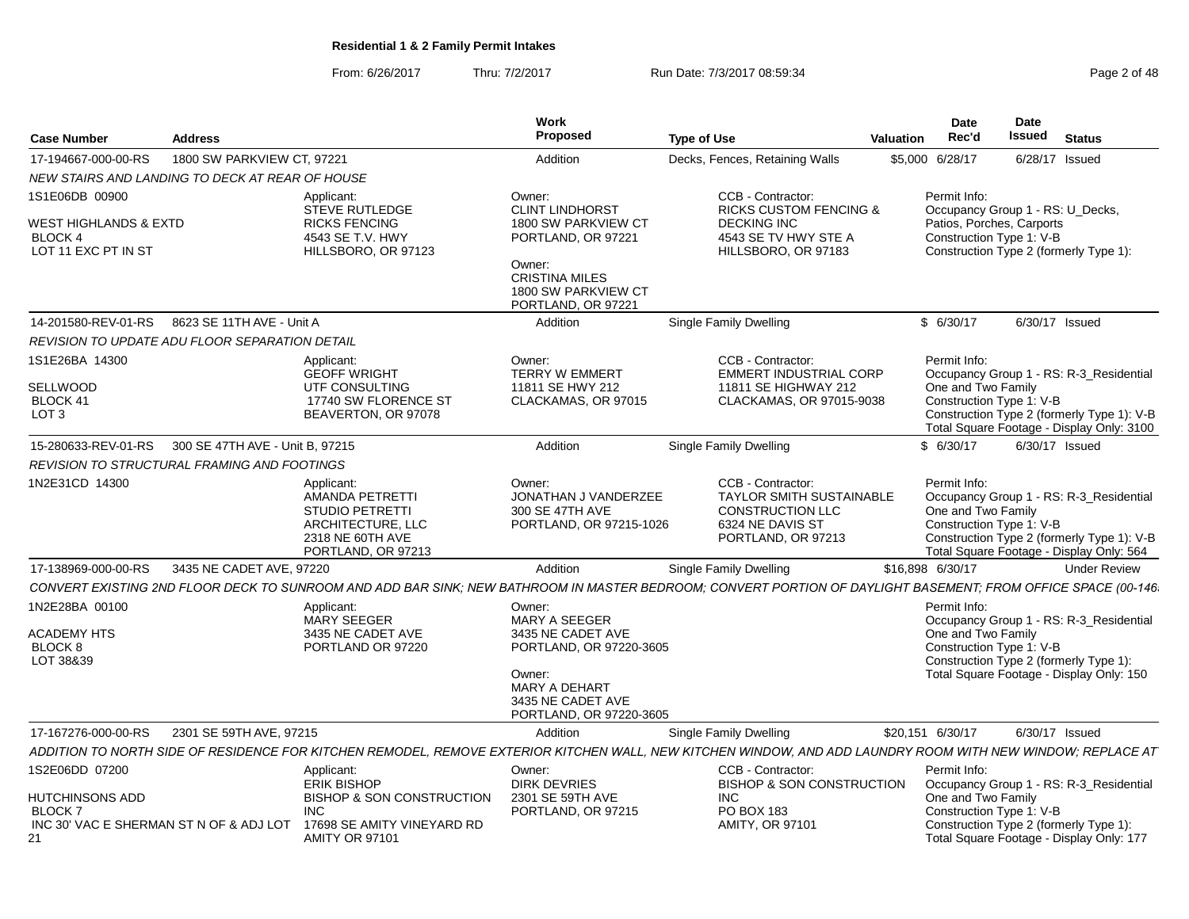# Residential 1 & 2 Family Permit Intakes

From: 6/26/2017 Thru: 7/2/2017 Run Date: 7/3/2017 08:59:34

| Case Number | Address | Work Proposed | Type of Use | Valuation | Date Rec'd | Date Issued | Status |
|---|---|---|---|---|---|---|---|
| 17-194667-000-00-RS | 1800 SW PARKVIEW CT, 97221 | Addition | Decks, Fences, Retaining Walls | $5,000 | 6/28/17 | 6/28/17 | Issued |

*NEW STAIRS AND LANDING TO DECK AT REAR OF HOUSE*

1S1E06DB 00900

WEST HIGHLANDS & EXTD
BLOCK 4
LOT 11 EXC PT IN ST

Applicant:
STEVE RUTLEDGE
RICKS FENCING
4543 SE T.V. HWY
HILLSBORO, OR 97123

Owner:
CLINT LINDHORST
1800 SW PARKVIEW CT
PORTLAND, OR 97221

Owner:
CRISTINA MILES
1800 SW PARKVIEW CT
PORTLAND, OR 97221

CCB - Contractor:
RICKS CUSTOM FENCING &
DECKING INC
4543 SE TV HWY STE A
HILLSBORO, OR 97183

Permit Info:
Occupancy Group 1 - RS: U_Decks, Patios, Porches, Carports
Construction Type 1: V-B
Construction Type 2 (formerly Type 1):

| Case Number | Address | Work Proposed | Type of Use | Valuation | Date Rec'd | Date Issued | Status |
|---|---|---|---|---|---|---|---|
| 14-201580-REV-01-RS | 8623 SE 11TH AVE - Unit A | Addition | Single Family Dwelling | $ | 6/30/17 | 6/30/17 | Issued |

*REVISION TO UPDATE ADU FLOOR SEPARATION DETAIL*

1S1E26BA 14300

SELLWOOD
BLOCK 41
LOT 3

Applicant:
GEOFF WRIGHT
UTF CONSULTING
17740 SW FLORENCE ST
BEAVERTON, OR 97078

Owner:
TERRY W EMMERT
11811 SE HWY 212
CLACKAMAS, OR 97015

CCB - Contractor:
EMMERT INDUSTRIAL CORP
11811 SE HIGHWAY 212
CLACKAMAS, OR 97015-9038

Permit Info:
Occupancy Group 1 - RS: R-3_Residential One and Two Family
Construction Type 1: V-B
Construction Type 2 (formerly Type 1): V-B
Total Square Footage - Display Only: 3100

| Case Number | Address | Work Proposed | Type of Use | Valuation | Date Rec'd | Date Issued | Status |
|---|---|---|---|---|---|---|---|
| 15-280633-REV-01-RS | 300 SE 47TH AVE - Unit B, 97215 | Addition | Single Family Dwelling | $ | 6/30/17 | 6/30/17 | Issued |

*REVISION TO STRUCTURAL FRAMING AND FOOTINGS*

1N2E31CD 14300

Applicant:
AMANDA PETRETTI
STUDIO PETRETTI
ARCHITECTURE, LLC
2318 NE 60TH AVE
PORTLAND, OR 97213

Owner:
JONATHAN J VANDERZEE
300 SE 47TH AVE
PORTLAND, OR 97215-1026

CCB - Contractor:
TAYLOR SMITH SUSTAINABLE
CONSTRUCTION LLC
6324 NE DAVIS ST
PORTLAND, OR 97213

Permit Info:
Occupancy Group 1 - RS: R-3_Residential One and Two Family
Construction Type 1: V-B
Construction Type 2 (formerly Type 1): V-B
Total Square Footage - Display Only: 564

| Case Number | Address | Work Proposed | Type of Use | Valuation | Date Rec'd | Date Issued | Status |
|---|---|---|---|---|---|---|---|
| 17-138969-000-00-RS | 3435 NE CADET AVE, 97220 | Addition | Single Family Dwelling | $16,898 | 6/30/17 | | Under Review |

*CONVERT EXISTING 2ND FLOOR DECK TO SUNROOM AND ADD BAR SINK; NEW BATHROOM IN MASTER BEDROOM; CONVERT PORTION OF DAYLIGHT BASEMENT; FROM OFFICE SPACE (00-146*

1N2E28BA 00100

ACADEMY HTS
BLOCK 8
LOT 38&39

Applicant:
MARY SEEGER
3435 NE CADET AVE
PORTLAND OR 97220

Owner:
MARY A SEEGER
3435 NE CADET AVE
PORTLAND, OR 97220-3605

Owner:
MARY A DEHART
3435 NE CADET AVE
PORTLAND, OR 97220-3605

Permit Info:
Occupancy Group 1 - RS: R-3_Residential One and Two Family
Construction Type 1: V-B
Construction Type 2 (formerly Type 1):
Total Square Footage - Display Only: 150

| Case Number | Address | Work Proposed | Type of Use | Valuation | Date Rec'd | Date Issued | Status |
|---|---|---|---|---|---|---|---|
| 17-167276-000-00-RS | 2301 SE 59TH AVE, 97215 | Addition | Single Family Dwelling | $20,151 | 6/30/17 | 6/30/17 | Issued |

*ADDITION TO NORTH SIDE OF RESIDENCE FOR KITCHEN REMODEL, REMOVE EXTERIOR KITCHEN WALL, NEW KITCHEN WINDOW, AND ADD LAUNDRY ROOM WITH NEW WINDOW; REPLACE AT*

1S2E06DD 07200

HUTCHINSONS ADD
BLOCK 7
INC 30' VAC E SHERMAN ST N OF & ADJ LOT 21

Applicant:
ERIK BISHOP
BISHOP & SON CONSTRUCTION
INC
17698 SE AMITY VINEYARD RD
AMITY OR 97101

Owner:
DIRK DEVRIES
2301 SE 59TH AVE
PORTLAND, OR 97215

CCB - Contractor:
BISHOP & SON CONSTRUCTION
INC
PO BOX 183
AMITY, OR 97101

Permit Info:
Occupancy Group 1 - RS: R-3_Residential One and Two Family
Construction Type 1: V-B
Construction Type 2 (formerly Type 1):
Total Square Footage - Display Only: 177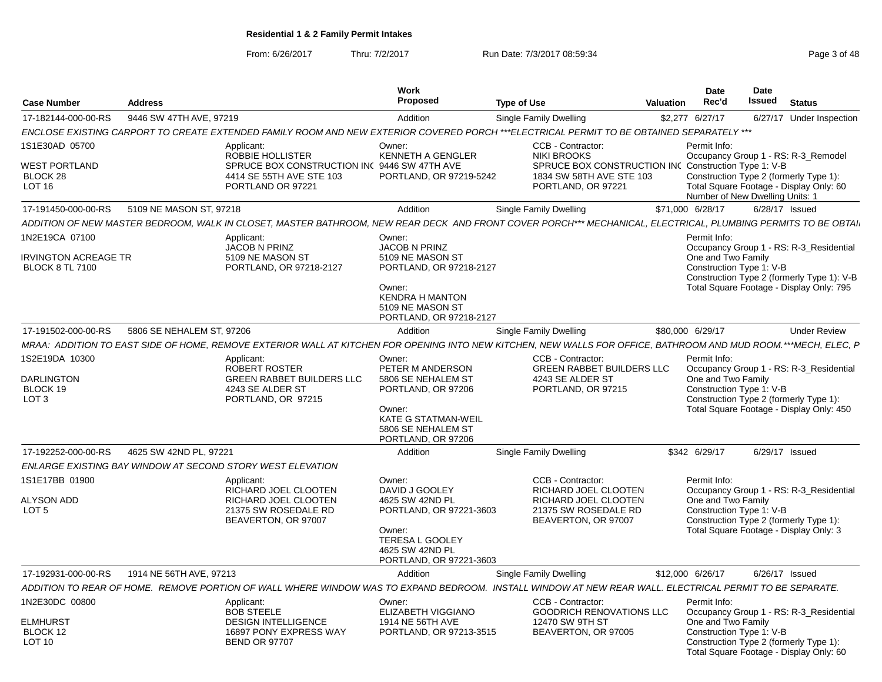**Residential 1 & 2 Family Permit Intakes**

From: 6/26/2017 Thru: 7/2/2017 Run Date: 7/3/2017 08:59:34

| Case Number | Address | Work Proposed | Type of Use | Valuation | Date Rec'd | Date Issued | Status |
|---|---|---|---|---|---|---|---|
| 17-182144-000-00-RS | 9446 SW 47TH AVE, 97219 | Addition | Single Family Dwelling | $2,277 | 6/27/17 | 6/27/17 | Under Inspection |

ENCLOSE EXISTING CARPORT TO CREATE EXTENDED FAMILY ROOM AND NEW EXTERIOR COVERED PORCH ***ELECTRICAL PERMIT TO BE OBTAINED SEPARATELY ***

1S1E30AD 05700
WEST PORTLAND
BLOCK 28
LOT 16

Applicant: ROBBIE HOLLISTER, SPRUCE BOX CONSTRUCTION INC, 4414 SE 55TH AVE STE 103, PORTLAND OR 97221

Owner: KENNETH A GENGLER, 9446 SW 47TH AVE, PORTLAND, OR 97219-5242

CCB - Contractor: NIKI BROOKS, SPRUCE BOX CONSTRUCTION INC, 1834 SW 58TH AVE STE 103, PORTLAND, OR 97221

Permit Info: Occupancy Group 1 - RS: R-3_Remodel; Construction Type 1: V-B; Construction Type 2 (formerly Type 1):; Total Square Footage - Display Only: 60; Number of New Dwelling Units: 1

| Case Number | Address | Work Proposed | Type of Use | Valuation | Date Rec'd | Date Issued | Status |
|---|---|---|---|---|---|---|---|
| 17-191450-000-00-RS | 5109 NE MASON ST, 97218 | Addition | Single Family Dwelling | $71,000 | 6/28/17 | 6/28/17 | Issued |

ADDITION OF NEW MASTER BEDROOM, WALK IN CLOSET, MASTER BATHROOM, NEW REAR DECK AND FRONT COVER PORCH*** MECHANICAL, ELECTRICAL, PLUMBING PERMITS TO BE OBTAI

1N2E19CA 07100
IRVINGTON ACREAGE TR
BLOCK 8 TL 7100

Applicant: JACOB N PRINZ, 5109 NE MASON ST, PORTLAND, OR 97218-2127

Owner: JACOB N PRINZ, 5109 NE MASON ST, PORTLAND, OR 97218-2127

Owner: KENDRA H MANTON, 5109 NE MASON ST, PORTLAND, OR 97218-2127

Permit Info: Occupancy Group 1 - RS: R-3_Residential One and Two Family; Construction Type 1: V-B; Construction Type 2 (formerly Type 1): V-B; Total Square Footage - Display Only: 795

| Case Number | Address | Work Proposed | Type of Use | Valuation | Date Rec'd | Date Issued | Status |
|---|---|---|---|---|---|---|---|
| 17-191502-000-00-RS | 5806 SE NEHALEM ST, 97206 | Addition | Single Family Dwelling | $80,000 | 6/29/17 | | Under Review |

MRAA: ADDITION TO EAST SIDE OF HOME, REMOVE EXTERIOR WALL AT KITCHEN FOR OPENING INTO NEW KITCHEN, NEW WALLS FOR OFFICE, BATHROOM AND MUD ROOM.***MECH, ELEC, P

1S2E19DA 10300
DARLINGTON
BLOCK 19
LOT 3

Applicant: ROBERT ROSTER, GREEN RABBET BUILDERS LLC, 4243 SE ALDER ST, PORTLAND, OR 97215

Owner: PETER M ANDERSON, 5806 SE NEHALEM ST, PORTLAND, OR 97206

Owner: KATE G STATMAN-WEIL, 5806 SE NEHALEM ST, PORTLAND, OR 97206

CCB - Contractor: GREEN RABBET BUILDERS LLC, 4243 SE ALDER ST, PORTLAND, OR 97215

Permit Info: Occupancy Group 1 - RS: R-3_Residential One and Two Family; Construction Type 1: V-B; Construction Type 2 (formerly Type 1):; Total Square Footage - Display Only: 450

| Case Number | Address | Work Proposed | Type of Use | Valuation | Date Rec'd | Date Issued | Status |
|---|---|---|---|---|---|---|---|
| 17-192252-000-00-RS | 4625 SW 42ND PL, 97221 | Addition | Single Family Dwelling | $342 | 6/29/17 | 6/29/17 | Issued |

ENLARGE EXISTING BAY WINDOW AT SECOND STORY WEST ELEVATION

1S1E17BB 01900
ALYSON ADD
LOT 5

Applicant: RICHARD JOEL CLOOTEN, RICHARD JOEL CLOOTEN, 21375 SW ROSEDALE RD, BEAVERTON, OR 97007

Owner: DAVID J GOOLEY, 4625 SW 42ND PL, PORTLAND, OR 97221-3603

Owner: TERESA L GOOLEY, 4625 SW 42ND PL, PORTLAND, OR 97221-3603

CCB - Contractor: RICHARD JOEL CLOOTEN, RICHARD JOEL CLOOTEN, 21375 SW ROSEDALE RD, BEAVERTON, OR 97007

Permit Info: Occupancy Group 1 - RS: R-3_Residential One and Two Family; Construction Type 1: V-B; Construction Type 2 (formerly Type 1):; Total Square Footage - Display Only: 3

| Case Number | Address | Work Proposed | Type of Use | Valuation | Date Rec'd | Date Issued | Status |
|---|---|---|---|---|---|---|---|
| 17-192931-000-00-RS | 1914 NE 56TH AVE, 97213 | Addition | Single Family Dwelling | $12,000 | 6/26/17 | 6/26/17 | Issued |

ADDITION TO REAR OF HOME. REMOVE PORTION OF WALL WHERE WINDOW WAS TO EXPAND BEDROOM. INSTALL WINDOW AT NEW REAR WALL. ELECTRICAL PERMIT TO BE SEPARATE.

1N2E30DC 00800
ELMHURST
BLOCK 12
LOT 10

Applicant: BOB STEELE, DESIGN INTELLIGENCE, 16897 PONY EXPRESS WAY, BEND OR 97707

Owner: ELIZABETH VIGGIANO, 1914 NE 56TH AVE, PORTLAND, OR 97213-3515

CCB - Contractor: GOODRICH RENOVATIONS LLC, 12470 SW 9TH ST, BEAVERTON, OR 97005

Permit Info: Occupancy Group 1 - RS: R-3_Residential One and Two Family; Construction Type 1: V-B; Construction Type 2 (formerly Type 1):; Total Square Footage - Display Only: 60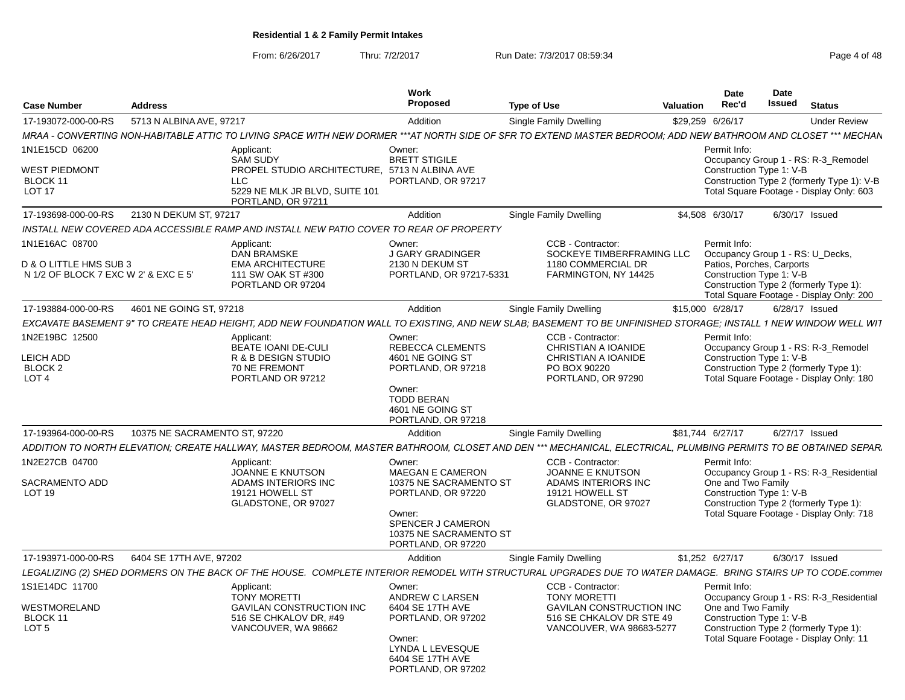**Residential 1 & 2 Family Permit Intakes**

From: 6/26/2017 Thru: 7/2/2017 Run Date: 7/3/2017 08:59:34

| Case Number | Address | Work Proposed | Type of Use | Valuation | Date Rec'd | Date Issued | Status |
|---|---|---|---|---|---|---|---|
| 17-193072-000-00-RS | 5713 N ALBINA AVE, 97217 | Addition | Single Family Dwelling | $29,259 | 6/26/17 | | Under Review |

MRAA - CONVERTING NON-HABITABLE ATTIC TO LIVING SPACE WITH NEW DORMER ***AT NORTH SIDE OF SFR TO EXTEND MASTER BEDROOM; ADD NEW BATHROOM AND CLOSET *** MECHAN

1N1E15CD 06200
WEST PIEDMONT
BLOCK 11
LOT 17

Applicant:
SAM SUDY
PROPEL STUDIO ARCHITECTURE, LLC
5229 NE MLK JR BLVD, SUITE 101
PORTLAND, OR 97211

Owner:
BRETT STIGILE
5713 N ALBINA AVE
PORTLAND, OR 97217

Permit Info:
Occupancy Group 1 - RS: R-3_Remodel
Construction Type 1: V-B
Construction Type 2 (formerly Type 1): V-B
Total Square Footage - Display Only: 603

| Case Number | Address | Work Proposed | Type of Use | Valuation | Date Rec'd | Date Issued | Status |
|---|---|---|---|---|---|---|---|
| 17-193698-000-00-RS | 2130 N DEKUM ST, 97217 | Addition | Single Family Dwelling | $4,508 | 6/30/17 | 6/30/17 | Issued |

INSTALL NEW COVERED ADA ACCESSIBLE RAMP AND INSTALL NEW PATIO COVER TO REAR OF PROPERTY

1N1E16AC 08700
D & O LITTLE HMS SUB 3
N 1/2 OF BLOCK 7 EXC W 2' & EXC E 5'

Applicant:
DAN BRAMSKE
EMA ARCHITECTURE
111 SW OAK ST #300
PORTLAND OR 97204

Owner:
J GARY GRADINGER
2130 N DEKUM ST
PORTLAND, OR 97217-5331

CCB - Contractor:
SOCKEYE TIMBERFRAMING LLC
1180 COMMERCIAL DR
FARMINGTON, NY 14425

Permit Info:
Occupancy Group 1 - RS: U_Decks, Patios, Porches, Carports
Construction Type 1: V-B
Construction Type 2 (formerly Type 1):
Total Square Footage - Display Only: 200

| Case Number | Address | Work Proposed | Type of Use | Valuation | Date Rec'd | Date Issued | Status |
|---|---|---|---|---|---|---|---|
| 17-193884-000-00-RS | 4601 NE GOING ST, 97218 | Addition | Single Family Dwelling | $15,000 | 6/28/17 | 6/28/17 | Issued |

EXCAVATE BASEMENT 9" TO CREATE HEAD HEIGHT, ADD NEW FOUNDATION WALL TO EXISTING, AND NEW SLAB; BASEMENT TO BE UNFINISHED STORAGE; INSTALL 1 NEW WINDOW WELL WIT

1N2E19BC 12500
LEICH ADD
BLOCK 2
LOT 4

Applicant:
BEATE IOANI DE-CULI
R & B DESIGN STUDIO
70 NE FREMONT
PORTLAND OR 97212

Owner:
REBECCA CLEMENTS
4601 NE GOING ST
PORTLAND, OR 97218

Owner:
TODD BERAN
4601 NE GOING ST
PORTLAND, OR 97218

CCB - Contractor:
CHRISTIAN A IOANIDE
CHRISTIAN A IOANIDE
PO BOX 90220
PORTLAND, OR 97290

Permit Info:
Occupancy Group 1 - RS: R-3_Remodel
Construction Type 1: V-B
Construction Type 2 (formerly Type 1):
Total Square Footage - Display Only: 180

| Case Number | Address | Work Proposed | Type of Use | Valuation | Date Rec'd | Date Issued | Status |
|---|---|---|---|---|---|---|---|
| 17-193964-000-00-RS | 10375 NE SACRAMENTO ST, 97220 | Addition | Single Family Dwelling | $81,744 | 6/27/17 | 6/27/17 | Issued |

ADDITION TO NORTH ELEVATION; CREATE HALLWAY, MASTER BEDROOM, MASTER BATHROOM, CLOSET AND DEN *** MECHANICAL, ELECTRICAL, PLUMBING PERMITS TO BE OBTAINED SEPAR.

1N2E27CB 04700
SACRAMENTO ADD
LOT 19

Applicant:
JOANNE E KNUTSON
ADAMS INTERIORS INC
19121 HOWELL ST
GLADSTONE, OR 97027

Owner:
MAEGAN E CAMERON
10375 NE SACRAMENTO ST
PORTLAND, OR 97220

Owner:
SPENCER J CAMERON
10375 NE SACRAMENTO ST
PORTLAND, OR 97220

CCB - Contractor:
JOANNE E KNUTSON
ADAMS INTERIORS INC
19121 HOWELL ST
GLADSTONE, OR 97027

Permit Info:
Occupancy Group 1 - RS: R-3_Residential One and Two Family
Construction Type 1: V-B
Construction Type 2 (formerly Type 1):
Total Square Footage - Display Only: 718

| Case Number | Address | Work Proposed | Type of Use | Valuation | Date Rec'd | Date Issued | Status |
|---|---|---|---|---|---|---|---|
| 17-193971-000-00-RS | 6404 SE 17TH AVE, 97202 | Addition | Single Family Dwelling | $1,252 | 6/27/17 | 6/30/17 | Issued |

LEGALIZING (2) SHED DORMERS ON THE BACK OF THE HOUSE. COMPLETE INTERIOR REMODEL WITH STRUCTURAL UPGRADES DUE TO WATER DAMAGE. BRING STAIRS UP TO CODE.commer

1S1E14DC 11700
WESTMORELAND
BLOCK 11
LOT 5

Applicant:
TONY MORETTI
GAVILAN CONSTRUCTION INC
516 SE CHKALOV DR, #49
VANCOUVER, WA 98662

Owner:
ANDREW C LARSEN
6404 SE 17TH AVE
PORTLAND, OR 97202

Owner:
LYNDA L LEVESQUE
6404 SE 17TH AVE
PORTLAND, OR 97202

CCB - Contractor:
TONY MORETTI
GAVILAN CONSTRUCTION INC
516 SE CHKALOV DR STE 49
VANCOUVER, WA 98683-5277

Permit Info:
Occupancy Group 1 - RS: R-3_Residential One and Two Family
Construction Type 1: V-B
Construction Type 2 (formerly Type 1):
Total Square Footage - Display Only: 11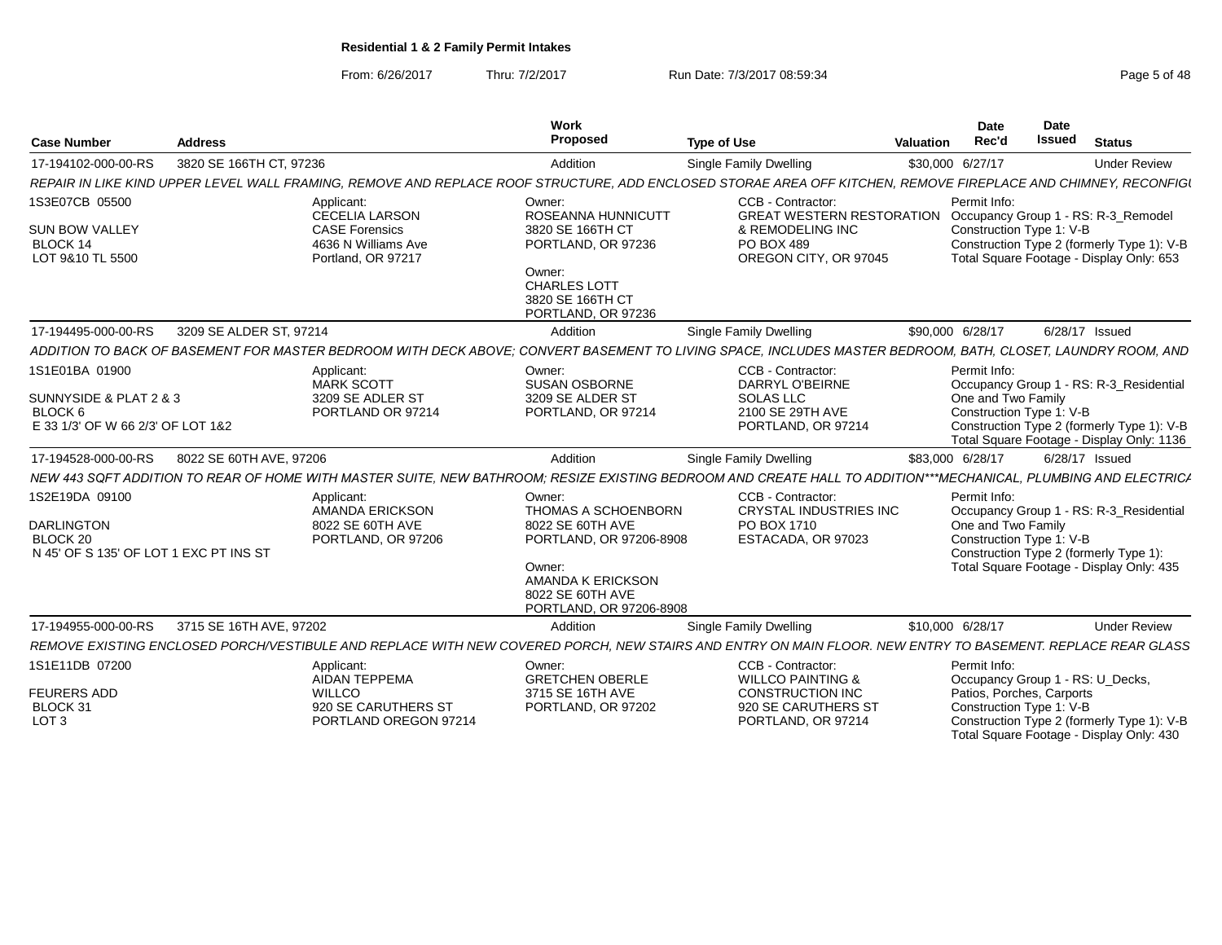# Residential 1 & 2 Family Permit Intakes

From: 6/26/2017 Thru: 7/2/2017 Run Date: 7/3/2017 08:59:34

| Case Number | Address | Work Proposed | Type of Use | Valuation | Date Rec'd | Date Issued | Status |
|---|---|---|---|---|---|---|---|
| 17-194102-000-00-RS | 3820 SE 166TH CT, 97236 | Addition | Single Family Dwelling | $30,000 | 6/27/17 | | Under Review |

REPAIR IN LIKE KIND UPPER LEVEL WALL FRAMING, REMOVE AND REPLACE ROOF STRUCTURE, ADD ENCLOSED STORAE AREA OFF KITCHEN, REMOVE FIREPLACE AND CHIMNEY, RECONFIGU

1S3E07CB 05500
SUN BOW VALLEY
BLOCK 14
LOT 9&10 TL 5500

Applicant:
CECELIA LARSON
CASE Forensics
4636 N Williams Ave
Portland, OR 97217

Owner:
ROSEANNA HUNNICUTT
3820 SE 166TH CT
PORTLAND, OR 97236

Owner:
CHARLES LOTT
3820 SE 166TH CT
PORTLAND, OR 97236

CCB - Contractor:
GREAT WESTERN RESTORATION & REMODELING INC
PO BOX 489
OREGON CITY, OR 97045

Permit Info:
Occupancy Group 1 - RS: R-3_Remodel
Construction Type 1: V-B
Construction Type 2 (formerly Type 1): V-B
Total Square Footage - Display Only: 653

| Case Number | Address | Work Proposed | Type of Use | Valuation | Date Rec'd | Date Issued | Status |
|---|---|---|---|---|---|---|---|
| 17-194495-000-00-RS | 3209 SE ALDER ST, 97214 | Addition | Single Family Dwelling | $90,000 | 6/28/17 | 6/28/17 | Issued |

ADDITION TO BACK OF BASEMENT FOR MASTER BEDROOM WITH DECK ABOVE; CONVERT BASEMENT TO LIVING SPACE, INCLUDES MASTER BEDROOM, BATH, CLOSET, LAUNDRY ROOM, AND

1S1E01BA 01900
SUNNYSIDE & PLAT 2 & 3
BLOCK 6
E 33 1/3' OF W 66 2/3' OF LOT 1&2

Applicant:
MARK SCOTT
3209 SE ADLER ST
PORTLAND OR 97214

Owner:
SUSAN OSBORNE
3209 SE ALDER ST
PORTLAND, OR 97214

CCB - Contractor:
DARRYL O'BEIRNE
SOLAS LLC
2100 SE 29TH AVE
PORTLAND, OR 97214

Permit Info:
Occupancy Group 1 - RS: R-3_Residential One and Two Family
Construction Type 1: V-B
Construction Type 2 (formerly Type 1): V-B
Total Square Footage - Display Only: 1136

| Case Number | Address | Work Proposed | Type of Use | Valuation | Date Rec'd | Date Issued | Status |
|---|---|---|---|---|---|---|---|
| 17-194528-000-00-RS | 8022 SE 60TH AVE, 97206 | Addition | Single Family Dwelling | $83,000 | 6/28/17 | 6/28/17 | Issued |

NEW 443 SQFT ADDITION TO REAR OF HOME WITH MASTER SUITE, NEW BATHROOM; RESIZE EXISTING BEDROOM AND CREATE HALL TO ADDITION***MECHANICAL, PLUMBING AND ELECTRICA

1S2E19DA 09100
DARLINGTON
BLOCK 20
N 45' OF S 135' OF LOT 1 EXC PT INS ST

Applicant:
AMANDA ERICKSON
8022 SE 60TH AVE
PORTLAND, OR 97206

Owner:
THOMAS A SCHOENBORN
8022 SE 60TH AVE
PORTLAND, OR 97206-8908

Owner:
AMANDA K ERICKSON
8022 SE 60TH AVE
PORTLAND, OR 97206-8908

CCB - Contractor:
CRYSTAL INDUSTRIES INC
PO BOX 1710
ESTACADA, OR 97023

Permit Info:
Occupancy Group 1 - RS: R-3_Residential One and Two Family
Construction Type 1: V-B
Construction Type 2 (formerly Type 1):
Total Square Footage - Display Only: 435

| Case Number | Address | Work Proposed | Type of Use | Valuation | Date Rec'd | Date Issued | Status |
|---|---|---|---|---|---|---|---|
| 17-194955-000-00-RS | 3715 SE 16TH AVE, 97202 | Addition | Single Family Dwelling | $10,000 | 6/28/17 | | Under Review |

REMOVE EXISTING ENCLOSED PORCH/VESTIBULE AND REPLACE WITH NEW COVERED PORCH, NEW STAIRS AND ENTRY ON MAIN FLOOR. NEW ENTRY TO BASEMENT. REPLACE REAR GLASS

1S1E11DB 07200
FEURERS ADD
BLOCK 31
LOT 3

Applicant:
AIDAN TEPPEMA
WILLCO
920 SE CARUTHERS ST
PORTLAND OREGON 97214

Owner:
GRETCHEN OBERLE
3715 SE 16TH AVE
PORTLAND, OR 97202

CCB - Contractor:
WILLCO PAINTING & CONSTRUCTION INC
920 SE CARUTHERS ST
PORTLAND, OR 97214

Permit Info:
Occupancy Group 1 - RS: U_Decks, Patios, Porches, Carports
Construction Type 1: V-B
Construction Type 2 (formerly Type 1): V-B
Total Square Footage - Display Only: 430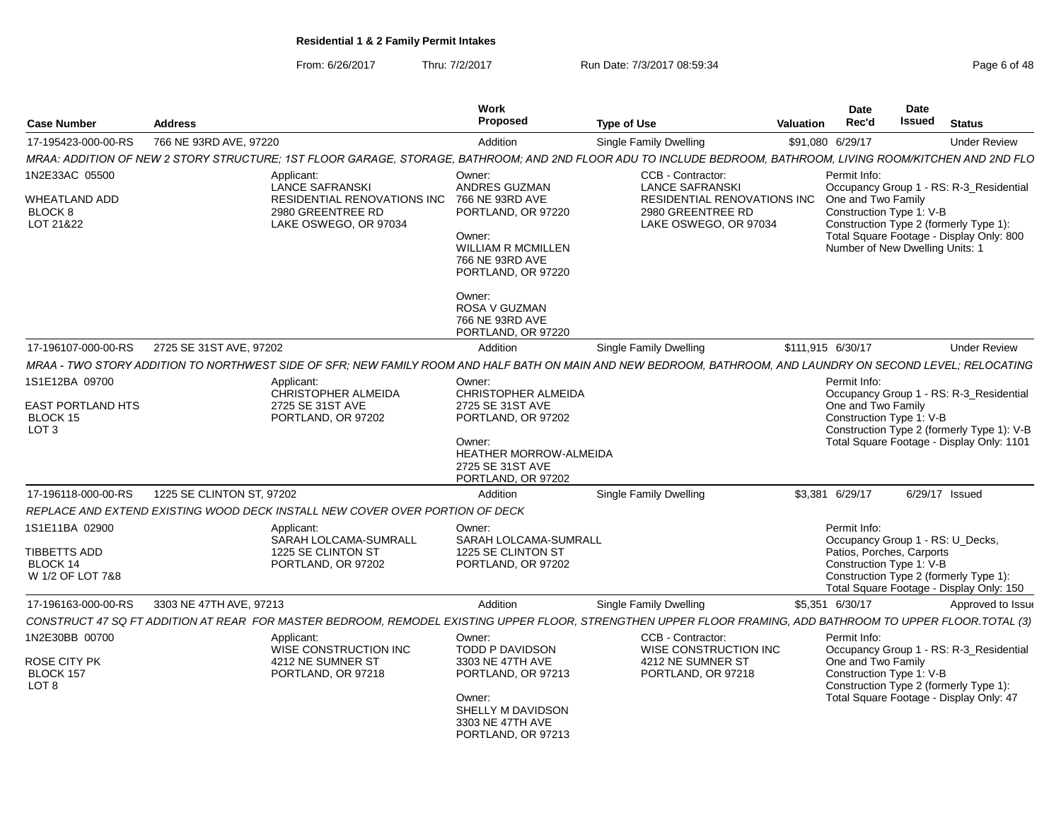**Residential 1 & 2 Family Permit Intakes**

From: 6/26/2017 Thru: 7/2/2017 Run Date: 7/3/2017 08:59:34

| Case Number | Address | Work Proposed | Type of Use | Valuation | Date Rec'd | Date Issued | Status |
|---|---|---|---|---|---|---|---|
| 17-195423-000-00-RS | 766 NE 93RD AVE, 97220 | Addition | Single Family Dwelling | $91,080 | 6/29/17 | | Under Review |

MRAA: ADDITION OF NEW 2 STORY STRUCTURE; 1ST FLOOR GARAGE, STORAGE, BATHROOM; AND 2ND FLOOR ADU TO INCLUDE BEDROOM, BATHROOM, LIVING ROOM/KITCHEN AND 2ND FLO

1N2E33AC 05500
WHEATLAND ADD
BLOCK 8
LOT 21&22

Applicant:
LANCE SAFRANSKI
RESIDENTIAL RENOVATIONS INC
2980 GREENTREE RD
LAKE OSWEGO, OR 97034

Owner:
ANDRES GUZMAN
766 NE 93RD AVE
PORTLAND, OR 97220

Owner:
WILLIAM R MCMILLEN
766 NE 93RD AVE
PORTLAND, OR 97220

Owner:
ROSA V GUZMAN
766 NE 93RD AVE
PORTLAND, OR 97220

CCB - Contractor:
LANCE SAFRANSKI
RESIDENTIAL RENOVATIONS INC
2980 GREENTREE RD
LAKE OSWEGO, OR 97034

Permit Info:
Occupancy Group 1 - RS: R-3_Residential One and Two Family
Construction Type 1: V-B
Construction Type 2 (formerly Type 1):
Total Square Footage - Display Only: 800
Number of New Dwelling Units: 1

| Case Number | Address | Work Proposed | Type of Use | Valuation | Date Rec'd | Date Issued | Status |
|---|---|---|---|---|---|---|---|
| 17-196107-000-00-RS | 2725 SE 31ST AVE, 97202 | Addition | Single Family Dwelling | $111,915 | 6/30/17 | | Under Review |

MRAA - TWO STORY ADDITION TO NORTHWEST SIDE OF SFR; NEW FAMILY ROOM AND HALF BATH ON MAIN AND NEW BEDROOM, BATHROOM, AND LAUNDRY ON SECOND LEVEL; RELOCATING

1S1E12BA 09700
EAST PORTLAND HTS
BLOCK 15
LOT 3

Applicant:
CHRISTOPHER ALMEIDA
2725 SE 31ST AVE
PORTLAND, OR 97202

Owner:
CHRISTOPHER ALMEIDA
2725 SE 31ST AVE
PORTLAND, OR 97202

Owner:
HEATHER MORROW-ALMEIDA
2725 SE 31ST AVE
PORTLAND, OR 97202

Permit Info:
Occupancy Group 1 - RS: R-3_Residential One and Two Family
Construction Type 1: V-B
Construction Type 2 (formerly Type 1): V-B
Total Square Footage - Display Only: 1101

| Case Number | Address | Work Proposed | Type of Use | Valuation | Date Rec'd | Date Issued | Status |
|---|---|---|---|---|---|---|---|
| 17-196118-000-00-RS | 1225 SE CLINTON ST, 97202 | Addition | Single Family Dwelling | $3,381 | 6/29/17 | 6/29/17 | Issued |

REPLACE AND EXTEND EXISTING WOOD DECK INSTALL NEW COVER OVER PORTION OF DECK

1S1E11BA 02900
TIBBETTS ADD
BLOCK 14
W 1/2 OF LOT 7&8

Applicant:
SARAH LOLCAMA-SUMRALL
1225 SE CLINTON ST
PORTLAND, OR 97202

Owner:
SARAH LOLCAMA-SUMRALL
1225 SE CLINTON ST
PORTLAND, OR 97202

Permit Info:
Occupancy Group 1 - RS: U_Decks, Patios, Porches, Carports
Construction Type 1: V-B
Construction Type 2 (formerly Type 1):
Total Square Footage - Display Only: 150

| Case Number | Address | Work Proposed | Type of Use | Valuation | Date Rec'd | Date Issued | Status |
|---|---|---|---|---|---|---|---|
| 17-196163-000-00-RS | 3303 NE 47TH AVE, 97213 | Addition | Single Family Dwelling | $5,351 | 6/30/17 | | Approved to Issue |

CONSTRUCT 47 SQ FT ADDITION AT REAR FOR MASTER BEDROOM, REMODEL EXISTING UPPER FLOOR, STRENGTHEN UPPER FLOOR FRAMING, ADD BATHROOM TO UPPER FLOOR.TOTAL (3)

1N2E30BB 00700
ROSE CITY PK
BLOCK 157
LOT 8

Applicant:
WISE CONSTRUCTION INC
4212 NE SUMNER ST
PORTLAND, OR 97218

Owner:
TODD P DAVIDSON
3303 NE 47TH AVE
PORTLAND, OR 97213

Owner:
SHELLY M DAVIDSON
3303 NE 47TH AVE
PORTLAND, OR 97213

CCB - Contractor:
WISE CONSTRUCTION INC
4212 NE SUMNER ST
PORTLAND, OR 97218

Permit Info:
Occupancy Group 1 - RS: R-3_Residential One and Two Family
Construction Type 1: V-B
Construction Type 2 (formerly Type 1):
Total Square Footage - Display Only: 47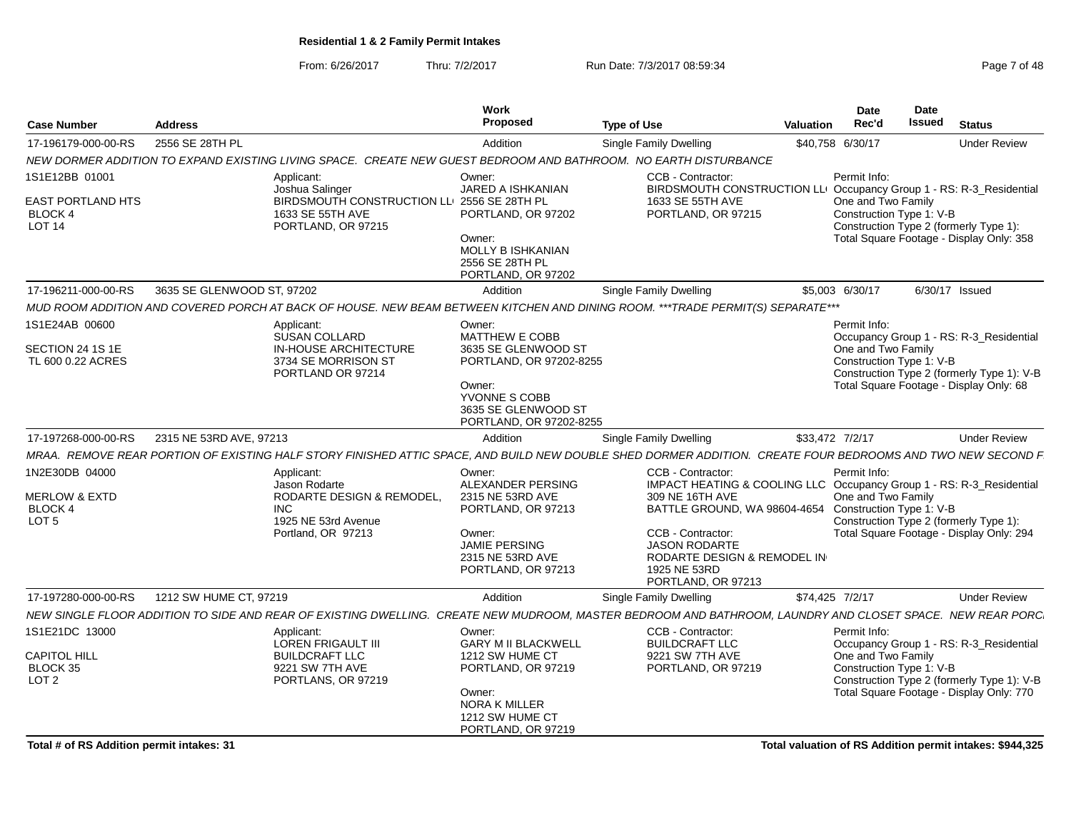**Residential 1 & 2 Family Permit Intakes**

From: 6/26/2017 Thru: 7/2/2017 Run Date: 7/3/2017 08:59:34

| Case Number | Address | Work Proposed | Type of Use | Valuation | Date Rec'd | Date Issued | Status |
|---|---|---|---|---|---|---|---|
| 17-196179-000-00-RS | 2556 SE 28TH PL | Addition | Single Family Dwelling | $40,758 | 6/30/17 | | Under Review |
| 17-196211-000-00-RS | 3635 SE GLENWOOD ST, 97202 | Addition | Single Family Dwelling | $5,003 | 6/30/17 | 6/30/17 | Issued |
| 17-197268-000-00-RS | 2315 NE 53RD AVE, 97213 | Addition | Single Family Dwelling | $33,472 | 7/2/17 | | Under Review |
| 17-197280-000-00-RS | 1212 SW HUME CT, 97219 | Addition | Single Family Dwelling | $74,425 | 7/2/17 | | Under Review |

**17-196179-000-00-RS** — 2556 SE 28TH PL

*NEW DORMER ADDITION TO EXPAND EXISTING LIVING SPACE. CREATE NEW GUEST BEDROOM AND BATHROOM. NO EARTH DISTURBANCE*

- 1S1E12BB 01001 — EAST PORTLAND HTS, BLOCK 4, LOT 14
- Applicant: Joshua Salinger, BIRDSMOUTH CONSTRUCTION LL, 1633 SE 55TH AVE, PORTLAND, OR 97215
- Owner: JARED A ISHKANIAN, 2556 SE 28TH PL, PORTLAND, OR 97202
- Owner: MOLLY B ISHKANIAN, 2556 SE 28TH PL, PORTLAND, OR 97202
- CCB - Contractor: BIRDSMOUTH CONSTRUCTION LL, 1633 SE 55TH AVE, PORTLAND, OR 97215
- Permit Info: Occupancy Group 1 - RS: R-3_Residential One and Two Family; Construction Type 1: V-B; Construction Type 2 (formerly Type 1):; Total Square Footage - Display Only: 358

**17-196211-000-00-RS** — 3635 SE GLENWOOD ST, 97202

*MUD ROOM ADDITION AND COVERED PORCH AT BACK OF HOUSE. NEW BEAM BETWEEN KITCHEN AND DINING ROOM. ***TRADE PERMIT(S) SEPARATE****

- 1S1E24AB 00600 — SECTION 24 1S 1E, TL 600 0.22 ACRES
- Applicant: SUSAN COLLARD, IN-HOUSE ARCHITECTURE, 3734 SE MORRISON ST, PORTLAND OR 97214
- Owner: MATTHEW E COBB, 3635 SE GLENWOOD ST, PORTLAND, OR 97202-8255
- Owner: YVONNE S COBB, 3635 SE GLENWOOD ST, PORTLAND, OR 97202-8255
- Permit Info: Occupancy Group 1 - RS: R-3_Residential One and Two Family; Construction Type 1: V-B; Construction Type 2 (formerly Type 1): V-B; Total Square Footage - Display Only: 68

**17-197268-000-00-RS** — 2315 NE 53RD AVE, 97213

*MRAA. REMOVE REAR PORTION OF EXISTING HALF STORY FINISHED ATTIC SPACE, AND BUILD NEW DOUBLE SHED DORMER ADDITION. CREATE FOUR BEDROOMS AND TWO NEW SECOND F*

- 1N2E30DB 04000 — MERLOW & EXTD, BLOCK 4, LOT 5
- Applicant: Jason Rodarte, RODARTE DESIGN & REMODEL, INC, 1925 NE 53rd Avenue, Portland, OR 97213
- Owner: ALEXANDER PERSING, 2315 NE 53RD AVE, PORTLAND, OR 97213
- Owner: JAMIE PERSING, 2315 NE 53RD AVE, PORTLAND, OR 97213
- CCB - Contractor: IMPACT HEATING & COOLING LLC, 309 NE 16TH AVE, BATTLE GROUND, WA 98604-4654
- CCB - Contractor: JASON RODARTE, RODARTE DESIGN & REMODEL IN, 1925 NE 53RD, PORTLAND, OR 97213
- Permit Info: Occupancy Group 1 - RS: R-3_Residential One and Two Family; Construction Type 1: V-B; Construction Type 2 (formerly Type 1):; Total Square Footage - Display Only: 294

**17-197280-000-00-RS** — 1212 SW HUME CT, 97219

*NEW SINGLE FLOOR ADDITION TO SIDE AND REAR OF EXISTING DWELLING. CREATE NEW MUDROOM, MASTER BEDROOM AND BATHROOM, LAUNDRY AND CLOSET SPACE. NEW REAR PORC*

- 1S1E21DC 13000 — CAPITOL HILL, BLOCK 35, LOT 2
- Applicant: LOREN FRIGAULT III, BUILDCRAFT LLC, 9221 SW 7TH AVE, PORTLANS, OR 97219
- Owner: GARY M II BLACKWELL, 1212 SW HUME CT, PORTLAND, OR 97219
- Owner: NORA K MILLER, 1212 SW HUME CT, PORTLAND, OR 97219
- CCB - Contractor: BUILDCRAFT LLC, 9221 SW 7TH AVE, PORTLAND, OR 97219
- Permit Info: Occupancy Group 1 - RS: R-3_Residential One and Two Family; Construction Type 1: V-B; Construction Type 2 (formerly Type 1): V-B; Total Square Footage - Display Only: 770

**Total # of RS Addition permit intakes: 31**

**Total valuation of RS Addition permit intakes: $944,325**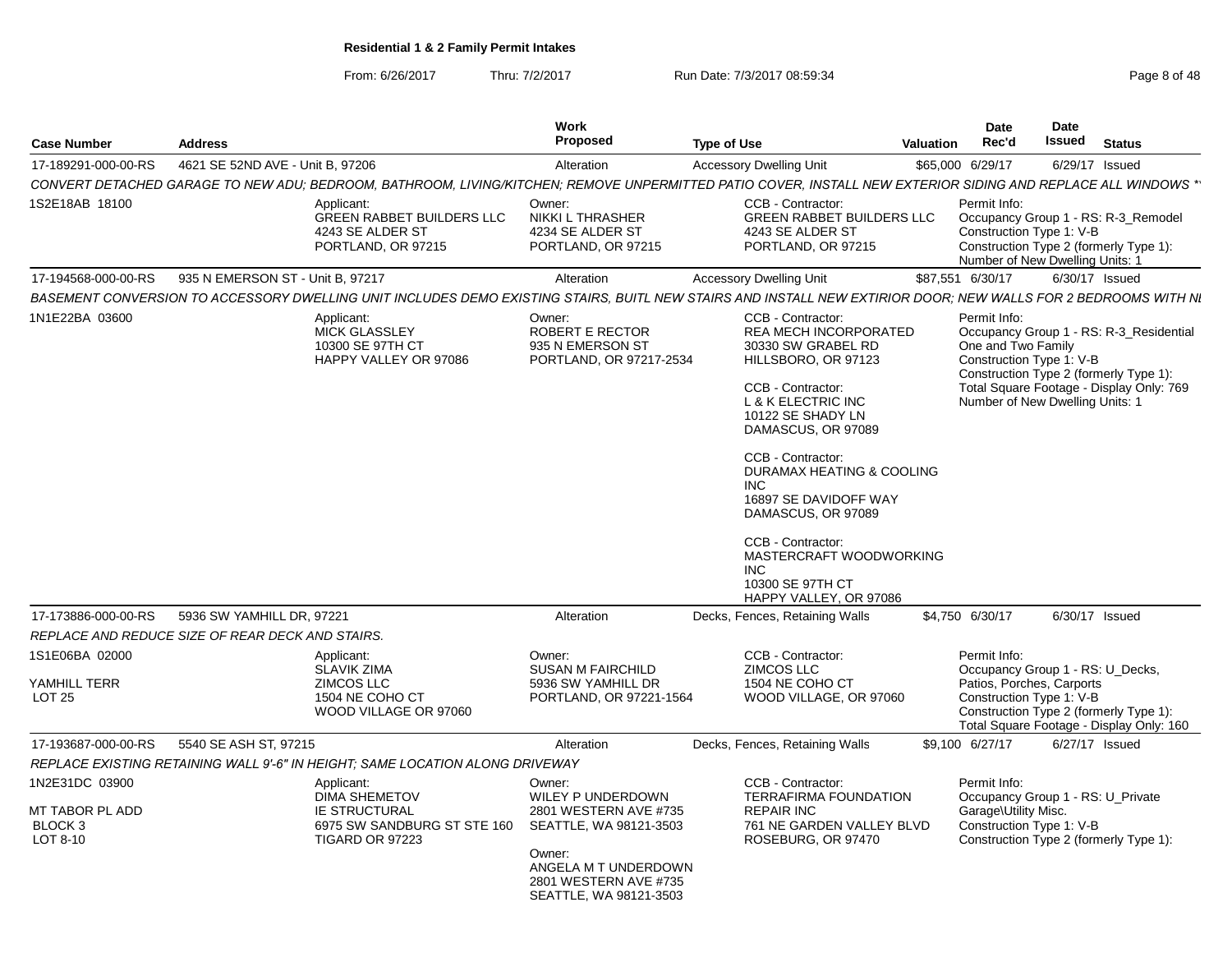**Residential 1 & 2 Family Permit Intakes**

From: 6/26/2017 Thru: 7/2/2017 Run Date: 7/3/2017 08:59:34

| Case Number | Address | Work Proposed | Type of Use | Valuation | Date Rec'd | Date Issued | Status |
|---|---|---|---|---|---|---|---|
| 17-189291-000-00-RS | 4621 SE 52ND AVE - Unit B, 97206 | Alteration | Accessory Dwelling Unit | $65,000 | 6/29/17 | 6/29/17 | Issued |

*CONVERT DETACHED GARAGE TO NEW ADU; BEDROOM, BATHROOM, LIVING/KITCHEN; REMOVE UNPERMITTED PATIO COVER, INSTALL NEW EXTERIOR SIDING AND REPLACE ALL WINDOWS *'*

1S2E18AB 18100

Applicant: GREEN RABBET BUILDERS LLC, 4243 SE ALDER ST, PORTLAND, OR 97215

Owner: NIKKI L THRASHER, 4234 SE ALDER ST, PORTLAND, OR 97215

CCB - Contractor: GREEN RABBET BUILDERS LLC, 4243 SE ALDER ST, PORTLAND, OR 97215

Permit Info: Occupancy Group 1 - RS: R-3_Remodel; Construction Type 1: V-B; Construction Type 2 (formerly Type 1):; Number of New Dwelling Units: 1

| Case Number | Address | Work Proposed | Type of Use | Valuation | Date Rec'd | Date Issued | Status |
|---|---|---|---|---|---|---|---|
| 17-194568-000-00-RS | 935 N EMERSON ST - Unit B, 97217 | Alteration | Accessory Dwelling Unit | $87,551 | 6/30/17 | 6/30/17 | Issued |

*BASEMENT CONVERSION TO ACCESSORY DWELLING UNIT INCLUDES DEMO EXISTING STAIRS, BUITL NEW STAIRS AND INSTALL NEW EXTIRIOR DOOR; NEW WALLS FOR 2 BEDROOMS WITH NI*

1N1E22BA 03600

Applicant: MICK GLASSLEY, 10300 SE 97TH CT, HAPPY VALLEY OR 97086

Owner: ROBERT E RECTOR, 935 N EMERSON ST, PORTLAND, OR 97217-2534

CCB - Contractor: REA MECH INCORPORATED, 30330 SW GRABEL RD, HILLSBORO, OR 97123

CCB - Contractor: L & K ELECTRIC INC, 10122 SE SHADY LN, DAMASCUS, OR 97089

CCB - Contractor: DURAMAX HEATING & COOLING INC, 16897 SE DAVIDOFF WAY, DAMASCUS, OR 97089

CCB - Contractor: MASTERCRAFT WOODWORKING INC, 10300 SE 97TH CT, HAPPY VALLEY, OR 97086

Permit Info: Occupancy Group 1 - RS: R-3_Residential One and Two Family; Construction Type 1: V-B; Construction Type 2 (formerly Type 1):; Total Square Footage - Display Only: 769; Number of New Dwelling Units: 1

| Case Number | Address | Work Proposed | Type of Use | Valuation | Date Rec'd | Date Issued | Status |
|---|---|---|---|---|---|---|---|
| 17-173886-000-00-RS | 5936 SW YAMHILL DR, 97221 | Alteration | Decks, Fences, Retaining Walls | $4,750 | 6/30/17 | 6/30/17 | Issued |

*REPLACE AND REDUCE SIZE OF REAR DECK AND STAIRS.*

1S1E06BA 02000
YAMHILL TERR
LOT 25

Applicant: SLAVIK ZIMA, ZIMCOS LLC, 1504 NE COHO CT, WOOD VILLAGE OR 97060

Owner: SUSAN M FAIRCHILD, 5936 SW YAMHILL DR, PORTLAND, OR 97221-1564

CCB - Contractor: ZIMCOS LLC, 1504 NE COHO CT, WOOD VILLAGE, OR 97060

Permit Info: Occupancy Group 1 - RS: U_Decks, Patios, Porches, Carports; Construction Type 1: V-B; Construction Type 2 (formerly Type 1):; Total Square Footage - Display Only: 160

| Case Number | Address | Work Proposed | Type of Use | Valuation | Date Rec'd | Date Issued | Status |
|---|---|---|---|---|---|---|---|
| 17-193687-000-00-RS | 5540 SE ASH ST, 97215 | Alteration | Decks, Fences, Retaining Walls | $9,100 | 6/27/17 | 6/27/17 | Issued |

*REPLACE EXISTING RETAINING WALL 9'-6" IN HEIGHT; SAME LOCATION ALONG DRIVEWAY*

1N2E31DC 03900
MT TABOR PL ADD
BLOCK 3
LOT 8-10

Applicant: DIMA SHEMETOV, IE STRUCTURAL, 6975 SW SANDBURG ST STE 160, TIGARD OR 97223

Owner: WILEY P UNDERDOWN, 2801 WESTERN AVE #735, SEATTLE, WA 98121-3503

Owner: ANGELA M T UNDERDOWN, 2801 WESTERN AVE #735, SEATTLE, WA 98121-3503

CCB - Contractor: TERRAFIRMA FOUNDATION REPAIR INC, 761 NE GARDEN VALLEY BLVD, ROSEBURG, OR 97470

Permit Info: Occupancy Group 1 - RS: U_Private Garage\Utility Misc.; Construction Type 1: V-B; Construction Type 2 (formerly Type 1):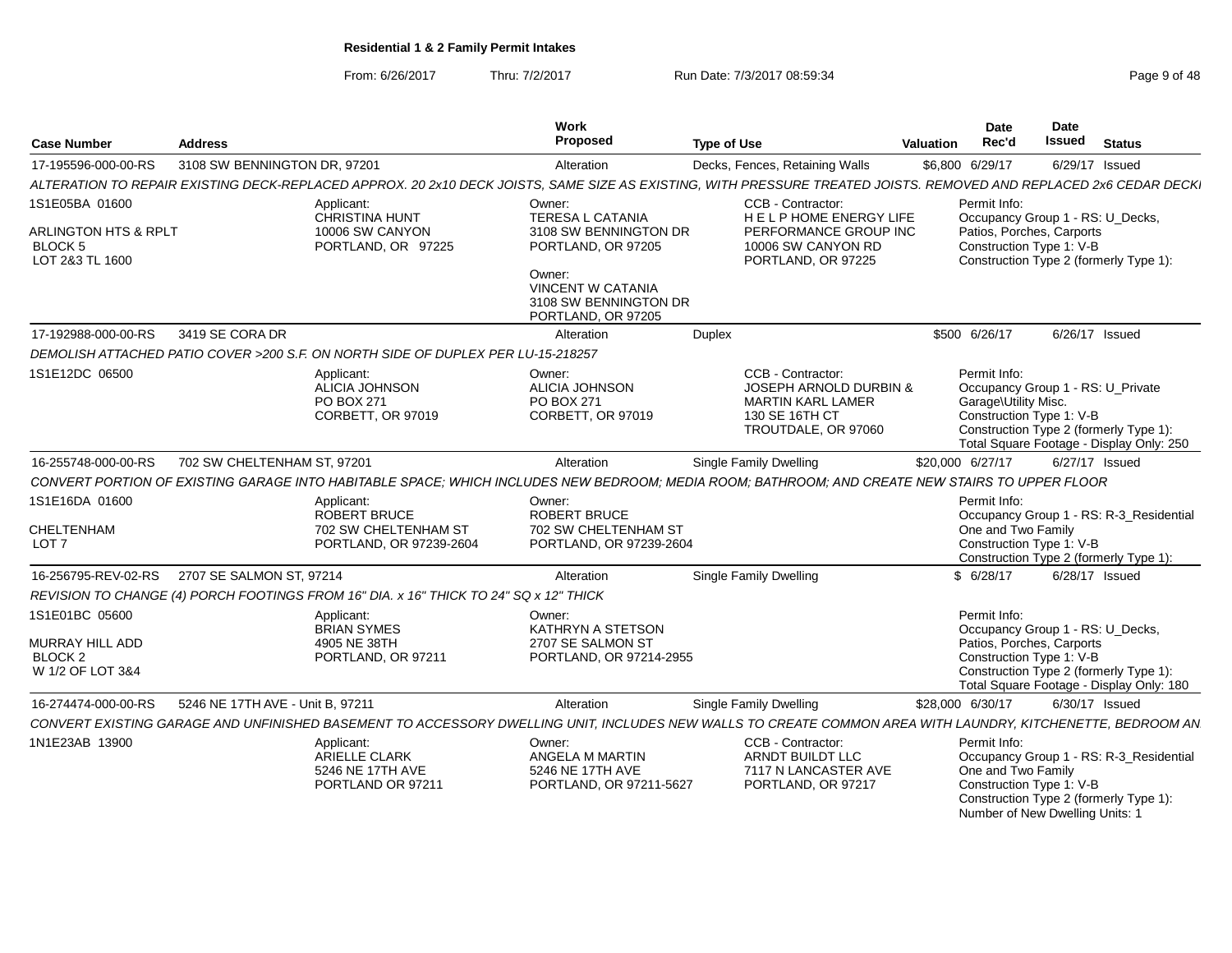**Residential 1 & 2 Family Permit Intakes**

From: 6/26/2017 Thru: 7/2/2017 Run Date: 7/3/2017 08:59:34

| Case Number | Address | Work Proposed | Type of Use | Valuation | Date Rec'd | Date Issued | Status |
|---|---|---|---|---|---|---|---|
| 17-195596-000-00-RS | 3108 SW BENNINGTON DR, 97201 | Alteration | Decks, Fences, Retaining Walls | $6,800 | 6/29/17 | 6/29/17 | Issued |

*ALTERATION TO REPAIR EXISTING DECK-REPLACED APPROX. 20 2x10 DECK JOISTS, SAME SIZE AS EXISTING, WITH PRESSURE TREATED JOISTS. REMOVED AND REPLACED 2x6 CEDAR DECKI*

1S1E05BA 01600
ARLINGTON HTS & RPLT
BLOCK 5
LOT 2&3 TL 1600

Applicant: CHRISTINA HUNT, 10006 SW CANYON, PORTLAND, OR 97225

Owner: TERESA L CATANIA, 3108 SW BENNINGTON DR, PORTLAND, OR 97205

Owner: VINCENT W CATANIA, 3108 SW BENNINGTON DR, PORTLAND, OR 97205

CCB - Contractor: H E L P HOME ENERGY LIFE PERFORMANCE GROUP INC, 10006 SW CANYON RD, PORTLAND, OR 97225

Permit Info: Occupancy Group 1 - RS: U_Decks, Patios, Porches, Carports; Construction Type 1: V-B; Construction Type 2 (formerly Type 1):

| Case Number | Address | Work Proposed | Type of Use | Valuation | Date Rec'd | Date Issued | Status |
|---|---|---|---|---|---|---|---|
| 17-192988-000-00-RS | 3419 SE CORA DR | Alteration | Duplex | $500 | 6/26/17 | 6/26/17 | Issued |

*DEMOLISH ATTACHED PATIO COVER >200 S.F. ON NORTH SIDE OF DUPLEX PER LU-15-218257*

1S1E12DC 06500

Applicant: ALICIA JOHNSON, PO BOX 271, CORBETT, OR 97019

Owner: ALICIA JOHNSON, PO BOX 271, CORBETT, OR 97019

CCB - Contractor: JOSEPH ARNOLD DURBIN & MARTIN KARL LAMER, 130 SE 16TH CT, TROUTDALE, OR 97060

Permit Info: Occupancy Group 1 - RS: U_Private Garage\Utility Misc.; Construction Type 1: V-B; Construction Type 2 (formerly Type 1):; Total Square Footage - Display Only: 250

| Case Number | Address | Work Proposed | Type of Use | Valuation | Date Rec'd | Date Issued | Status |
|---|---|---|---|---|---|---|---|
| 16-255748-000-00-RS | 702 SW CHELTENHAM ST, 97201 | Alteration | Single Family Dwelling | $20,000 | 6/27/17 | 6/27/17 | Issued |

*CONVERT PORTION OF EXISTING GARAGE INTO HABITABLE SPACE; WHICH INCLUDES NEW BEDROOM; MEDIA ROOM; BATHROOM; AND CREATE NEW STAIRS TO UPPER FLOOR*

1S1E16DA 01600
CHELTENHAM
LOT 7

Applicant: ROBERT BRUCE, 702 SW CHELTENHAM ST, PORTLAND, OR 97239-2604

Owner: ROBERT BRUCE, 702 SW CHELTENHAM ST, PORTLAND, OR 97239-2604

Permit Info: Occupancy Group 1 - RS: R-3_Residential One and Two Family; Construction Type 1: V-B; Construction Type 2 (formerly Type 1):

| Case Number | Address | Work Proposed | Type of Use | Valuation | Date Rec'd | Date Issued | Status |
|---|---|---|---|---|---|---|---|
| 16-256795-REV-02-RS | 2707 SE SALMON ST, 97214 | Alteration | Single Family Dwelling | $ | 6/28/17 | 6/28/17 | Issued |

*REVISION TO CHANGE (4) PORCH FOOTINGS FROM 16" DIA. x 16" THICK TO 24" SQ x 12" THICK*

1S1E01BC 05600
MURRAY HILL ADD
BLOCK 2
W 1/2 OF LOT 3&4

Applicant: BRIAN SYMES, 4905 NE 38TH, PORTLAND, OR 97211

Owner: KATHRYN A STETSON, 2707 SE SALMON ST, PORTLAND, OR 97214-2955

Permit Info: Occupancy Group 1 - RS: U_Decks, Patios, Porches, Carports; Construction Type 1: V-B; Construction Type 2 (formerly Type 1):; Total Square Footage - Display Only: 180

| Case Number | Address | Work Proposed | Type of Use | Valuation | Date Rec'd | Date Issued | Status |
|---|---|---|---|---|---|---|---|
| 16-274474-000-00-RS | 5246 NE 17TH AVE - Unit B, 97211 | Alteration | Single Family Dwelling | $28,000 | 6/30/17 | 6/30/17 | Issued |

*CONVERT EXISTING GARAGE AND UNFINISHED BASEMENT TO ACCESSORY DWELLING UNIT, INCLUDES NEW WALLS TO CREATE COMMON AREA WITH LAUNDRY, KITCHENETTE, BEDROOM AN*

1N1E23AB 13900

Applicant: ARIELLE CLARK, 5246 NE 17TH AVE, PORTLAND OR 97211

Owner: ANGELA M MARTIN, 5246 NE 17TH AVE, PORTLAND, OR 97211-5627

CCB - Contractor: ARNDT BUILDT LLC, 7117 N LANCASTER AVE, PORTLAND, OR 97217

Permit Info: Occupancy Group 1 - RS: R-3_Residential One and Two Family; Construction Type 1: V-B; Construction Type 2 (formerly Type 1):; Number of New Dwelling Units: 1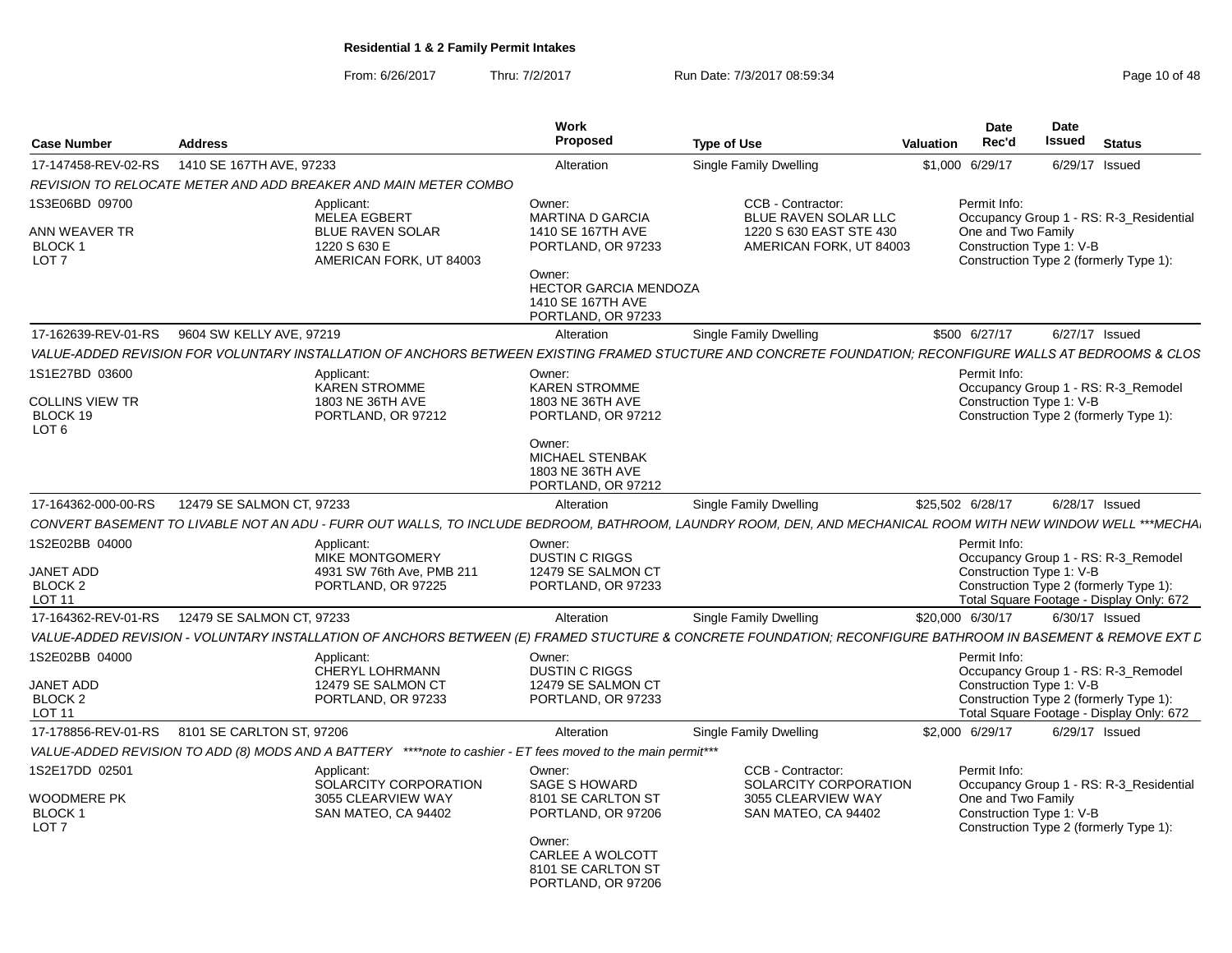**Residential 1 & 2 Family Permit Intakes**

From: 6/26/2017 Thru: 7/2/2017 Run Date: 7/3/2017 08:59:34

| Case Number | Address | Work Proposed | Type of Use | Valuation | Date Rec'd | Date Issued | Status |
|---|---|---|---|---|---|---|---|
| 17-147458-REV-02-RS | 1410 SE 167TH AVE, 97233 | Alteration | Single Family Dwelling | $1,000 | 6/29/17 | 6/29/17 | Issued |

*REVISION TO RELOCATE METER AND ADD BREAKER AND MAIN METER COMBO*

1S3E06BD 09700
ANN WEAVER TR
BLOCK 1
LOT 7

Applicant:
MELEA EGBERT
BLUE RAVEN SOLAR
1220 S 630 E
AMERICAN FORK, UT 84003

Owner:
MARTINA D GARCIA
1410 SE 167TH AVE
PORTLAND, OR 97233

Owner:
HECTOR GARCIA MENDOZA
1410 SE 167TH AVE
PORTLAND, OR 97233

CCB - Contractor:
BLUE RAVEN SOLAR LLC
1220 S 630 EAST STE 430
AMERICAN FORK, UT 84003

Permit Info:
Occupancy Group 1 - RS: R-3_Residential One and Two Family
Construction Type 1: V-B
Construction Type 2 (formerly Type 1):

| Case Number | Address | Work Proposed | Type of Use | Valuation | Date Rec'd | Date Issued | Status |
|---|---|---|---|---|---|---|---|
| 17-162639-REV-01-RS | 9604 SW KELLY AVE, 97219 | Alteration | Single Family Dwelling | $500 | 6/27/17 | 6/27/17 | Issued |

*VALUE-ADDED REVISION FOR VOLUNTARY INSTALLATION OF ANCHORS BETWEEN EXISTING FRAMED STUCTURE AND CONCRETE FOUNDATION; RECONFIGURE WALLS AT BEDROOMS & CLOS*

1S1E27BD 03600
COLLINS VIEW TR
BLOCK 19
LOT 6

Applicant:
KAREN STROMME
1803 NE 36TH AVE
PORTLAND, OR 97212

Owner:
KAREN STROMME
1803 NE 36TH AVE
PORTLAND, OR 97212

Owner:
MICHAEL STENBAK
1803 NE 36TH AVE
PORTLAND, OR 97212

Permit Info:
Occupancy Group 1 - RS: R-3_Remodel
Construction Type 1: V-B
Construction Type 2 (formerly Type 1):

| Case Number | Address | Work Proposed | Type of Use | Valuation | Date Rec'd | Date Issued | Status |
|---|---|---|---|---|---|---|---|
| 17-164362-000-00-RS | 12479 SE SALMON CT, 97233 | Alteration | Single Family Dwelling | $25,502 | 6/28/17 | 6/28/17 | Issued |

*CONVERT BASEMENT TO LIVABLE NOT AN ADU - FURR OUT WALLS, TO INCLUDE BEDROOM, BATHROOM, LAUNDRY ROOM, DEN, AND MECHANICAL ROOM WITH NEW WINDOW WELL ***MECHA*

1S2E02BB 04000
JANET ADD
BLOCK 2
LOT 11

Applicant:
MIKE MONTGOMERY
4931 SW 76th Ave, PMB 211
PORTLAND, OR 97225

Owner:
DUSTIN C RIGGS
12479 SE SALMON CT
PORTLAND, OR 97233

Permit Info:
Occupancy Group 1 - RS: R-3_Remodel
Construction Type 1: V-B
Construction Type 2 (formerly Type 1):
Total Square Footage - Display Only: 672

| Case Number | Address | Work Proposed | Type of Use | Valuation | Date Rec'd | Date Issued | Status |
|---|---|---|---|---|---|---|---|
| 17-164362-REV-01-RS | 12479 SE SALMON CT, 97233 | Alteration | Single Family Dwelling | $20,000 | 6/30/17 | 6/30/17 | Issued |

*VALUE-ADDED REVISION - VOLUNTARY INSTALLATION OF ANCHORS BETWEEN (E) FRAMED STUCTURE & CONCRETE FOUNDATION; RECONFIGURE BATHROOM IN BASEMENT & REMOVE EXT D*

1S2E02BB 04000
JANET ADD
BLOCK 2
LOT 11

Applicant:
CHERYL LOHRMANN
12479 SE SALMON CT
PORTLAND, OR 97233

Owner:
DUSTIN C RIGGS
12479 SE SALMON CT
PORTLAND, OR 97233

Permit Info:
Occupancy Group 1 - RS: R-3_Remodel
Construction Type 1: V-B
Construction Type 2 (formerly Type 1):
Total Square Footage - Display Only: 672

| Case Number | Address | Work Proposed | Type of Use | Valuation | Date Rec'd | Date Issued | Status |
|---|---|---|---|---|---|---|---|
| 17-178856-REV-01-RS | 8101 SE CARLTON ST, 97206 | Alteration | Single Family Dwelling | $2,000 | 6/29/17 | 6/29/17 | Issued |

*VALUE-ADDED REVISION TO ADD (8) MODS AND A BATTERY ****note to cashier - ET fees moved to the main permit****

1S2E17DD 02501
WOODMERE PK
BLOCK 1
LOT 7

Applicant:
SOLARCITY CORPORATION
3055 CLEARVIEW WAY
SAN MATEO, CA 94402

Owner:
SAGE S HOWARD
8101 SE CARLTON ST
PORTLAND, OR 97206

Owner:
CARLEE A WOLCOTT
8101 SE CARLTON ST
PORTLAND, OR 97206

CCB - Contractor:
SOLARCITY CORPORATION
3055 CLEARVIEW WAY
SAN MATEO, CA 94402

Permit Info:
Occupancy Group 1 - RS: R-3_Residential One and Two Family
Construction Type 1: V-B
Construction Type 2 (formerly Type 1):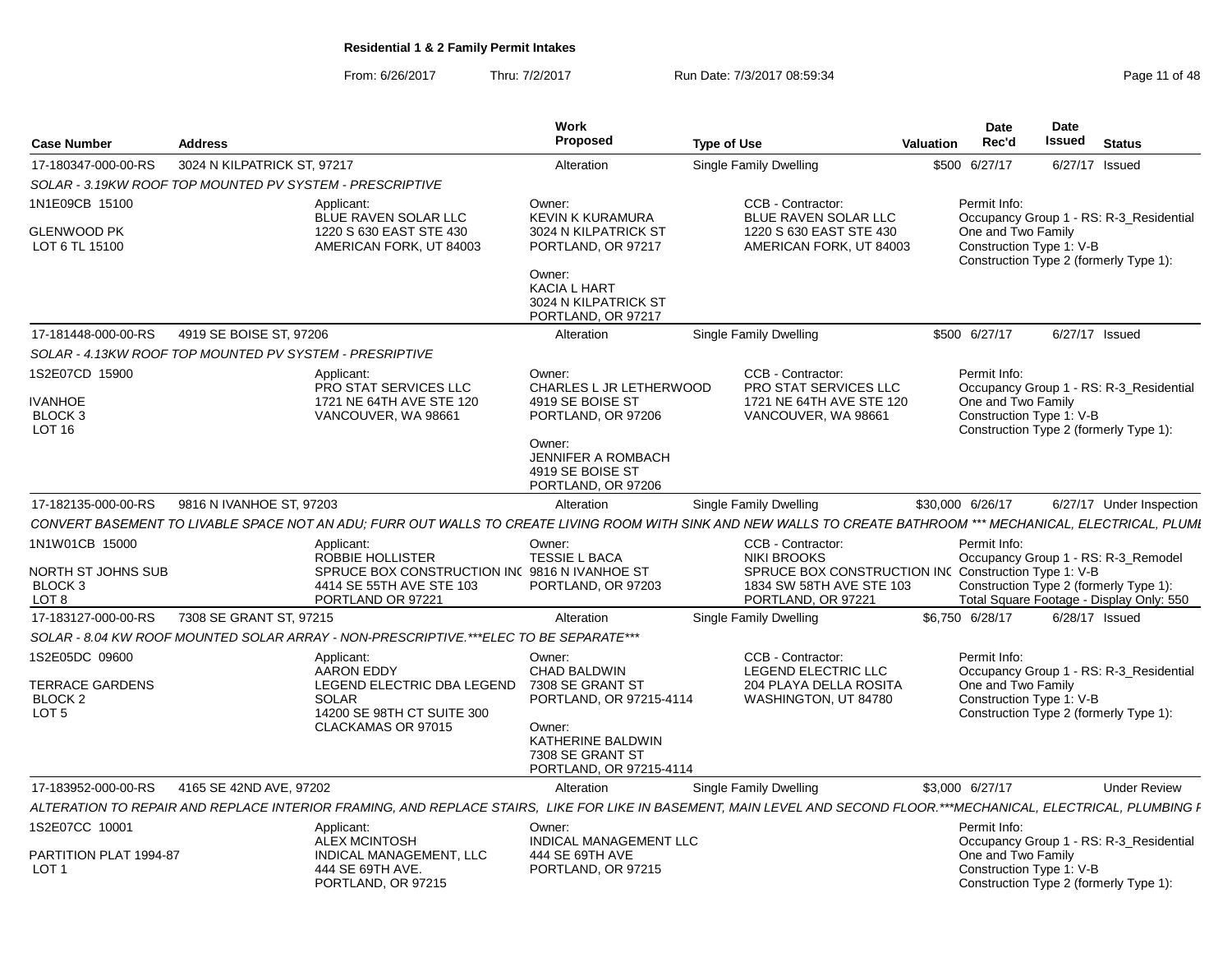# Residential 1 & 2 Family Permit Intakes

From: 6/26/2017 Thru: 7/2/2017 Run Date: 7/3/2017 08:59:34

| Case Number | Address | Work Proposed | Type of Use | Valuation | Date Rec'd | Date Issued | Status |
|---|---|---|---|---|---|---|---|
| 17-180347-000-00-RS | 3024 N KILPATRICK ST, 97217 | Alteration | Single Family Dwelling | $500 | 6/27/17 | 6/27/17 | Issued |

*SOLAR - 3.19KW ROOF TOP MOUNTED PV SYSTEM - PRESCRIPTIVE*

1N1E09CB 15100
GLENWOOD PK
LOT 6 TL 15100

Applicant: BLUE RAVEN SOLAR LLC, 1220 S 630 EAST STE 430, AMERICAN FORK, UT 84003

Owner: KEVIN K KURAMURA, 3024 N KILPATRICK ST, PORTLAND, OR 97217

Owner: KACIA L HART, 3024 N KILPATRICK ST, PORTLAND, OR 97217

CCB - Contractor: BLUE RAVEN SOLAR LLC, 1220 S 630 EAST STE 430, AMERICAN FORK, UT 84003

Permit Info: Occupancy Group 1 - RS: R-3_Residential One and Two Family; Construction Type 1: V-B; Construction Type 2 (formerly Type 1):

| Case Number | Address | Work Proposed | Type of Use | Valuation | Date Rec'd | Date Issued | Status |
|---|---|---|---|---|---|---|---|
| 17-181448-000-00-RS | 4919 SE BOISE ST, 97206 | Alteration | Single Family Dwelling | $500 | 6/27/17 | 6/27/17 | Issued |

*SOLAR - 4.13KW ROOF TOP MOUNTED PV SYSTEM - PRESRIPTIVE*

1S2E07CD 15900
IVANHOE
BLOCK 3
LOT 16

Applicant: PRO STAT SERVICES LLC, 1721 NE 64TH AVE STE 120, VANCOUVER, WA 98661

Owner: CHARLES L JR LETHERWOOD, 4919 SE BOISE ST, PORTLAND, OR 97206

Owner: JENNIFER A ROMBACH, 4919 SE BOISE ST, PORTLAND, OR 97206

CCB - Contractor: PRO STAT SERVICES LLC, 1721 NE 64TH AVE STE 120, VANCOUVER, WA 98661

Permit Info: Occupancy Group 1 - RS: R-3_Residential One and Two Family; Construction Type 1: V-B; Construction Type 2 (formerly Type 1):

| Case Number | Address | Work Proposed | Type of Use | Valuation | Date Rec'd | Date Issued | Status |
|---|---|---|---|---|---|---|---|
| 17-182135-000-00-RS | 9816 N IVANHOE ST, 97203 | Alteration | Single Family Dwelling | $30,000 | 6/26/17 | 6/27/17 | Under Inspection |

*CONVERT BASEMENT TO LIVABLE SPACE NOT AN ADU; FURR OUT WALLS TO CREATE LIVING ROOM WITH SINK AND NEW WALLS TO CREATE BATHROOM *** MECHANICAL, ELECTRICAL, PLUMI*

1N1W01CB 15000
NORTH ST JOHNS SUB
BLOCK 3
LOT 8

Applicant: ROBBIE HOLLISTER, SPRUCE BOX CONSTRUCTION INC, 4414 SE 55TH AVE STE 103, PORTLAND OR 97221

Owner: TESSIE L BACA, 9816 N IVANHOE ST, PORTLAND, OR 97203

CCB - Contractor: NIKI BROOKS, SPRUCE BOX CONSTRUCTION INC, 1834 SW 58TH AVE STE 103, PORTLAND, OR 97221

Permit Info: Occupancy Group 1 - RS: R-3_Remodel; Construction Type 1: V-B; Construction Type 2 (formerly Type 1):; Total Square Footage - Display Only: 550

| Case Number | Address | Work Proposed | Type of Use | Valuation | Date Rec'd | Date Issued | Status |
|---|---|---|---|---|---|---|---|
| 17-183127-000-00-RS | 7308 SE GRANT ST, 97215 | Alteration | Single Family Dwelling | $6,750 | 6/28/17 | 6/28/17 | Issued |

*SOLAR - 8.04 KW ROOF MOUNTED SOLAR ARRAY - NON-PRESCRIPTIVE.***ELEC TO BE SEPARATE****

1S2E05DC 09600
TERRACE GARDENS
BLOCK 2
LOT 5

Applicant: AARON EDDY, LEGEND ELECTRIC DBA LEGEND SOLAR, 14200 SE 98TH CT SUITE 300, CLACKAMAS OR 97015

Owner: CHAD BALDWIN, 7308 SE GRANT ST, PORTLAND, OR 97215-4114

Owner: KATHERINE BALDWIN, 7308 SE GRANT ST, PORTLAND, OR 97215-4114

CCB - Contractor: LEGEND ELECTRIC LLC, 204 PLAYA DELLA ROSITA, WASHINGTON, UT 84780

Permit Info: Occupancy Group 1 - RS: R-3_Residential One and Two Family; Construction Type 1: V-B; Construction Type 2 (formerly Type 1):

| Case Number | Address | Work Proposed | Type of Use | Valuation | Date Rec'd | Date Issued | Status |
|---|---|---|---|---|---|---|---|
| 17-183952-000-00-RS | 4165 SE 42ND AVE, 97202 | Alteration | Single Family Dwelling | $3,000 | 6/27/17 | | Under Review |

*ALTERATION TO REPAIR AND REPLACE INTERIOR FRAMING, AND REPLACE STAIRS, LIKE FOR LIKE IN BASEMENT, MAIN LEVEL AND SECOND FLOOR.***MECHANICAL, ELECTRICAL, PLUMBING I*

1S2E07CC 10001
PARTITION PLAT 1994-87
LOT 1

Applicant: ALEX MCINTOSH, INDICAL MANAGEMENT, LLC, 444 SE 69TH AVE., PORTLAND, OR 97215

Owner: INDICAL MANAGEMENT LLC, 444 SE 69TH AVE, PORTLAND, OR 97215

Permit Info: Occupancy Group 1 - RS: R-3_Residential One and Two Family; Construction Type 1: V-B; Construction Type 2 (formerly Type 1):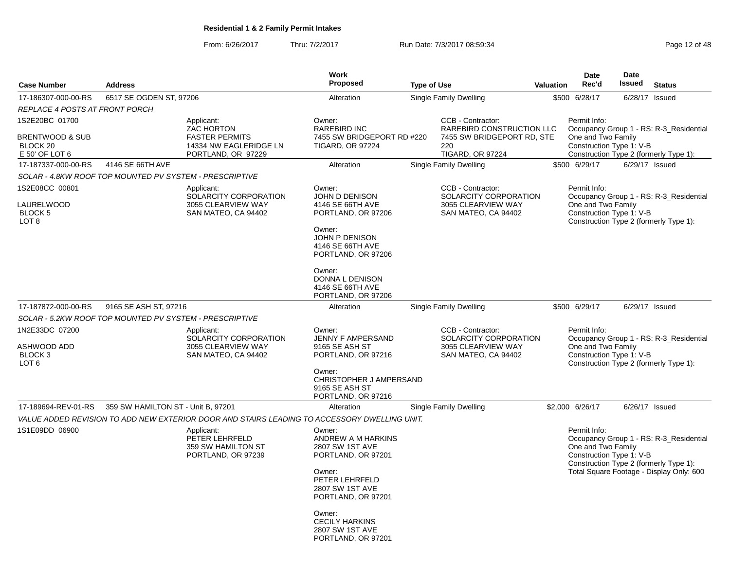**Residential 1 & 2 Family Permit Intakes**

From: 6/26/2017 Thru: 7/2/2017 Run Date: 7/3/2017 08:59:34

| Case Number | Address | Work Proposed | Type of Use | Valuation | Date Rec'd | Date Issued | Status |
|---|---|---|---|---|---|---|---|
| 17-186307-000-00-RS | 6517 SE OGDEN ST, 97206 | Alteration | Single Family Dwelling | $500 | 6/28/17 | 6/28/17 | Issued |

*REPLACE 4 POSTS AT FRONT PORCH*

1S2E20BC 01700
BRENTWOOD & SUB
BLOCK 20
E 50' OF LOT 6

Applicant:
ZAC HORTON
FASTER PERMITS
14334 NW EAGLERIDGE LN
PORTLAND, OR 97229

Owner:
RAREBIRD INC
7455 SW BRIDGEPORT RD #220
TIGARD, OR 97224

CCB - Contractor:
RAREBIRD CONSTRUCTION LLC
7455 SW BRIDGEPORT RD, STE 220
TIGARD, OR 97224

Permit Info:
Occupancy Group 1 - RS: R-3_Residential One and Two Family
Construction Type 1: V-B
Construction Type 2 (formerly Type 1):

| Case Number | Address | Work Proposed | Type of Use | Valuation | Date Rec'd | Date Issued | Status |
|---|---|---|---|---|---|---|---|
| 17-187337-000-00-RS | 4146 SE 66TH AVE | Alteration | Single Family Dwelling | $500 | 6/29/17 | 6/29/17 | Issued |

*SOLAR - 4.8KW ROOF TOP MOUNTED PV SYSTEM - PRESCRIPTIVE*

1S2E08CC 00801
LAURELWOOD
BLOCK 5
LOT 8

Applicant:
SOLARCITY CORPORATION
3055 CLEARVIEW WAY
SAN MATEO, CA 94402

Owner:
JOHN D DENISON
4146 SE 66TH AVE
PORTLAND, OR 97206

Owner:
JOHN P DENISON
4146 SE 66TH AVE
PORTLAND, OR 97206

Owner:
DONNA L DENISON
4146 SE 66TH AVE
PORTLAND, OR 97206

CCB - Contractor:
SOLARCITY CORPORATION
3055 CLEARVIEW WAY
SAN MATEO, CA 94402

Permit Info:
Occupancy Group 1 - RS: R-3_Residential One and Two Family
Construction Type 1: V-B
Construction Type 2 (formerly Type 1):

| Case Number | Address | Work Proposed | Type of Use | Valuation | Date Rec'd | Date Issued | Status |
|---|---|---|---|---|---|---|---|
| 17-187872-000-00-RS | 9165 SE ASH ST, 97216 | Alteration | Single Family Dwelling | $500 | 6/29/17 | 6/29/17 | Issued |

*SOLAR - 5.2KW ROOF TOP MOUNTED PV SYSTEM - PRESCRIPTIVE*

1N2E33DC 07200
ASHWOOD ADD
BLOCK 3
LOT 6

Applicant:
SOLARCITY CORPORATION
3055 CLEARVIEW WAY
SAN MATEO, CA 94402

Owner:
JENNY F AMPERSAND
9165 SE ASH ST
PORTLAND, OR 97216

Owner:
CHRISTOPHER J AMPERSAND
9165 SE ASH ST
PORTLAND, OR 97216

CCB - Contractor:
SOLARCITY CORPORATION
3055 CLEARVIEW WAY
SAN MATEO, CA 94402

Permit Info:
Occupancy Group 1 - RS: R-3_Residential One and Two Family
Construction Type 1: V-B
Construction Type 2 (formerly Type 1):

| Case Number | Address | Work Proposed | Type of Use | Valuation | Date Rec'd | Date Issued | Status |
|---|---|---|---|---|---|---|---|
| 17-189694-REV-01-RS | 359 SW HAMILTON ST - Unit B, 97201 | Alteration | Single Family Dwelling | $2,000 | 6/26/17 | 6/26/17 | Issued |

*VALUE ADDED REVISION TO ADD NEW EXTERIOR DOOR AND STAIRS LEADING TO ACCESSORY DWELLING UNIT.*

1S1E09DD 06900

Applicant:
PETER LEHRFELD
359 SW HAMILTON ST
PORTLAND, OR 97239

Owner:
ANDREW A M HARKINS
2807 SW 1ST AVE
PORTLAND, OR 97201

Owner:
PETER LEHRFELD
2807 SW 1ST AVE
PORTLAND, OR 97201

Owner:
CECILY HARKINS
2807 SW 1ST AVE
PORTLAND, OR 97201

Permit Info:
Occupancy Group 1 - RS: R-3_Residential One and Two Family
Construction Type 1: V-B
Construction Type 2 (formerly Type 1):
Total Square Footage - Display Only: 600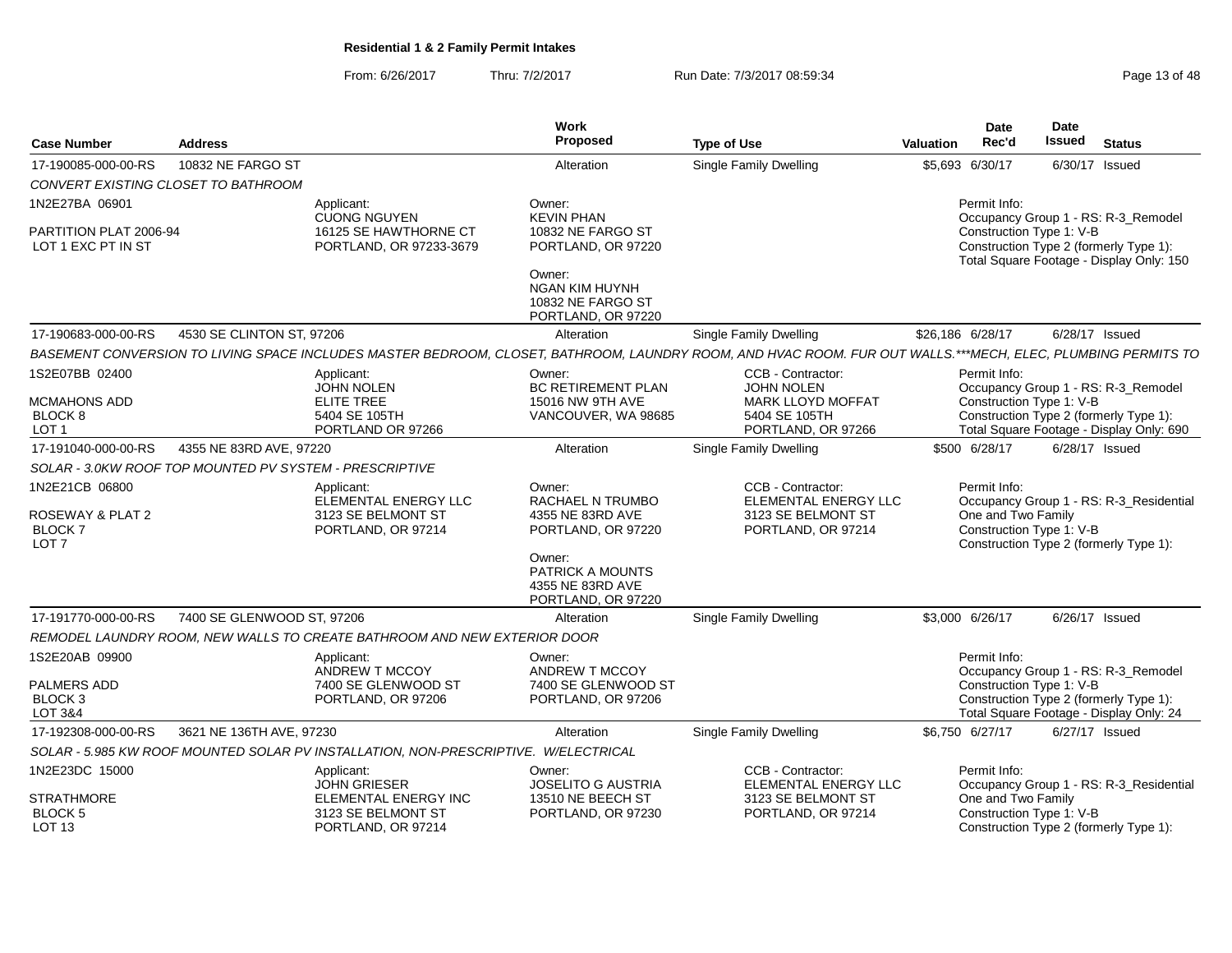**Residential 1 & 2 Family Permit Intakes**

From: 6/26/2017 Thru: 7/2/2017 Run Date: 7/3/2017 08:59:34

| Case Number | Address | | Work Proposed | Type of Use | Valuation | Date Rec'd | Date Issued | Status |
|---|---|---|---|---|---|---|---|---|
| 17-190085-000-00-RS | 10832 NE FARGO ST | | Alteration | Single Family Dwelling | $5,693 | 6/30/17 | 6/30/17 | Issued |
| *CONVERT EXISTING CLOSET TO BATHROOM* | | | | | | | | |
| 1N2E27BA 06901<br><br>PARTITION PLAT 2006-94<br>LOT 1 EXC PT IN ST | | Applicant:<br>CUONG NGUYEN<br>16125 SE HAWTHORNE CT<br>PORTLAND, OR 97233-3679 | Owner:<br>KEVIN PHAN<br>10832 NE FARGO ST<br>PORTLAND, OR 97220<br><br>Owner:<br>NGAN KIM HUYNH<br>10832 NE FARGO ST<br>PORTLAND, OR 97220 | | | Permit Info:<br>Occupancy Group 1 - RS: R-3_Remodel<br>Construction Type 1: V-B<br>Construction Type 2 (formerly Type 1):<br>Total Square Footage - Display Only: 150 | | |
| 17-190683-000-00-RS | 4530 SE CLINTON ST, 97206 | | Alteration | Single Family Dwelling | $26,186 | 6/28/17 | 6/28/17 | Issued |
| *BASEMENT CONVERSION TO LIVING SPACE INCLUDES MASTER BEDROOM, CLOSET, BATHROOM, LAUNDRY ROOM, AND HVAC ROOM. FUR OUT WALLS.\*\*\*MECH, ELEC, PLUMBING PERMITS TO* | | | | | | | | |
| 1S2E07BB 02400<br><br>MCMAHONS ADD<br>BLOCK 8<br>LOT 1 | | Applicant:<br>JOHN NOLEN<br>ELITE TREE<br>5404 SE 105TH<br>PORTLAND OR 97266 | Owner:<br>BC RETIREMENT PLAN<br>15016 NW 9TH AVE<br>VANCOUVER, WA 98685 | CCB - Contractor:<br>JOHN NOLEN<br>MARK LLOYD MOFFAT<br>5404 SE 105TH<br>PORTLAND, OR 97266 | | Permit Info:<br>Occupancy Group 1 - RS: R-3_Remodel<br>Construction Type 1: V-B<br>Construction Type 2 (formerly Type 1):<br>Total Square Footage - Display Only: 690 | | |
| 17-191040-000-00-RS | 4355 NE 83RD AVE, 97220 | | Alteration | Single Family Dwelling | $500 | 6/28/17 | 6/28/17 | Issued |
| *SOLAR - 3.0KW ROOF TOP MOUNTED PV SYSTEM - PRESCRIPTIVE* | | | | | | | | |
| 1N2E21CB 06800<br><br>ROSEWAY & PLAT 2<br>BLOCK 7<br>LOT 7 | | Applicant:<br>ELEMENTAL ENERGY LLC<br>3123 SE BELMONT ST<br>PORTLAND, OR 97214 | Owner:<br>RACHAEL N TRUMBO<br>4355 NE 83RD AVE<br>PORTLAND, OR 97220<br><br>Owner:<br>PATRICK A MOUNTS<br>4355 NE 83RD AVE<br>PORTLAND, OR 97220 | CCB - Contractor:<br>ELEMENTAL ENERGY LLC<br>3123 SE BELMONT ST<br>PORTLAND, OR 97214 | | Permit Info:<br>Occupancy Group 1 - RS: R-3_Residential One and Two Family<br>Construction Type 1: V-B<br>Construction Type 2 (formerly Type 1): | | |
| 17-191770-000-00-RS | 7400 SE GLENWOOD ST, 97206 | | Alteration | Single Family Dwelling | $3,000 | 6/26/17 | 6/26/17 | Issued |
| *REMODEL LAUNDRY ROOM, NEW WALLS TO CREATE BATHROOM AND NEW EXTERIOR DOOR* | | | | | | | | |
| 1S2E20AB 09900<br><br>PALMERS ADD<br>BLOCK 3<br>LOT 3&4 | | Applicant:<br>ANDREW T MCCOY<br>7400 SE GLENWOOD ST<br>PORTLAND, OR 97206 | Owner:<br>ANDREW T MCCOY<br>7400 SE GLENWOOD ST<br>PORTLAND, OR 97206 | | | Permit Info:<br>Occupancy Group 1 - RS: R-3_Remodel<br>Construction Type 1: V-B<br>Construction Type 2 (formerly Type 1):<br>Total Square Footage - Display Only: 24 | | |
| 17-192308-000-00-RS | 3621 NE 136TH AVE, 97230 | | Alteration | Single Family Dwelling | $6,750 | 6/27/17 | 6/27/17 | Issued |
| *SOLAR - 5.985 KW ROOF MOUNTED SOLAR PV INSTALLATION, NON-PRESCRIPTIVE. W/ELECTRICAL* | | | | | | | | |
| 1N2E23DC 15000<br><br>STRATHMORE<br>BLOCK 5<br>LOT 13 | | Applicant:<br>JOHN GRIESER<br>ELEMENTAL ENERGY INC<br>3123 SE BELMONT ST<br>PORTLAND, OR 97214 | Owner:<br>JOSELITO G AUSTRIA<br>13510 NE BEECH ST<br>PORTLAND, OR 97230 | CCB - Contractor:<br>ELEMENTAL ENERGY LLC<br>3123 SE BELMONT ST<br>PORTLAND, OR 97214 | | Permit Info:<br>Occupancy Group 1 - RS: R-3_Residential One and Two Family<br>Construction Type 1: V-B<br>Construction Type 2 (formerly Type 1): | | |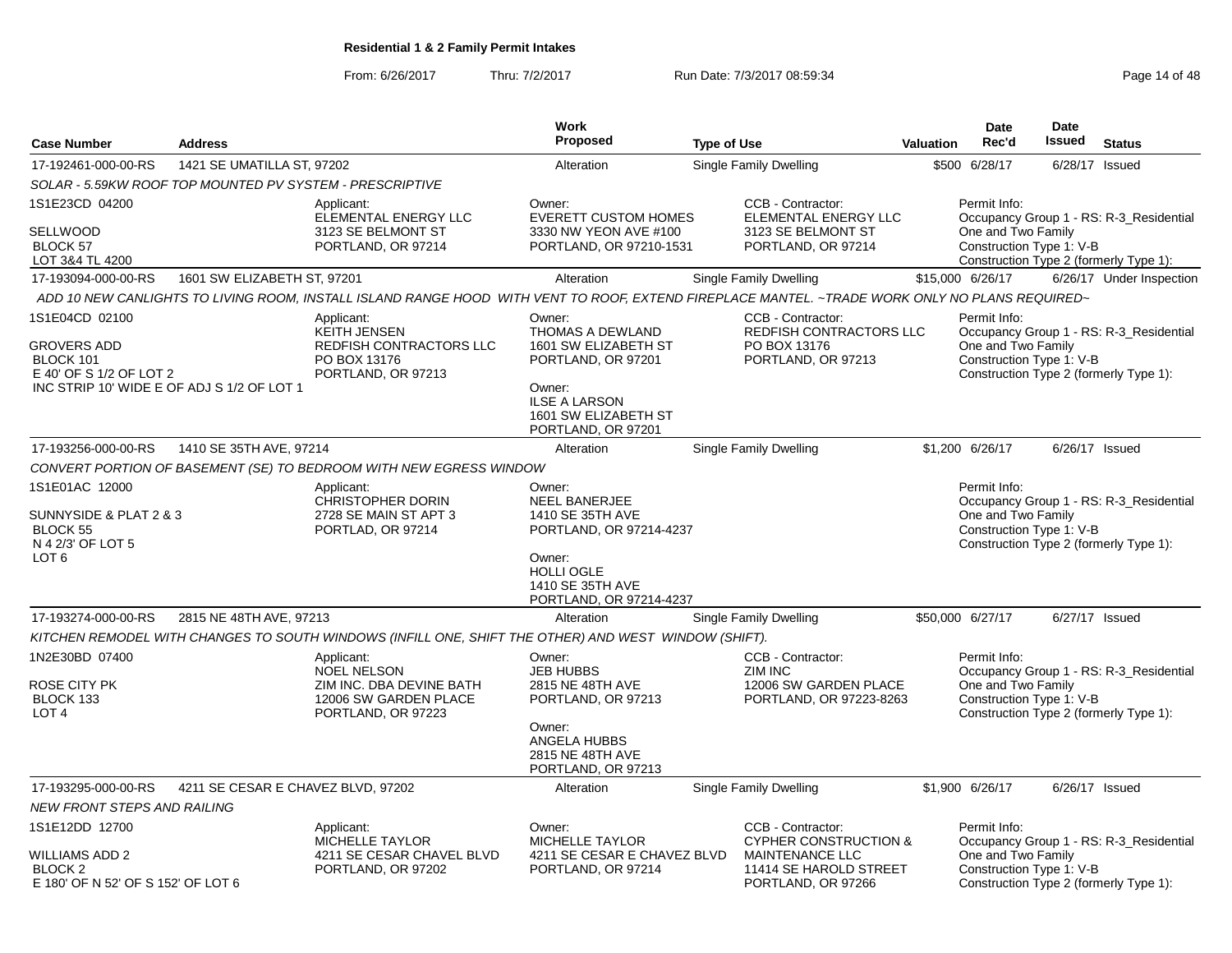**Residential 1 & 2 Family Permit Intakes**

From: 6/26/2017 Thru: 7/2/2017 Run Date: 7/3/2017 08:59:34

| Case Number | Address | Work Proposed | Type of Use | Valuation | Date Rec'd | Date Issued | Status |
|---|---|---|---|---|---|---|---|
| 17-192461-000-00-RS | 1421 SE UMATILLA ST, 97202 | Alteration | Single Family Dwelling | $500 | 6/28/17 | 6/28/17 | Issued |
| 17-193094-000-00-RS | 1601 SW ELIZABETH ST, 97201 | Alteration | Single Family Dwelling | $15,000 | 6/26/17 | 6/26/17 | Under Inspection |
| 17-193256-000-00-RS | 1410 SE 35TH AVE, 97214 | Alteration | Single Family Dwelling | $1,200 | 6/26/17 | 6/26/17 | Issued |
| 17-193274-000-00-RS | 2815 NE 48TH AVE, 97213 | Alteration | Single Family Dwelling | $50,000 | 6/27/17 | 6/27/17 | Issued |
| 17-193295-000-00-RS | 4211 SE CESAR E CHAVEZ BLVD, 97202 | Alteration | Single Family Dwelling | $1,900 | 6/26/17 | 6/26/17 | Issued |

**17-192461-000-00-RS** — 1421 SE UMATILLA ST, 97202

*SOLAR - 5.59KW ROOF TOP MOUNTED PV SYSTEM - PRESCRIPTIVE*

- 1S1E23CD 04200 — SELLWOOD, BLOCK 57, LOT 3&4 TL 4200
- Applicant: ELEMENTAL ENERGY LLC, 3123 SE BELMONT ST, PORTLAND, OR 97214
- Owner: EVERETT CUSTOM HOMES, 3330 NW YEON AVE #100, PORTLAND, OR 97210-1531
- CCB - Contractor: ELEMENTAL ENERGY LLC, 3123 SE BELMONT ST, PORTLAND, OR 97214
- Permit Info: Occupancy Group 1 - RS: R-3_Residential One and Two Family; Construction Type 1: V-B; Construction Type 2 (formerly Type 1):

**17-193094-000-00-RS** — 1601 SW ELIZABETH ST, 97201

*ADD 10 NEW CANLIGHTS TO LIVING ROOM, INSTALL ISLAND RANGE HOOD WITH VENT TO ROOF, EXTEND FIREPLACE MANTEL. ~TRADE WORK ONLY NO PLANS REQUIRED~*

- 1S1E04CD 02100 — GROVERS ADD, BLOCK 101, E 40' OF S 1/2 OF LOT 2, INC STRIP 10' WIDE E OF ADJ S 1/2 OF LOT 1
- Applicant: KEITH JENSEN, REDFISH CONTRACTORS LLC, PO BOX 13176, PORTLAND, OR 97213
- Owner: THOMAS A DEWLAND, 1601 SW ELIZABETH ST, PORTLAND, OR 97201
- Owner: ILSE A LARSON, 1601 SW ELIZABETH ST, PORTLAND, OR 97201
- CCB - Contractor: REDFISH CONTRACTORS LLC, PO BOX 13176, PORTLAND, OR 97213
- Permit Info: Occupancy Group 1 - RS: R-3_Residential One and Two Family; Construction Type 1: V-B; Construction Type 2 (formerly Type 1):

**17-193256-000-00-RS** — 1410 SE 35TH AVE, 97214

*CONVERT PORTION OF BASEMENT (SE) TO BEDROOM WITH NEW EGRESS WINDOW*

- 1S1E01AC 12000 — SUNNYSIDE & PLAT 2 & 3, BLOCK 55, N 4 2/3' OF LOT 5, LOT 6
- Applicant: CHRISTOPHER DORIN, 2728 SE MAIN ST APT 3, PORTLAD, OR 97214
- Owner: NEEL BANERJEE, 1410 SE 35TH AVE, PORTLAND, OR 97214-4237
- Owner: HOLLI OGLE, 1410 SE 35TH AVE, PORTLAND, OR 97214-4237
- Permit Info: Occupancy Group 1 - RS: R-3_Residential One and Two Family; Construction Type 1: V-B; Construction Type 2 (formerly Type 1):

**17-193274-000-00-RS** — 2815 NE 48TH AVE, 97213

*KITCHEN REMODEL WITH CHANGES TO SOUTH WINDOWS (INFILL ONE, SHIFT THE OTHER) AND WEST WINDOW (SHIFT).*

- 1N2E30BD 07400 — ROSE CITY PK, BLOCK 133, LOT 4
- Applicant: NOEL NELSON, ZIM INC. DBA DEVINE BATH, 12006 SW GARDEN PLACE, PORTLAND, OR 97223
- Owner: JEB HUBBS, 2815 NE 48TH AVE, PORTLAND, OR 97213
- Owner: ANGELA HUBBS, 2815 NE 48TH AVE, PORTLAND, OR 97213
- CCB - Contractor: ZIM INC, 12006 SW GARDEN PLACE, PORTLAND, OR 97223-8263
- Permit Info: Occupancy Group 1 - RS: R-3_Residential One and Two Family; Construction Type 1: V-B; Construction Type 2 (formerly Type 1):

**17-193295-000-00-RS** — 4211 SE CESAR E CHAVEZ BLVD, 97202

*NEW FRONT STEPS AND RAILING*

- 1S1E12DD 12700 — WILLIAMS ADD 2, BLOCK 2, E 180' OF N 52' OF S 152' OF LOT 6
- Applicant: MICHELLE TAYLOR, 4211 SE CESAR CHAVEL BLVD, PORTLAND, OR 97202
- Owner: MICHELLE TAYLOR, 4211 SE CESAR E CHAVEZ BLVD, PORTLAND, OR 97214
- CCB - Contractor: CYPHER CONSTRUCTION & MAINTENANCE LLC, 11414 SE HAROLD STREET, PORTLAND, OR 97266
- Permit Info: Occupancy Group 1 - RS: R-3_Residential One and Two Family; Construction Type 1: V-B; Construction Type 2 (formerly Type 1):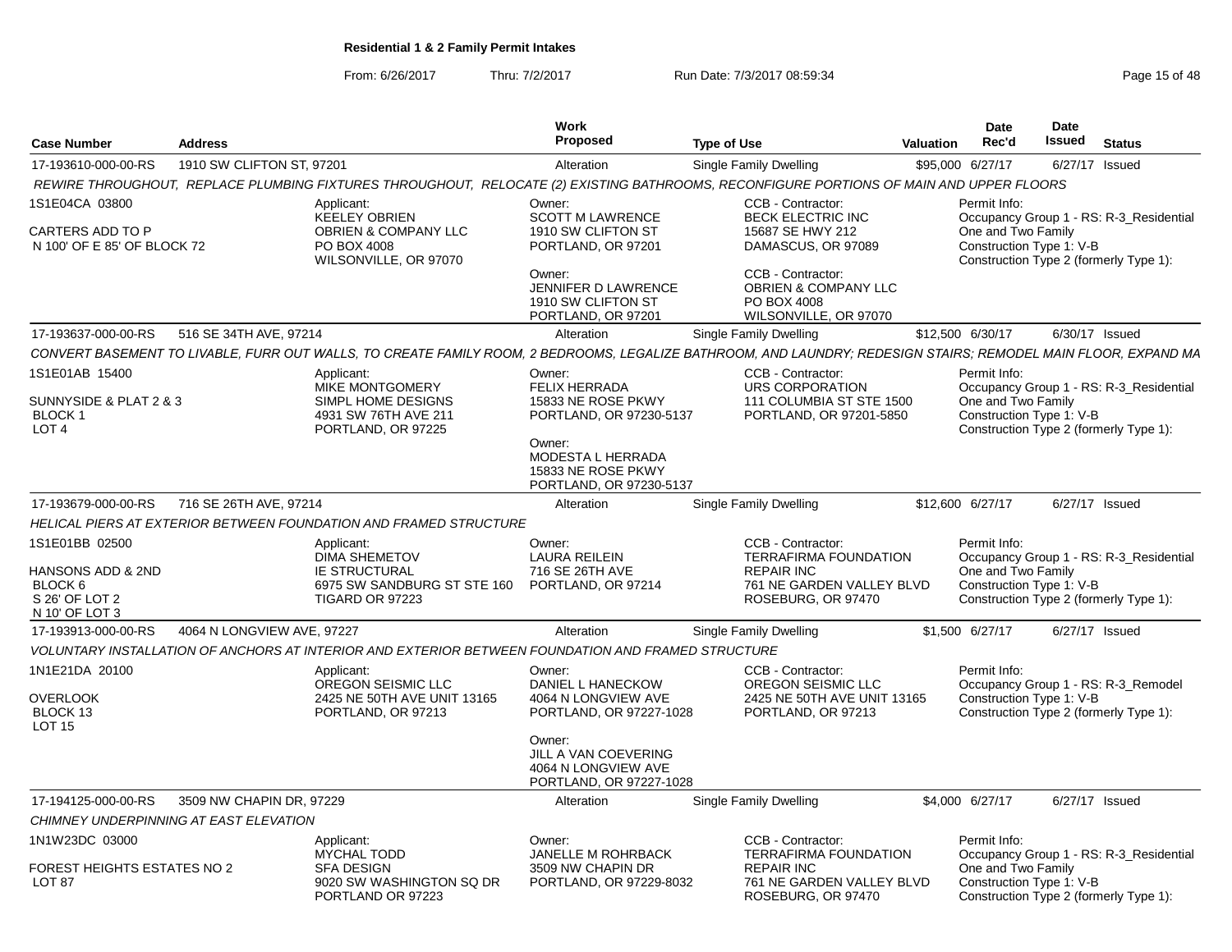**Residential 1 & 2 Family Permit Intakes**

From: 6/26/2017 Thru: 7/2/2017 Run Date: 7/3/2017 08:59:34

| Case Number | Address | Work Proposed | Type of Use | Valuation | Date Rec'd | Date Issued | Status |
|---|---|---|---|---|---|---|---|
| 17-193610-000-00-RS | 1910 SW CLIFTON ST, 97201 | Alteration | Single Family Dwelling | $95,000 | 6/27/17 | 6/27/17 | Issued |

*REWIRE THROUGHOUT, REPLACE PLUMBING FIXTURES THROUGHOUT, RELOCATE (2) EXISTING BATHROOMS, RECONFIGURE PORTIONS OF MAIN AND UPPER FLOORS*

1S1E04CA 03800
CARTERS ADD TO P
N 100' OF E 85' OF BLOCK 72

Applicant: KEELEY OBRIEN, OBRIEN & COMPANY LLC, PO BOX 4008, WILSONVILLE, OR 97070

Owner: SCOTT M LAWRENCE, 1910 SW CLIFTON ST, PORTLAND, OR 97201
Owner: JENNIFER D LAWRENCE, 1910 SW CLIFTON ST, PORTLAND, OR 97201

CCB - Contractor: BECK ELECTRIC INC, 15687 SE HWY 212, DAMASCUS, OR 97089
CCB - Contractor: OBRIEN & COMPANY LLC, PO BOX 4008, WILSONVILLE, OR 97070

Permit Info: Occupancy Group 1 - RS: R-3_Residential One and Two Family; Construction Type 1: V-B; Construction Type 2 (formerly Type 1):

| Case Number | Address | Work Proposed | Type of Use | Valuation | Date Rec'd | Date Issued | Status |
|---|---|---|---|---|---|---|---|
| 17-193637-000-00-RS | 516 SE 34TH AVE, 97214 | Alteration | Single Family Dwelling | $12,500 | 6/30/17 | 6/30/17 | Issued |

*CONVERT BASEMENT TO LIVABLE, FURR OUT WALLS, TO CREATE FAMILY ROOM, 2 BEDROOMS, LEGALIZE BATHROOM, AND LAUNDRY; REDESIGN STAIRS; REMODEL MAIN FLOOR, EXPAND MA*

1S1E01AB 15400
SUNNYSIDE & PLAT 2 & 3
BLOCK 1
LOT 4

Applicant: MIKE MONTGOMERY, SIMPL HOME DESIGNS, 4931 SW 76TH AVE 211, PORTLAND, OR 97225

Owner: FELIX HERRADA, 15833 NE ROSE PKWY, PORTLAND, OR 97230-5137
Owner: MODESTA L HERRADA, 15833 NE ROSE PKWY, PORTLAND, OR 97230-5137

CCB - Contractor: URS CORPORATION, 111 COLUMBIA ST STE 1500, PORTLAND, OR 97201-5850

Permit Info: Occupancy Group 1 - RS: R-3_Residential One and Two Family; Construction Type 1: V-B; Construction Type 2 (formerly Type 1):

| Case Number | Address | Work Proposed | Type of Use | Valuation | Date Rec'd | Date Issued | Status |
|---|---|---|---|---|---|---|---|
| 17-193679-000-00-RS | 716 SE 26TH AVE, 97214 | Alteration | Single Family Dwelling | $12,600 | 6/27/17 | 6/27/17 | Issued |

*HELICAL PIERS AT EXTERIOR BETWEEN FOUNDATION AND FRAMED STRUCTURE*

1S1E01BB 02500
HANSONS ADD & 2ND
BLOCK 6
S 26' OF LOT 2
N 10' OF LOT 3

Applicant: DIMA SHEMETOV, IE STRUCTURAL, 6975 SW SANDBURG ST STE 160, TIGARD OR 97223

Owner: LAURA REILEIN, 716 SE 26TH AVE, PORTLAND, OR 97214

CCB - Contractor: TERRAFIRMA FOUNDATION REPAIR INC, 761 NE GARDEN VALLEY BLVD, ROSEBURG, OR 97470

Permit Info: Occupancy Group 1 - RS: R-3_Residential One and Two Family; Construction Type 1: V-B; Construction Type 2 (formerly Type 1):

| Case Number | Address | Work Proposed | Type of Use | Valuation | Date Rec'd | Date Issued | Status |
|---|---|---|---|---|---|---|---|
| 17-193913-000-00-RS | 4064 N LONGVIEW AVE, 97227 | Alteration | Single Family Dwelling | $1,500 | 6/27/17 | 6/27/17 | Issued |

*VOLUNTARY INSTALLATION OF ANCHORS AT INTERIOR AND EXTERIOR BETWEEN FOUNDATION AND FRAMED STRUCTURE*

1N1E21DA 20100
OVERLOOK
BLOCK 13
LOT 15

Applicant: OREGON SEISMIC LLC, 2425 NE 50TH AVE UNIT 13165, PORTLAND, OR 97213

Owner: DANIEL L HANECKOW, 4064 N LONGVIEW AVE, PORTLAND, OR 97227-1028
Owner: JILL A VAN COEVERING, 4064 N LONGVIEW AVE, PORTLAND, OR 97227-1028

CCB - Contractor: OREGON SEISMIC LLC, 2425 NE 50TH AVE UNIT 13165, PORTLAND, OR 97213

Permit Info: Occupancy Group 1 - RS: R-3_Remodel; Construction Type 1: V-B; Construction Type 2 (formerly Type 1):

| Case Number | Address | Work Proposed | Type of Use | Valuation | Date Rec'd | Date Issued | Status |
|---|---|---|---|---|---|---|---|
| 17-194125-000-00-RS | 3509 NW CHAPIN DR, 97229 | Alteration | Single Family Dwelling | $4,000 | 6/27/17 | 6/27/17 | Issued |

*CHIMNEY UNDERPINNING AT EAST ELEVATION*

1N1W23DC 03000
FOREST HEIGHTS ESTATES NO 2
LOT 87

Applicant: MYCHAL TODD, SFA DESIGN, 9020 SW WASHINGTON SQ DR, PORTLAND OR 97223

Owner: JANELLE M ROHRBACK, 3509 NW CHAPIN DR, PORTLAND, OR 97229-8032

CCB - Contractor: TERRAFIRMA FOUNDATION REPAIR INC, 761 NE GARDEN VALLEY BLVD, ROSEBURG, OR 97470

Permit Info: Occupancy Group 1 - RS: R-3_Residential One and Two Family; Construction Type 1: V-B; Construction Type 2 (formerly Type 1):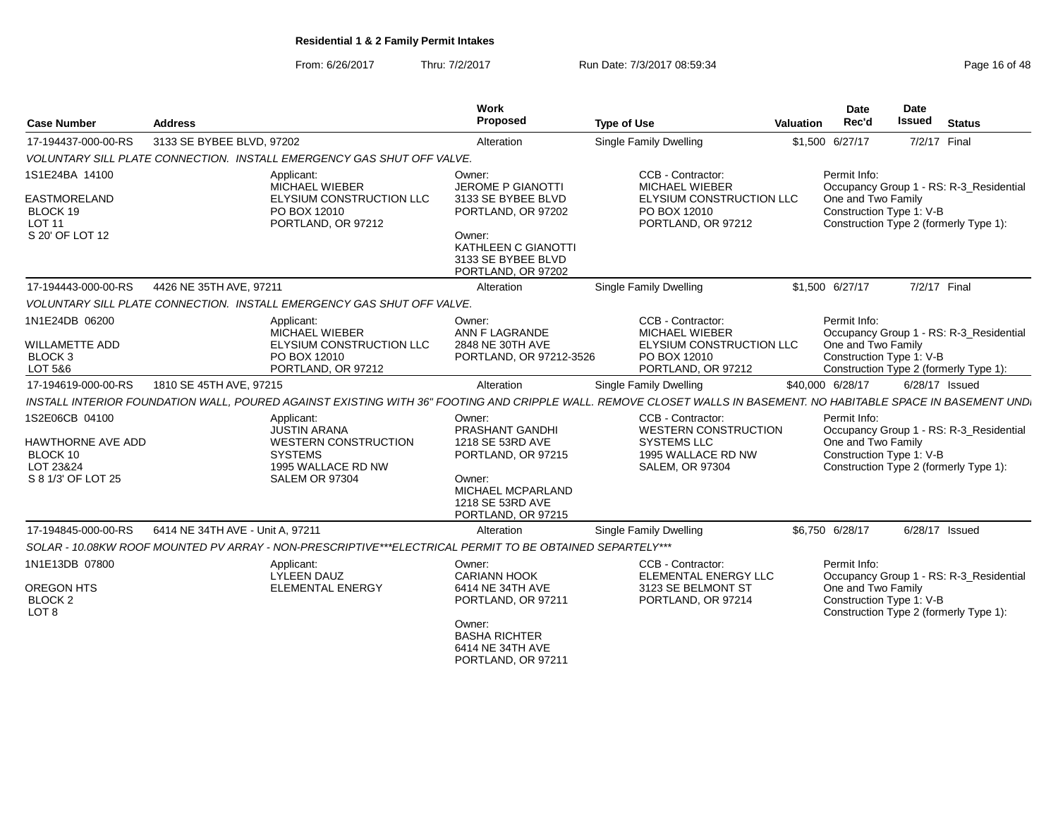**Residential 1 & 2 Family Permit Intakes**

From: 6/26/2017 Thru: 7/2/2017 Run Date: 7/3/2017 08:59:34

| Case Number | Address | Work Proposed | Type of Use | Valuation | Date Rec'd | Date Issued | Status |
|---|---|---|---|---|---|---|---|
| 17-194437-000-00-RS | 3133 SE BYBEE BLVD, 97202 | Alteration | Single Family Dwelling | $1,500 | 6/27/17 | 7/2/17 | Final |

*VOLUNTARY SILL PLATE CONNECTION. INSTALL EMERGENCY GAS SHUT OFF VALVE.*

1S1E24BA 14100
EASTMORELAND
BLOCK 19
LOT 11
S 20' OF LOT 12

Applicant: MICHAEL WIEBER, ELYSIUM CONSTRUCTION LLC, PO BOX 12010, PORTLAND, OR 97212

Owner: JEROME P GIANOTTI, 3133 SE BYBEE BLVD, PORTLAND, OR 97202

Owner: KATHLEEN C GIANOTTI, 3133 SE BYBEE BLVD, PORTLAND, OR 97202

CCB - Contractor: MICHAEL WIEBER, ELYSIUM CONSTRUCTION LLC, PO BOX 12010, PORTLAND, OR 97212

Permit Info: Occupancy Group 1 - RS: R-3_Residential One and Two Family; Construction Type 1: V-B; Construction Type 2 (formerly Type 1):

| Case Number | Address | Work Proposed | Type of Use | Valuation | Date Rec'd | Date Issued | Status |
|---|---|---|---|---|---|---|---|
| 17-194443-000-00-RS | 4426 NE 35TH AVE, 97211 | Alteration | Single Family Dwelling | $1,500 | 6/27/17 | 7/2/17 | Final |

*VOLUNTARY SILL PLATE CONNECTION. INSTALL EMERGENCY GAS SHUT OFF VALVE.*

1N1E24DB 06200
WILLAMETTE ADD
BLOCK 3
LOT 5&6

Applicant: MICHAEL WIEBER, ELYSIUM CONSTRUCTION LLC, PO BOX 12010, PORTLAND, OR 97212

Owner: ANN F LAGRANDE, 2848 NE 30TH AVE, PORTLAND, OR 97212-3526

CCB - Contractor: MICHAEL WIEBER, ELYSIUM CONSTRUCTION LLC, PO BOX 12010, PORTLAND, OR 97212

Permit Info: Occupancy Group 1 - RS: R-3_Residential One and Two Family; Construction Type 1: V-B; Construction Type 2 (formerly Type 1):

| Case Number | Address | Work Proposed | Type of Use | Valuation | Date Rec'd | Date Issued | Status |
|---|---|---|---|---|---|---|---|
| 17-194619-000-00-RS | 1810 SE 45TH AVE, 97215 | Alteration | Single Family Dwelling | $40,000 | 6/28/17 | 6/28/17 | Issued |

*INSTALL INTERIOR FOUNDATION WALL, POURED AGAINST EXISTING WITH 36" FOOTING AND CRIPPLE WALL. REMOVE CLOSET WALLS IN BASEMENT. NO HABITABLE SPACE IN BASEMENT UNDI*

1S2E06CB 04100
HAWTHORNE AVE ADD
BLOCK 10
LOT 23&24
S 8 1/3' OF LOT 25

Applicant: JUSTIN ARANA, WESTERN CONSTRUCTION SYSTEMS, 1995 WALLACE RD NW, SALEM OR 97304

Owner: PRASHANT GANDHI, 1218 SE 53RD AVE, PORTLAND, OR 97215

Owner: MICHAEL MCPARLAND, 1218 SE 53RD AVE, PORTLAND, OR 97215

CCB - Contractor: WESTERN CONSTRUCTION SYSTEMS LLC, 1995 WALLACE RD NW, SALEM, OR 97304

Permit Info: Occupancy Group 1 - RS: R-3_Residential One and Two Family; Construction Type 1: V-B; Construction Type 2 (formerly Type 1):

| Case Number | Address | Work Proposed | Type of Use | Valuation | Date Rec'd | Date Issued | Status |
|---|---|---|---|---|---|---|---|
| 17-194845-000-00-RS | 6414 NE 34TH AVE - Unit A, 97211 | Alteration | Single Family Dwelling | $6,750 | 6/28/17 | 6/28/17 | Issued |

*SOLAR - 10.08KW ROOF MOUNTED PV ARRAY - NON-PRESCRIPTIVE***ELECTRICAL PERMIT TO BE OBTAINED SEPARTELY****

1N1E13DB 07800
OREGON HTS
BLOCK 2
LOT 8

Applicant: LYLEEN DAUZ, ELEMENTAL ENERGY

Owner: CARIANN HOOK, 6414 NE 34TH AVE, PORTLAND, OR 97211

Owner: BASHA RICHTER, 6414 NE 34TH AVE, PORTLAND, OR 97211

CCB - Contractor: ELEMENTAL ENERGY LLC, 3123 SE BELMONT ST, PORTLAND, OR 97214

Permit Info: Occupancy Group 1 - RS: R-3_Residential One and Two Family; Construction Type 1: V-B; Construction Type 2 (formerly Type 1):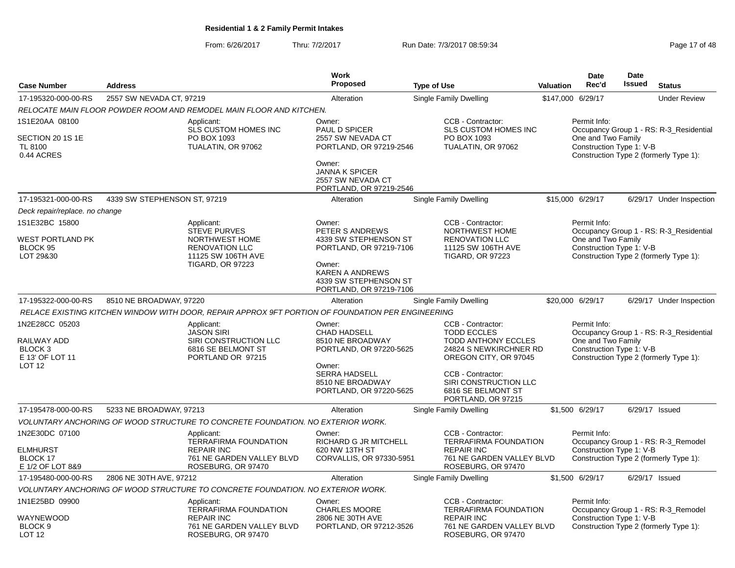**Residential 1 & 2 Family Permit Intakes**

From: 6/26/2017 Thru: 7/2/2017 Run Date: 7/3/2017 08:59:34

| Case Number | Address | Work Proposed | Type of Use | Valuation | Date Rec'd | Date Issued | Status |
|---|---|---|---|---|---|---|---|
| 17-195320-000-00-RS | 2557 SW NEVADA CT, 97219 | Alteration | Single Family Dwelling | $147,000 | 6/29/17 | | Under Review |

*RELOCATE MAIN FLOOR POWDER ROOM AND REMODEL MAIN FLOOR AND KITCHEN.*

1S1E20AA 08100
SECTION 20 1S 1E
TL 8100
0.44 ACRES

Applicant:
SLS CUSTOM HOMES INC
PO BOX 1093
TUALATIN, OR 97062

Owner:
PAUL D SPICER
2557 SW NEVADA CT
PORTLAND, OR 97219-2546

Owner:
JANNA K SPICER
2557 SW NEVADA CT
PORTLAND, OR 97219-2546

CCB - Contractor:
SLS CUSTOM HOMES INC
PO BOX 1093
TUALATIN, OR 97062

Permit Info:
Occupancy Group 1 - RS: R-3_Residential One and Two Family
Construction Type 1: V-B
Construction Type 2 (formerly Type 1):

| Case Number | Address | Work Proposed | Type of Use | Valuation | Date Rec'd | Date Issued | Status |
|---|---|---|---|---|---|---|---|
| 17-195321-000-00-RS | 4339 SW STEPHENSON ST, 97219 | Alteration | Single Family Dwelling | $15,000 | 6/29/17 | 6/29/17 | Under Inspection |

*Deck repair/replace. no change*

1S1E32BC 15800
WEST PORTLAND PK
BLOCK 95
LOT 29&30

Applicant:
STEVE PURVES
NORTHWEST HOME RENOVATION LLC
11125 SW 106TH AVE
TIGARD, OR 97223

Owner:
PETER S ANDREWS
4339 SW STEPHENSON ST
PORTLAND, OR 97219-7106

Owner:
KAREN A ANDREWS
4339 SW STEPHENSON ST
PORTLAND, OR 97219-7106

CCB - Contractor:
NORTHWEST HOME RENOVATION LLC
11125 SW 106TH AVE
TIGARD, OR 97223

Permit Info:
Occupancy Group 1 - RS: R-3_Residential One and Two Family
Construction Type 1: V-B
Construction Type 2 (formerly Type 1):

| Case Number | Address | Work Proposed | Type of Use | Valuation | Date Rec'd | Date Issued | Status |
|---|---|---|---|---|---|---|---|
| 17-195322-000-00-RS | 8510 NE BROADWAY, 97220 | Alteration | Single Family Dwelling | $20,000 | 6/29/17 | 6/29/17 | Under Inspection |

*RELACE EXISTING KITCHEN WINDOW WITH DOOR, REPAIR APPROX 9FT PORTION OF FOUNDATION PER ENGINEERING*

1N2E28CC 05203
RAILWAY ADD
BLOCK 3
E 13' OF LOT 11
LOT 12

Applicant:
JASON SIRI
SIRI CONSTRUCTION LLC
6816 SE BELMONT ST
PORTLAND OR 97215

Owner:
CHAD HADSELL
8510 NE BROADWAY
PORTLAND, OR 97220-5625

Owner:
SERRA HADSELL
8510 NE BROADWAY
PORTLAND, OR 97220-5625

CCB - Contractor:
TODD ECCLES
TODD ANTHONY ECCLES
24824 S NEWKIRCHNER RD
OREGON CITY, OR 97045

CCB - Contractor:
SIRI CONSTRUCTION LLC
6816 SE BELMONT ST
PORTLAND, OR 97215

Permit Info:
Occupancy Group 1 - RS: R-3_Residential One and Two Family
Construction Type 1: V-B
Construction Type 2 (formerly Type 1):

| Case Number | Address | Work Proposed | Type of Use | Valuation | Date Rec'd | Date Issued | Status |
|---|---|---|---|---|---|---|---|
| 17-195478-000-00-RS | 5233 NE BROADWAY, 97213 | Alteration | Single Family Dwelling | $1,500 | 6/29/17 | 6/29/17 | Issued |

*VOLUNTARY ANCHORING OF WOOD STRUCTURE TO CONCRETE FOUNDATION. NO EXTERIOR WORK.*

1N2E30DC 07100
ELMHURST
BLOCK 17
E 1/2 OF LOT 8&9

Applicant:
TERRAFIRMA FOUNDATION REPAIR INC
761 NE GARDEN VALLEY BLVD
ROSEBURG, OR 97470

Owner:
RICHARD G JR MITCHELL
620 NW 13TH ST
CORVALLIS, OR 97330-5951

CCB - Contractor:
TERRAFIRMA FOUNDATION REPAIR INC
761 NE GARDEN VALLEY BLVD
ROSEBURG, OR 97470

Permit Info:
Occupancy Group 1 - RS: R-3_Remodel
Construction Type 1: V-B
Construction Type 2 (formerly Type 1):

| Case Number | Address | Work Proposed | Type of Use | Valuation | Date Rec'd | Date Issued | Status |
|---|---|---|---|---|---|---|---|
| 17-195480-000-00-RS | 2806 NE 30TH AVE, 97212 | Alteration | Single Family Dwelling | $1,500 | 6/29/17 | 6/29/17 | Issued |

*VOLUNTARY ANCHORING OF WOOD STRUCTURE TO CONCRETE FOUNDATION. NO EXTERIOR WORK.*

1N1E25BD 09900
WAYNEWOOD
BLOCK 9
LOT 12

Applicant:
TERRAFIRMA FOUNDATION REPAIR INC
761 NE GARDEN VALLEY BLVD
ROSEBURG, OR 97470

Owner:
CHARLES MOORE
2806 NE 30TH AVE
PORTLAND, OR 97212-3526

CCB - Contractor:
TERRAFIRMA FOUNDATION REPAIR INC
761 NE GARDEN VALLEY BLVD
ROSEBURG, OR 97470

Permit Info:
Occupancy Group 1 - RS: R-3_Remodel
Construction Type 1: V-B
Construction Type 2 (formerly Type 1):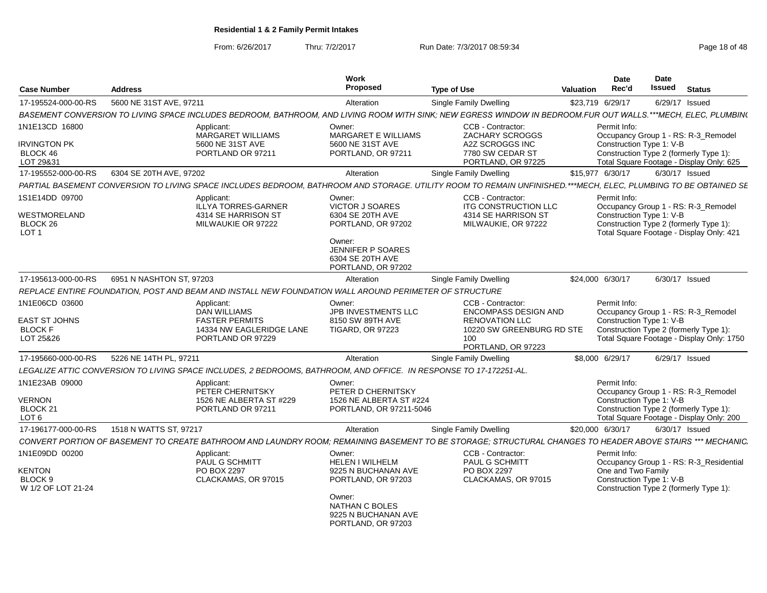**Residential 1 & 2 Family Permit Intakes**

From: 6/26/2017 Thru: 7/2/2017 Run Date: 7/3/2017 08:59:34

| Case Number | Address | Work Proposed | Type of Use | Valuation | Date Rec'd | Date Issued | Status |
|---|---|---|---|---|---|---|---|
| 17-195524-000-00-RS | 5600 NE 31ST AVE, 97211 | Alteration | Single Family Dwelling | $23,719 | 6/29/17 | 6/29/17 | Issued |

*BASEMENT CONVERSION TO LIVING SPACE INCLUDES BEDROOM, BATHROOM, AND LIVING ROOM WITH SINK; NEW EGRESS WINDOW IN BEDROOM.FUR OUT WALLS.\*\*\*MECH, ELEC, PLUMBIN(*

1N1E13CD 16800
IRVINGTON PK
BLOCK 46
LOT 29&31

Applicant: MARGARET WILLIAMS, 5600 NE 31ST AVE, PORTLAND OR 97211

Owner: MARGARET E WILLIAMS, 5600 NE 31ST AVE, PORTLAND, OR 97211

CCB - Contractor: ZACHARY SCROGGS, A2Z SCROGGS INC, 7780 SW CEDAR ST, PORTLAND, OR 97225

Permit Info: Occupancy Group 1 - RS: R-3_Remodel; Construction Type 1: V-B; Construction Type 2 (formerly Type 1):; Total Square Footage - Display Only: 625

| Case Number | Address | Work Proposed | Type of Use | Valuation | Date Rec'd | Date Issued | Status |
|---|---|---|---|---|---|---|---|
| 17-195552-000-00-RS | 6304 SE 20TH AVE, 97202 | Alteration | Single Family Dwelling | $15,977 | 6/30/17 | 6/30/17 | Issued |

*PARTIAL BASEMENT CONVERSION TO LIVING SPACE INCLUDES BEDROOM, BATHROOM AND STORAGE. UTILITY ROOM TO REMAIN UNFINISHED.\*\*\*MECH, ELEC, PLUMBING TO BE OBTAINED SE*

1S1E14DD 09700
WESTMORELAND
BLOCK 26
LOT 1

Applicant: ILLYA TORRES-GARNER, 4314 SE HARRISON ST, MILWAUKIE OR 97222

Owner: VICTOR J SOARES, 6304 SE 20TH AVE, PORTLAND, OR 97202

Owner: JENNIFER P SOARES, 6304 SE 20TH AVE, PORTLAND, OR 97202

CCB - Contractor: ITG CONSTRUCTION LLC, 4314 SE HARRISON ST, MILWAUKIE, OR 97222

Permit Info: Occupancy Group 1 - RS: R-3_Remodel; Construction Type 1: V-B; Construction Type 2 (formerly Type 1):; Total Square Footage - Display Only: 421

| Case Number | Address | Work Proposed | Type of Use | Valuation | Date Rec'd | Date Issued | Status |
|---|---|---|---|---|---|---|---|
| 17-195613-000-00-RS | 6951 N NASHTON ST, 97203 | Alteration | Single Family Dwelling | $24,000 | 6/30/17 | 6/30/17 | Issued |

*REPLACE ENTIRE FOUNDATION, POST AND BEAM AND INSTALL NEW FOUNDATION WALL AROUND PERIMETER OF STRUCTURE*

1N1E06CD 03600
EAST ST JOHNS
BLOCK F
LOT 25&26

Applicant: DAN WILLIAMS, FASTER PERMITS, 14334 NW EAGLERIDGE LANE, PORTLAND OR 97229

Owner: JPB INVESTMENTS LLC, 8150 SW 89TH AVE, TIGARD, OR 97223

CCB - Contractor: ENCOMPASS DESIGN AND RENOVATION LLC, 10220 SW GREENBURG RD STE 100, PORTLAND, OR 97223

Permit Info: Occupancy Group 1 - RS: R-3_Remodel; Construction Type 1: V-B; Construction Type 2 (formerly Type 1):; Total Square Footage - Display Only: 1750

| Case Number | Address | Work Proposed | Type of Use | Valuation | Date Rec'd | Date Issued | Status |
|---|---|---|---|---|---|---|---|
| 17-195660-000-00-RS | 5226 NE 14TH PL, 97211 | Alteration | Single Family Dwelling | $8,000 | 6/29/17 | 6/29/17 | Issued |

*LEGALIZE ATTIC CONVERSION TO LIVING SPACE INCLUDES, 2 BEDROOMS, BATHROOM, AND OFFICE. IN RESPONSE TO 17-172251-AL.*

1N1E23AB 09000
VERNON
BLOCK 21
LOT 6

Applicant: PETER CHERNITSKY, 1526 NE ALBERTA ST #229, PORTLAND OR 97211

Owner: PETER D CHERNITSKY, 1526 NE ALBERTA ST #224, PORTLAND, OR 97211-5046

Permit Info: Occupancy Group 1 - RS: R-3_Remodel; Construction Type 1: V-B; Construction Type 2 (formerly Type 1):; Total Square Footage - Display Only: 200

| Case Number | Address | Work Proposed | Type of Use | Valuation | Date Rec'd | Date Issued | Status |
|---|---|---|---|---|---|---|---|
| 17-196177-000-00-RS | 1518 N WATTS ST, 97217 | Alteration | Single Family Dwelling | $20,000 | 6/30/17 | 6/30/17 | Issued |

*CONVERT PORTION OF BASEMENT TO CREATE BATHROOM AND LAUNDRY ROOM; REMAINING BASEMENT TO BE STORAGE; STRUCTURAL CHANGES TO HEADER ABOVE STAIRS \*\*\* MECHANIC*

1N1E09DD 00200
KENTON
BLOCK 9
W 1/2 OF LOT 21-24

Applicant: PAUL G SCHMITT, PO BOX 2297, CLACKAMAS, OR 97015

Owner: HELEN I WILHELM, 9225 N BUCHANAN AVE, PORTLAND, OR 97203

Owner: NATHAN C BOLES, 9225 N BUCHANAN AVE, PORTLAND, OR 97203

CCB - Contractor: PAUL G SCHMITT, PO BOX 2297, CLACKAMAS, OR 97015

Permit Info: Occupancy Group 1 - RS: R-3_Residential One and Two Family; Construction Type 1: V-B; Construction Type 2 (formerly Type 1):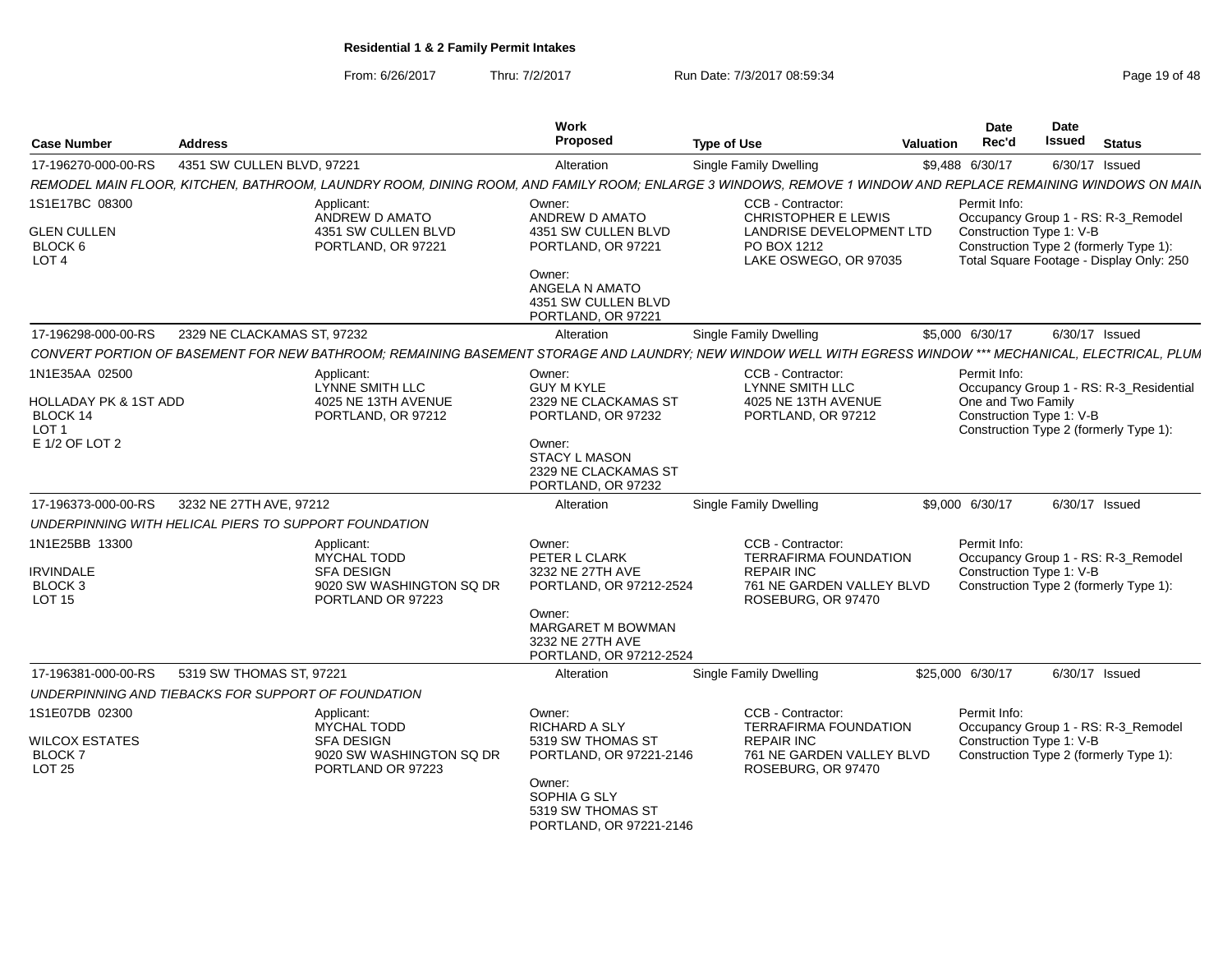# Residential 1 & 2 Family Permit Intakes

From: 6/26/2017 Thru: 7/2/2017 Run Date: 7/3/2017 08:59:34

| Case Number | Address | Work Proposed | Type of Use | Valuation | Date Rec'd | Date Issued | Status |
|---|---|---|---|---|---|---|---|
| 17-196270-000-00-RS | 4351 SW CULLEN BLVD, 97221 | Alteration | Single Family Dwelling | $9,488 | 6/30/17 | 6/30/17 | Issued |

*REMODEL MAIN FLOOR, KITCHEN, BATHROOM, LAUNDRY ROOM, DINING ROOM, AND FAMILY ROOM; ENLARGE 3 WINDOWS, REMOVE 1 WINDOW AND REPLACE REMAINING WINDOWS ON MAIN*

1S1E17BC 08300
GLEN CULLEN
BLOCK 6
LOT 4

Applicant:
ANDREW D AMATO
4351 SW CULLEN BLVD
PORTLAND, OR 97221

Owner:
ANDREW D AMATO
4351 SW CULLEN BLVD
PORTLAND, OR 97221

Owner:
ANGELA N AMATO
4351 SW CULLEN BLVD
PORTLAND, OR 97221

CCB - Contractor:
CHRISTOPHER E LEWIS
LANDRISE DEVELOPMENT LTD
PO BOX 1212
LAKE OSWEGO, OR 97035

Permit Info:
Occupancy Group 1 - RS: R-3_Remodel
Construction Type 1: V-B
Construction Type 2 (formerly Type 1):
Total Square Footage - Display Only: 250

| Case Number | Address | Work Proposed | Type of Use | Valuation | Date Rec'd | Date Issued | Status |
|---|---|---|---|---|---|---|---|
| 17-196298-000-00-RS | 2329 NE CLACKAMAS ST, 97232 | Alteration | Single Family Dwelling | $5,000 | 6/30/17 | 6/30/17 | Issued |

*CONVERT PORTION OF BASEMENT FOR NEW BATHROOM; REMAINING BASEMENT STORAGE AND LAUNDRY; NEW WINDOW WELL WITH EGRESS WINDOW *** MECHANICAL, ELECTRICAL, PLUM*

1N1E35AA 02500
HOLLADAY PK & 1ST ADD
BLOCK 14
LOT 1
E 1/2 OF LOT 2

Applicant:
LYNNE SMITH LLC
4025 NE 13TH AVENUE
PORTLAND, OR 97212

Owner:
GUY M KYLE
2329 NE CLACKAMAS ST
PORTLAND, OR 97232

Owner:
STACY L MASON
2329 NE CLACKAMAS ST
PORTLAND, OR 97232

CCB - Contractor:
LYNNE SMITH LLC
4025 NE 13TH AVENUE
PORTLAND, OR 97212

Permit Info:
Occupancy Group 1 - RS: R-3_Residential One and Two Family
Construction Type 1: V-B
Construction Type 2 (formerly Type 1):

| Case Number | Address | Work Proposed | Type of Use | Valuation | Date Rec'd | Date Issued | Status |
|---|---|---|---|---|---|---|---|
| 17-196373-000-00-RS | 3232 NE 27TH AVE, 97212 | Alteration | Single Family Dwelling | $9,000 | 6/30/17 | 6/30/17 | Issued |

*UNDERPINNING WITH HELICAL PIERS TO SUPPORT FOUNDATION*

1N1E25BB 13300
IRVINDALE
BLOCK 3
LOT 15

Applicant:
MYCHAL TODD
SFA DESIGN
9020 SW WASHINGTON SQ DR
PORTLAND OR 97223

Owner:
PETER L CLARK
3232 NE 27TH AVE
PORTLAND, OR 97212-2524

Owner:
MARGARET M BOWMAN
3232 NE 27TH AVE
PORTLAND, OR 97212-2524

CCB - Contractor:
TERRAFIRMA FOUNDATION REPAIR INC
761 NE GARDEN VALLEY BLVD
ROSEBURG, OR 97470

Permit Info:
Occupancy Group 1 - RS: R-3_Remodel
Construction Type 1: V-B
Construction Type 2 (formerly Type 1):

| Case Number | Address | Work Proposed | Type of Use | Valuation | Date Rec'd | Date Issued | Status |
|---|---|---|---|---|---|---|---|
| 17-196381-000-00-RS | 5319 SW THOMAS ST, 97221 | Alteration | Single Family Dwelling | $25,000 | 6/30/17 | 6/30/17 | Issued |

*UNDERPINNING AND TIEBACKS FOR SUPPORT OF FOUNDATION*

1S1E07DB 02300
WILCOX ESTATES
BLOCK 7
LOT 25

Applicant:
MYCHAL TODD
SFA DESIGN
9020 SW WASHINGTON SQ DR
PORTLAND OR 97223

Owner:
RICHARD A SLY
5319 SW THOMAS ST
PORTLAND, OR 97221-2146

Owner:
SOPHIA G SLY
5319 SW THOMAS ST
PORTLAND, OR 97221-2146

CCB - Contractor:
TERRAFIRMA FOUNDATION REPAIR INC
761 NE GARDEN VALLEY BLVD
ROSEBURG, OR 97470

Permit Info:
Occupancy Group 1 - RS: R-3_Remodel
Construction Type 1: V-B
Construction Type 2 (formerly Type 1):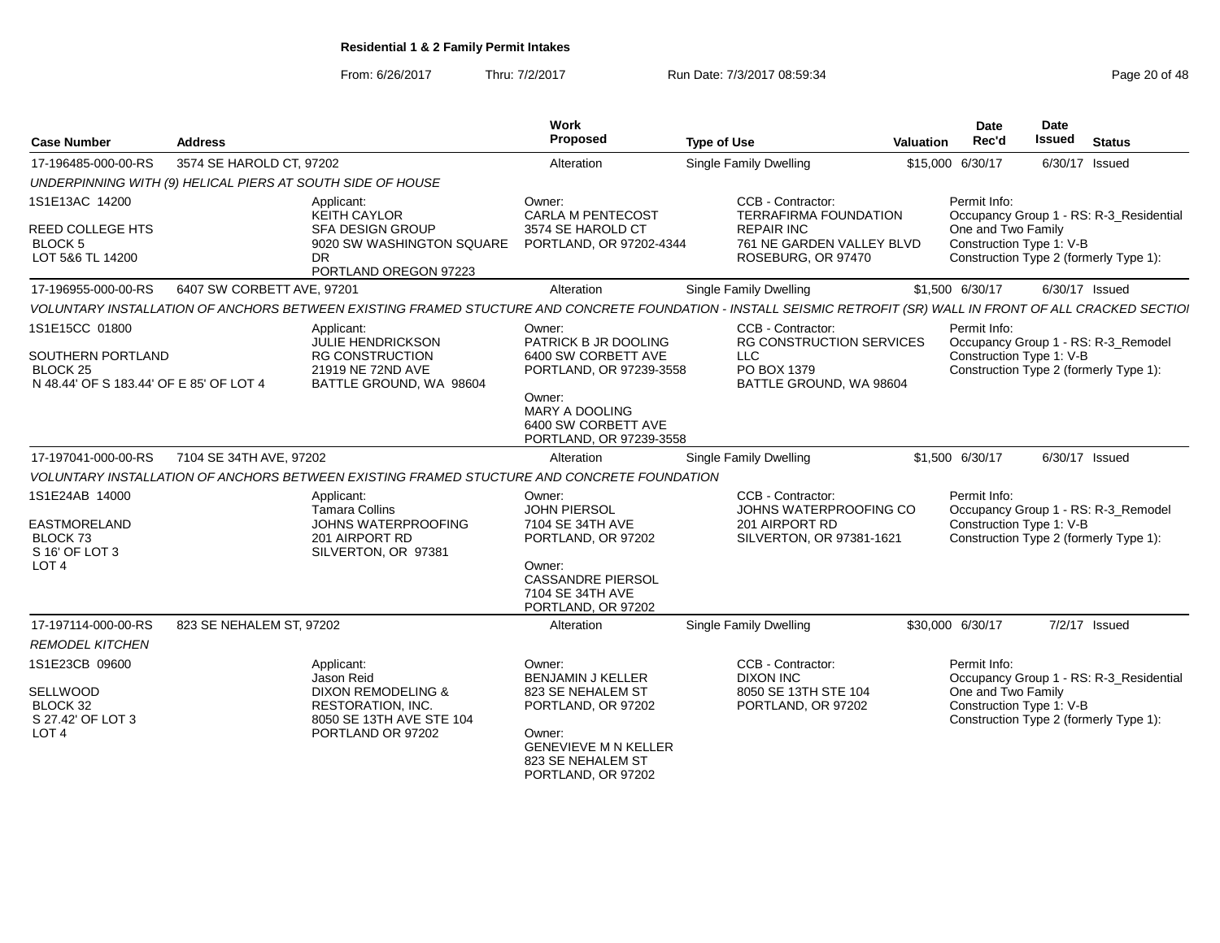**Residential 1 & 2 Family Permit Intakes**

From: 6/26/2017 Thru: 7/2/2017 Run Date: 7/3/2017 08:59:34

| Case Number | Address | Work Proposed | Type of Use | Valuation | Date Rec'd | Date Issued | Status |
|---|---|---|---|---|---|---|---|
| 17-196485-000-00-RS | 3574 SE HAROLD CT, 97202 | Alteration | Single Family Dwelling | $15,000 | 6/30/17 | 6/30/17 | Issued |

UNDERPINNING WITH (9) HELICAL PIERS AT SOUTH SIDE OF HOUSE

1S1E13AC 14200
REED COLLEGE HTS
BLOCK 5
LOT 5&6 TL 14200

Applicant:
KEITH CAYLOR
SFA DESIGN GROUP
9020 SW WASHINGTON SQUARE DR
PORTLAND OREGON 97223

Owner:
CARLA M PENTECOST
3574 SE HAROLD CT
PORTLAND, OR 97202-4344

CCB - Contractor:
TERRAFIRMA FOUNDATION REPAIR INC
761 NE GARDEN VALLEY BLVD
ROSEBURG, OR 97470

Permit Info:
Occupancy Group 1 - RS: R-3_Residential One and Two Family
Construction Type 1: V-B
Construction Type 2 (formerly Type 1):

| Case Number | Address | Work Proposed | Type of Use | Valuation | Date Rec'd | Date Issued | Status |
|---|---|---|---|---|---|---|---|
| 17-196955-000-00-RS | 6407 SW CORBETT AVE, 97201 | Alteration | Single Family Dwelling | $1,500 | 6/30/17 | 6/30/17 | Issued |

VOLUNTARY INSTALLATION OF ANCHORS BETWEEN EXISTING FRAMED STUCTURE AND CONCRETE FOUNDATION - INSTALL SEISMIC RETROFIT (SR) WALL IN FRONT OF ALL CRACKED SECTIOI

1S1E15CC 01800
SOUTHERN PORTLAND
BLOCK 25
N 48.44' OF S 183.44' OF E 85' OF LOT 4

Applicant:
JULIE HENDRICKSON
RG CONSTRUCTION
21919 NE 72ND AVE
BATTLE GROUND, WA 98604

Owner:
PATRICK B JR DOOLING
6400 SW CORBETT AVE
PORTLAND, OR 97239-3558

Owner:
MARY A DOOLING
6400 SW CORBETT AVE
PORTLAND, OR 97239-3558

CCB - Contractor:
RG CONSTRUCTION SERVICES LLC
PO BOX 1379
BATTLE GROUND, WA 98604

Permit Info:
Occupancy Group 1 - RS: R-3_Remodel
Construction Type 1: V-B
Construction Type 2 (formerly Type 1):

| Case Number | Address | Work Proposed | Type of Use | Valuation | Date Rec'd | Date Issued | Status |
|---|---|---|---|---|---|---|---|
| 17-197041-000-00-RS | 7104 SE 34TH AVE, 97202 | Alteration | Single Family Dwelling | $1,500 | 6/30/17 | 6/30/17 | Issued |

VOLUNTARY INSTALLATION OF ANCHORS BETWEEN EXISTING FRAMED STUCTURE AND CONCRETE FOUNDATION

1S1E24AB 14000
EASTMORELAND
BLOCK 73
S 16' OF LOT 3
LOT 4

Applicant:
Tamara Collins
JOHNS WATERPROOFING
201 AIRPORT RD
SILVERTON, OR 97381

Owner:
JOHN PIERSOL
7104 SE 34TH AVE
PORTLAND, OR 97202

Owner:
CASSANDRE PIERSOL
7104 SE 34TH AVE
PORTLAND, OR 97202

CCB - Contractor:
JOHNS WATERPROOFING CO
201 AIRPORT RD
SILVERTON, OR 97381-1621

Permit Info:
Occupancy Group 1 - RS: R-3_Remodel
Construction Type 1: V-B
Construction Type 2 (formerly Type 1):

| Case Number | Address | Work Proposed | Type of Use | Valuation | Date Rec'd | Date Issued | Status |
|---|---|---|---|---|---|---|---|
| 17-197114-000-00-RS | 823 SE NEHALEM ST, 97202 | Alteration | Single Family Dwelling | $30,000 | 6/30/17 | 7/2/17 | Issued |

REMODEL KITCHEN

1S1E23CB 09600
SELLWOOD
BLOCK 32
S 27.42' OF LOT 3
LOT 4

Applicant:
Jason Reid
DIXON REMODELING & RESTORATION, INC.
8050 SE 13TH AVE STE 104
PORTLAND OR 97202

Owner:
BENJAMIN J KELLER
823 SE NEHALEM ST
PORTLAND, OR 97202

Owner:
GENEVIEVE M N KELLER
823 SE NEHALEM ST
PORTLAND, OR 97202

CCB - Contractor:
DIXON INC
8050 SE 13TH STE 104
PORTLAND, OR 97202

Permit Info:
Occupancy Group 1 - RS: R-3_Residential One and Two Family
Construction Type 1: V-B
Construction Type 2 (formerly Type 1):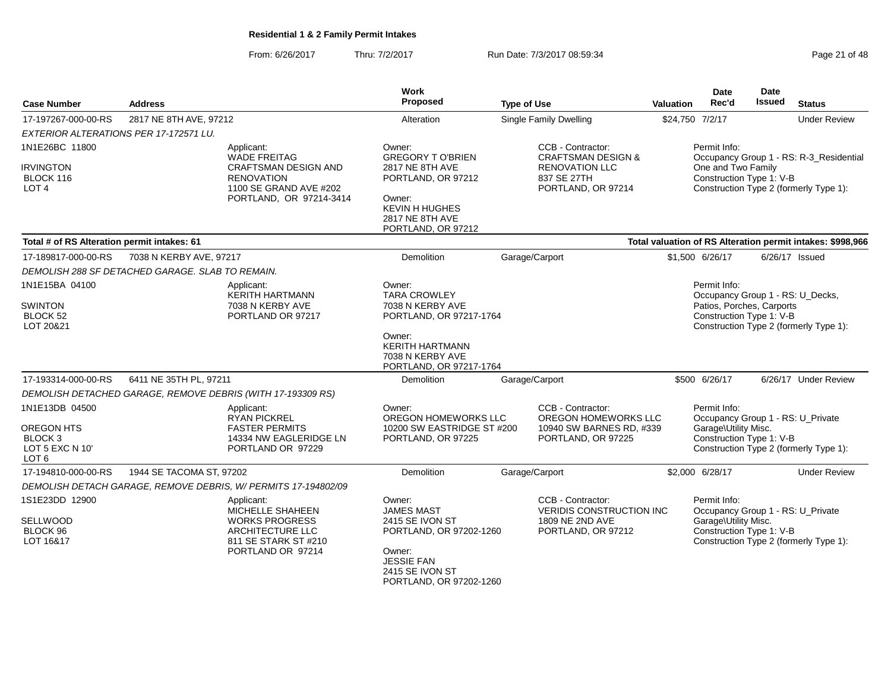# Residential 1 & 2 Family Permit Intakes

From: 6/26/2017 Thru: 7/2/2017 Run Date: 7/3/2017 08:59:34

| Case Number | Address | Work Proposed | Type of Use | Valuation | Date Rec'd | Date Issued | Status |
|---|---|---|---|---|---|---|---|
| 17-197267-000-00-RS | 2817 NE 8TH AVE, 97212 | Alteration | Single Family Dwelling | $24,750 | 7/2/17 | | Under Review |

*EXTERIOR ALTERATIONS PER 17-172571 LU.*

1N1E26BC 11800
IRVINGTON
BLOCK 116
LOT 4

Applicant:
WADE FREITAG
CRAFTSMAN DESIGN AND RENOVATION
1100 SE GRAND AVE #202
PORTLAND, OR 97214-3414

Owner:
GREGORY T O'BRIEN
2817 NE 8TH AVE
PORTLAND, OR 97212

Owner:
KEVIN H HUGHES
2817 NE 8TH AVE
PORTLAND, OR 97212

CCB - Contractor:
CRAFTSMAN DESIGN & RENOVATION LLC
837 SE 27TH
PORTLAND, OR 97214

Permit Info:
Occupancy Group 1 - RS: R-3_Residential One and Two Family
Construction Type 1: V-B
Construction Type 2 (formerly Type 1):

**Total # of RS Alteration permit intakes: 61**

**Total valuation of RS Alteration permit intakes: $998,966**

| Case Number | Address | Work Proposed | Type of Use | Valuation | Date Rec'd | Date Issued | Status |
|---|---|---|---|---|---|---|---|
| 17-189817-000-00-RS | 7038 N KERBY AVE, 97217 | Demolition | Garage/Carport | $1,500 | 6/26/17 | 6/26/17 | Issued |

*DEMOLISH 288 SF DETACHED GARAGE. SLAB TO REMAIN.*

1N1E15BA 04100
SWINTON
BLOCK 52
LOT 20&21

Applicant:
KERITH HARTMANN
7038 N KERBY AVE
PORTLAND OR 97217

Owner:
TARA CROWLEY
7038 N KERBY AVE
PORTLAND, OR 97217-1764

Owner:
KERITH HARTMANN
7038 N KERBY AVE
PORTLAND, OR 97217-1764

Permit Info:
Occupancy Group 1 - RS: U_Decks, Patios, Porches, Carports
Construction Type 1: V-B
Construction Type 2 (formerly Type 1):

| Case Number | Address | Work Proposed | Type of Use | Valuation | Date Rec'd | Date Issued | Status |
|---|---|---|---|---|---|---|---|
| 17-193314-000-00-RS | 6411 NE 35TH PL, 97211 | Demolition | Garage/Carport | $500 | 6/26/17 | 6/26/17 | Under Review |

*DEMOLISH DETACHED GARAGE, REMOVE DEBRIS (WITH 17-193309 RS)*

1N1E13DB 04500
OREGON HTS
BLOCK 3
LOT 5 EXC N 10'
LOT 6

Applicant:
RYAN PICKREL
FASTER PERMITS
14334 NW EAGLERIDGE LN
PORTLAND OR 97229

Owner:
OREGON HOMEWORKS LLC
10200 SW EASTRIDGE ST #200
PORTLAND, OR 97225

CCB - Contractor:
OREGON HOMEWORKS LLC
10940 SW BARNES RD, #339
PORTLAND, OR 97225

Permit Info:
Occupancy Group 1 - RS: U_Private Garage\Utility Misc.
Construction Type 1: V-B
Construction Type 2 (formerly Type 1):

| Case Number | Address | Work Proposed | Type of Use | Valuation | Date Rec'd | Date Issued | Status |
|---|---|---|---|---|---|---|---|
| 17-194810-000-00-RS | 1944 SE TACOMA ST, 97202 | Demolition | Garage/Carport | $2,000 | 6/28/17 | | Under Review |

*DEMOLISH DETACH GARAGE, REMOVE DEBRIS, W/ PERMITS 17-194802/09*

1S1E23DD 12900
SELLWOOD
BLOCK 96
LOT 16&17

Applicant:
MICHELLE SHAHEEN
WORKS PROGRESS ARCHITECTURE LLC
811 SE STARK ST #210
PORTLAND OR 97214

Owner:
JAMES MAST
2415 SE IVON ST
PORTLAND, OR 97202-1260

Owner:
JESSIE FAN
2415 SE IVON ST
PORTLAND, OR 97202-1260

CCB - Contractor:
VERIDIS CONSTRUCTION INC
1809 NE 2ND AVE
PORTLAND, OR 97212

Permit Info:
Occupancy Group 1 - RS: U_Private Garage\Utility Misc.
Construction Type 1: V-B
Construction Type 2 (formerly Type 1):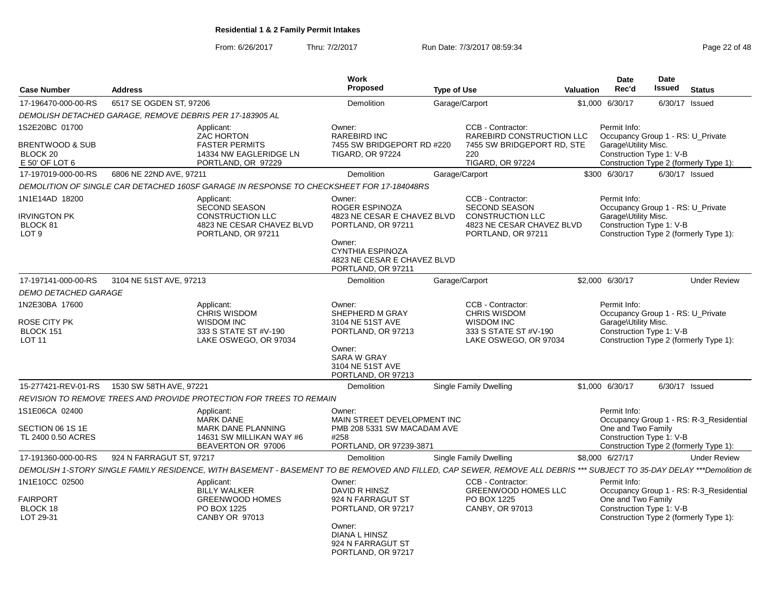**Residential 1 & 2 Family Permit Intakes**

From: 6/26/2017 Thru: 7/2/2017 Run Date: 7/3/2017 08:59:34

| Case Number | Address | Work Proposed | Type of Use | Valuation | Date Rec'd | Date Issued | Status |
|---|---|---|---|---|---|---|---|
| 17-196470-000-00-RS | 6517 SE OGDEN ST, 97206 | Demolition | Garage/Carport | $1,000 | 6/30/17 | 6/30/17 | Issued |

DEMOLISH DETACHED GARAGE, REMOVE DEBRIS PER 17-183905 AL

1S2E20BC 01700
BRENTWOOD & SUB
BLOCK 20
E 50' OF LOT 6

Applicant: ZAC HORTON, FASTER PERMITS, 14334 NW EAGLERIDGE LN, PORTLAND, OR 97229

Owner: RAREBIRD INC, 7455 SW BRIDGEPORT RD #220, TIGARD, OR 97224

CCB - Contractor: RAREBIRD CONSTRUCTION LLC, 7455 SW BRIDGEPORT RD, STE 220, TIGARD, OR 97224

Permit Info: Occupancy Group 1 - RS: U_Private Garage\Utility Misc. Construction Type 1: V-B Construction Type 2 (formerly Type 1):

| Case Number | Address | Work Proposed | Type of Use | Valuation | Date Rec'd | Date Issued | Status |
|---|---|---|---|---|---|---|---|
| 17-197019-000-00-RS | 6806 NE 22ND AVE, 97211 | Demolition | Garage/Carport | $300 | 6/30/17 | 6/30/17 | Issued |

DEMOLITION OF SINGLE CAR DETACHED 160SF GARAGE IN RESPONSE TO CHECKSHEET FOR 17-184048RS

1N1E14AD 18200
IRVINGTON PK
BLOCK 81
LOT 9

Applicant: SECOND SEASON CONSTRUCTION LLC, 4823 NE CESAR CHAVEZ BLVD, PORTLAND, OR 97211

Owner: ROGER ESPINOZA, 4823 NE CESAR E CHAVEZ BLVD, PORTLAND, OR 97211

Owner: CYNTHIA ESPINOZA, 4823 NE CESAR E CHAVEZ BLVD, PORTLAND, OR 97211

CCB - Contractor: SECOND SEASON CONSTRUCTION LLC, 4823 NE CESAR CHAVEZ BLVD, PORTLAND, OR 97211

Permit Info: Occupancy Group 1 - RS: U_Private Garage\Utility Misc. Construction Type 1: V-B Construction Type 2 (formerly Type 1):

| Case Number | Address | Work Proposed | Type of Use | Valuation | Date Rec'd | Date Issued | Status |
|---|---|---|---|---|---|---|---|
| 17-197141-000-00-RS | 3104 NE 51ST AVE, 97213 | Demolition | Garage/Carport | $2,000 | 6/30/17 | | Under Review |

DEMO DETACHED GARAGE

1N2E30BA 17600
ROSE CITY PK
BLOCK 151
LOT 11

Applicant: CHRIS WISDOM, WISDOM INC, 333 S STATE ST #V-190, LAKE OSWEGO, OR 97034

Owner: SHEPHERD M GRAY, 3104 NE 51ST AVE, PORTLAND, OR 97213

Owner: SARA W GRAY, 3104 NE 51ST AVE, PORTLAND, OR 97213

CCB - Contractor: CHRIS WISDOM, WISDOM INC, 333 S STATE ST #V-190, LAKE OSWEGO, OR 97034

Permit Info: Occupancy Group 1 - RS: U_Private Garage\Utility Misc. Construction Type 1: V-B Construction Type 2 (formerly Type 1):

| Case Number | Address | Work Proposed | Type of Use | Valuation | Date Rec'd | Date Issued | Status |
|---|---|---|---|---|---|---|---|
| 15-277421-REV-01-RS | 1530 SW 58TH AVE, 97221 | Demolition | Single Family Dwelling | $1,000 | 6/30/17 | 6/30/17 | Issued |

REVISION TO REMOVE TREES AND PROVIDE PROTECTION FOR TREES TO REMAIN

1S1E06CA 02400
SECTION 06 1S 1E
TL 2400 0.50 ACRES

Applicant: MARK DANE, MARK DANE PLANNING, 14631 SW MILLIKAN WAY #6, BEAVERTON OR 97006

Owner: MAIN STREET DEVELOPMENT INC, PMB 208 5331 SW MACADAM AVE #258, PORTLAND, OR 97239-3871

Permit Info: Occupancy Group 1 - RS: R-3_Residential One and Two Family Construction Type 1: V-B Construction Type 2 (formerly Type 1):

| Case Number | Address | Work Proposed | Type of Use | Valuation | Date Rec'd | Date Issued | Status |
|---|---|---|---|---|---|---|---|
| 17-191360-000-00-RS | 924 N FARRAGUT ST, 97217 | Demolition | Single Family Dwelling | $8,000 | 6/27/17 | | Under Review |

DEMOLISH 1-STORY SINGLE FAMILY RESIDENCE, WITH BASEMENT - BASEMENT TO BE REMOVED AND FILLED, CAP SEWER, REMOVE ALL DEBRIS *** SUBJECT TO 35-DAY DELAY ***Demolition de

1N1E10CC 02500
FAIRPORT
BLOCK 18
LOT 29-31

Applicant: BILLY WALKER, GREENWOOD HOMES, PO BOX 1225, CANBY OR 97013

Owner: DAVID R HINSZ, 924 N FARRAGUT ST, PORTLAND, OR 97217

Owner: DIANA L HINSZ, 924 N FARRAGUT ST, PORTLAND, OR 97217

CCB - Contractor: GREENWOOD HOMES LLC, PO BOX 1225, CANBY, OR 97013

Permit Info: Occupancy Group 1 - RS: R-3_Residential One and Two Family Construction Type 1: V-B Construction Type 2 (formerly Type 1):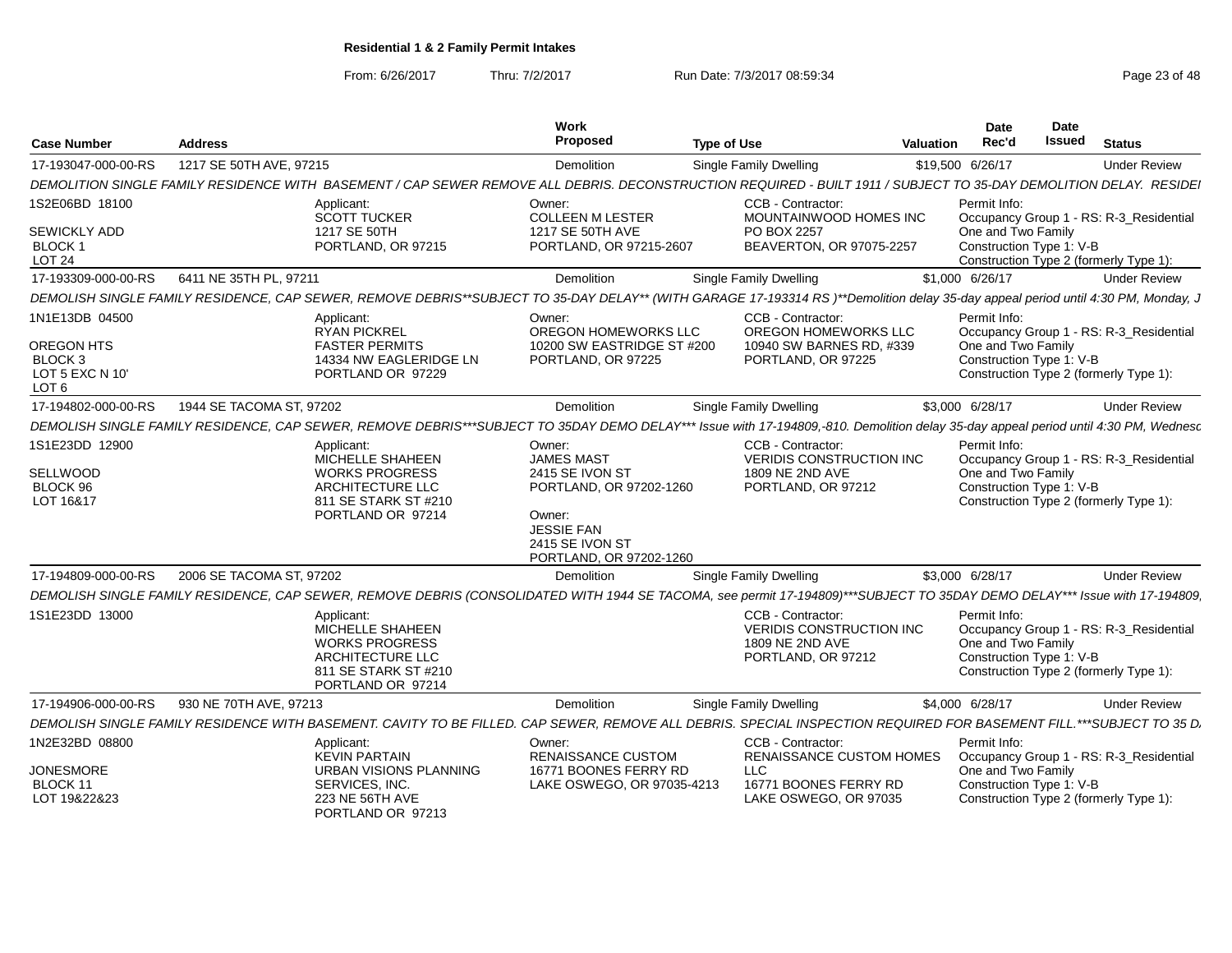**Residential 1 & 2 Family Permit Intakes**

From: 6/26/2017 Thru: 7/2/2017 Run Date: 7/3/2017 08:59:34

| Case Number | Address | Work Proposed | Type of Use | Valuation | Date Rec'd | Date Issued | Status |
|---|---|---|---|---|---|---|---|
| 17-193047-000-00-RS | 1217 SE 50TH AVE, 97215 | Demolition | Single Family Dwelling | $19,500 | 6/26/17 | | Under Review |

DEMOLITION SINGLE FAMILY RESIDENCE WITH BASEMENT / CAP SEWER REMOVE ALL DEBRIS. DECONSTRUCTION REQUIRED - BUILT 1911 / SUBJECT TO 35-DAY DEMOLITION DELAY. RESIDEI

- 1S2E06BD 18100 / SEWICKLY ADD / BLOCK 1 / LOT 24
- Applicant: SCOTT TUCKER, 1217 SE 50TH, PORTLAND, OR 97215
- Owner: COLLEEN M LESTER, 1217 SE 50TH AVE, PORTLAND, OR 97215-2607
- CCB - Contractor: MOUNTAINWOOD HOMES INC, PO BOX 2257, BEAVERTON, OR 97075-2257
- Permit Info: Occupancy Group 1 - RS: R-3_Residential One and Two Family; Construction Type 1: V-B; Construction Type 2 (formerly Type 1):

| Case Number | Address | Work Proposed | Type of Use | Valuation | Date Rec'd | Date Issued | Status |
|---|---|---|---|---|---|---|---|
| 17-193309-000-00-RS | 6411 NE 35TH PL, 97211 | Demolition | Single Family Dwelling | $1,000 | 6/26/17 | | Under Review |

DEMOLISH SINGLE FAMILY RESIDENCE, CAP SEWER, REMOVE DEBRIS**SUBJECT TO 35-DAY DELAY** (WITH GARAGE 17-193314 RS )**Demolition delay 35-day appeal period until 4:30 PM, Monday, J

- 1N1E13DB 04500 / OREGON HTS / BLOCK 3 / LOT 5 EXC N 10' / LOT 6
- Applicant: RYAN PICKREL, FASTER PERMITS, 14334 NW EAGLERIDGE LN, PORTLAND OR 97229
- Owner: OREGON HOMEWORKS LLC, 10200 SW EASTRIDGE ST #200, PORTLAND, OR 97225
- CCB - Contractor: OREGON HOMEWORKS LLC, 10940 SW BARNES RD, #339, PORTLAND, OR 97225
- Permit Info: Occupancy Group 1 - RS: R-3_Residential One and Two Family; Construction Type 1: V-B; Construction Type 2 (formerly Type 1):

| Case Number | Address | Work Proposed | Type of Use | Valuation | Date Rec'd | Date Issued | Status |
|---|---|---|---|---|---|---|---|
| 17-194802-000-00-RS | 1944 SE TACOMA ST, 97202 | Demolition | Single Family Dwelling | $3,000 | 6/28/17 | | Under Review |

DEMOLISH SINGLE FAMILY RESIDENCE, CAP SEWER, REMOVE DEBRIS***SUBJECT TO 35DAY DEMO DELAY*** Issue with 17-194809,-810. Demolition delay 35-day appeal period until 4:30 PM, Wednesc

- 1S1E23DD 12900 / SELLWOOD / BLOCK 96 / LOT 16&17
- Applicant: MICHELLE SHAHEEN, WORKS PROGRESS ARCHITECTURE LLC, 811 SE STARK ST #210, PORTLAND OR 97214
- Owner: JAMES MAST, 2415 SE IVON ST, PORTLAND, OR 97202-1260
- Owner: JESSIE FAN, 2415 SE IVON ST, PORTLAND, OR 97202-1260
- CCB - Contractor: VERIDIS CONSTRUCTION INC, 1809 NE 2ND AVE, PORTLAND, OR 97212
- Permit Info: Occupancy Group 1 - RS: R-3_Residential One and Two Family; Construction Type 1: V-B; Construction Type 2 (formerly Type 1):

| Case Number | Address | Work Proposed | Type of Use | Valuation | Date Rec'd | Date Issued | Status |
|---|---|---|---|---|---|---|---|
| 17-194809-000-00-RS | 2006 SE TACOMA ST, 97202 | Demolition | Single Family Dwelling | $3,000 | 6/28/17 | | Under Review |

DEMOLISH SINGLE FAMILY RESIDENCE, CAP SEWER, REMOVE DEBRIS (CONSOLIDATED WITH 1944 SE TACOMA, see permit 17-194809)***SUBJECT TO 35DAY DEMO DELAY*** Issue with 17-194809,

- 1S1E23DD 13000
- Applicant: MICHELLE SHAHEEN, WORKS PROGRESS ARCHITECTURE LLC, 811 SE STARK ST #210, PORTLAND OR 97214
- CCB - Contractor: VERIDIS CONSTRUCTION INC, 1809 NE 2ND AVE, PORTLAND, OR 97212
- Permit Info: Occupancy Group 1 - RS: R-3_Residential One and Two Family; Construction Type 1: V-B; Construction Type 2 (formerly Type 1):

| Case Number | Address | Work Proposed | Type of Use | Valuation | Date Rec'd | Date Issued | Status |
|---|---|---|---|---|---|---|---|
| 17-194906-000-00-RS | 930 NE 70TH AVE, 97213 | Demolition | Single Family Dwelling | $4,000 | 6/28/17 | | Under Review |

DEMOLISH SINGLE FAMILY RESIDENCE WITH BASEMENT. CAVITY TO BE FILLED. CAP SEWER, REMOVE ALL DEBRIS. SPECIAL INSPECTION REQUIRED FOR BASEMENT FILL.***SUBJECT TO 35 D.

- 1N2E32BD 08800 / JONESMORE / BLOCK 11 / LOT 19&22&23
- Applicant: KEVIN PARTAIN, URBAN VISIONS PLANNING SERVICES, INC., 223 NE 56TH AVE, PORTLAND OR 97213
- Owner: RENAISSANCE CUSTOM, 16771 BOONES FERRY RD, LAKE OSWEGO, OR 97035-4213
- CCB - Contractor: RENAISSANCE CUSTOM HOMES LLC, 16771 BOONES FERRY RD, LAKE OSWEGO, OR 97035
- Permit Info: Occupancy Group 1 - RS: R-3_Residential One and Two Family; Construction Type 1: V-B; Construction Type 2 (formerly Type 1):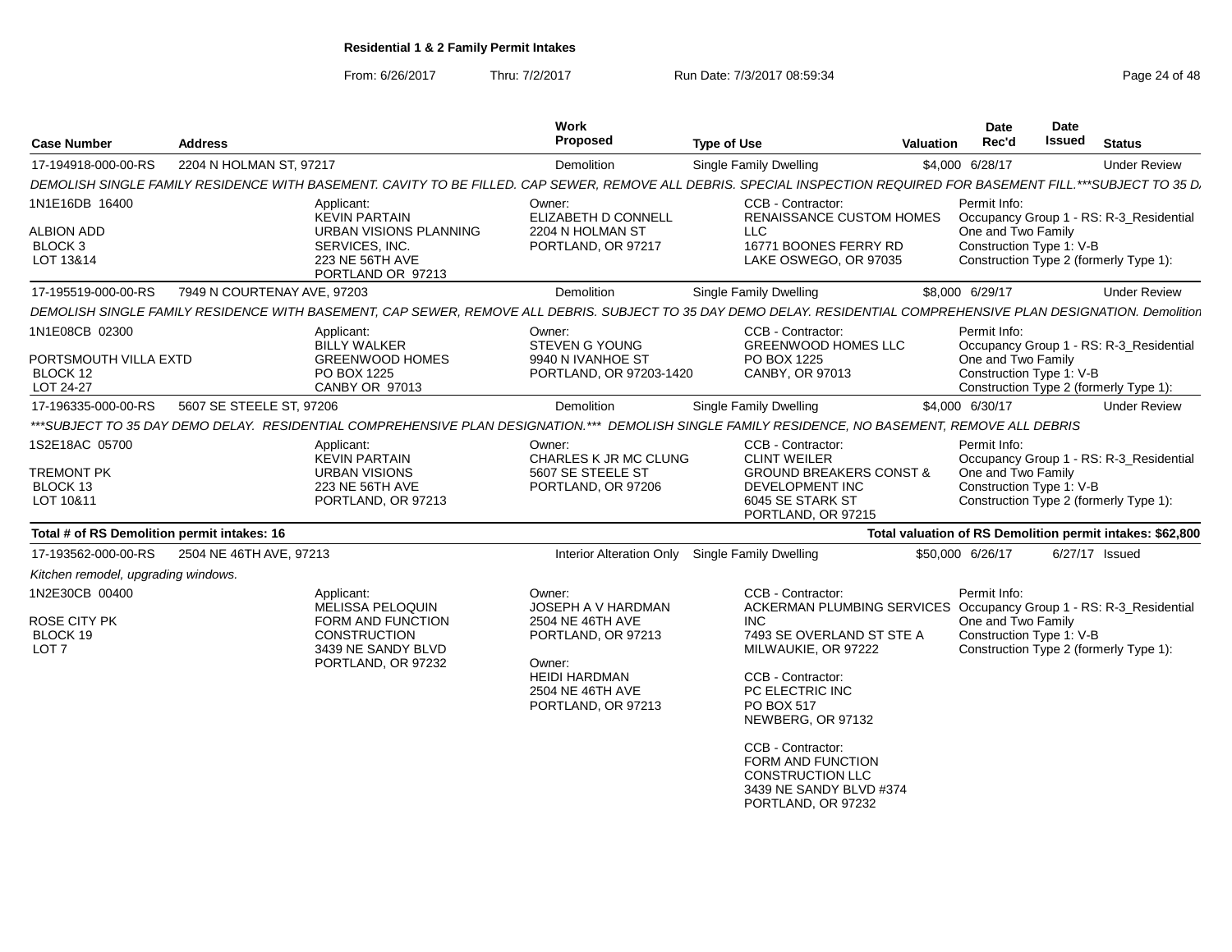## Residential 1 & 2 Family Permit Intakes

From: 6/26/2017 Thru: 7/2/2017 Run Date: 7/3/2017 08:59:34

| Case Number | Address | Work Proposed | Type of Use | Valuation | Date Rec'd | Date Issued | Status |
|---|---|---|---|---|---|---|---|
| 17-194918-000-00-RS | 2204 N HOLMAN ST, 97217 | Demolition | Single Family Dwelling | $4,000 | 6/28/17 | | Under Review |

*DEMOLISH SINGLE FAMILY RESIDENCE WITH BASEMENT. CAVITY TO BE FILLED. CAP SEWER, REMOVE ALL DEBRIS. SPECIAL INSPECTION REQUIRED FOR BASEMENT FILL.***SUBJECT TO 35 D*

1N1E16DB 16400
ALBION ADD
BLOCK 3
LOT 13&14

Applicant: KEVIN PARTAIN, URBAN VISIONS PLANNING SERVICES, INC., 223 NE 56TH AVE, PORTLAND OR 97213

Owner: ELIZABETH D CONNELL, 2204 N HOLMAN ST, PORTLAND, OR 97217

CCB - Contractor: RENAISSANCE CUSTOM HOMES LLC, 16771 BOONES FERRY RD, LAKE OSWEGO, OR 97035

Permit Info: Occupancy Group 1 - RS: R-3_Residential One and Two Family; Construction Type 1: V-B; Construction Type 2 (formerly Type 1):

| Case Number | Address | Work Proposed | Type of Use | Valuation | Date Rec'd | Date Issued | Status |
|---|---|---|---|---|---|---|---|
| 17-195519-000-00-RS | 7949 N COURTENAY AVE, 97203 | Demolition | Single Family Dwelling | $8,000 | 6/29/17 | | Under Review |

*DEMOLISH SINGLE FAMILY RESIDENCE WITH BASEMENT, CAP SEWER, REMOVE ALL DEBRIS. SUBJECT TO 35 DAY DEMO DELAY. RESIDENTIAL COMPREHENSIVE PLAN DESIGNATION. Demolition*

1N1E08CB 02300
PORTSMOUTH VILLA EXTD
BLOCK 12
LOT 24-27

Applicant: BILLY WALKER, GREENWOOD HOMES, PO BOX 1225, CANBY OR 97013

Owner: STEVEN G YOUNG, 9940 N IVANHOE ST, PORTLAND, OR 97203-1420

CCB - Contractor: GREENWOOD HOMES LLC, PO BOX 1225, CANBY, OR 97013

Permit Info: Occupancy Group 1 - RS: R-3_Residential One and Two Family; Construction Type 1: V-B; Construction Type 2 (formerly Type 1):

| Case Number | Address | Work Proposed | Type of Use | Valuation | Date Rec'd | Date Issued | Status |
|---|---|---|---|---|---|---|---|
| 17-196335-000-00-RS | 5607 SE STEELE ST, 97206 | Demolition | Single Family Dwelling | $4,000 | 6/30/17 | | Under Review |

****SUBJECT TO 35 DAY DEMO DELAY. RESIDENTIAL COMPREHENSIVE PLAN DESIGNATION.*** DEMOLISH SINGLE FAMILY RESIDENCE, NO BASEMENT, REMOVE ALL DEBRIS*

1S2E18AC 05700
TREMONT PK
BLOCK 13
LOT 10&11

Applicant: KEVIN PARTAIN, URBAN VISIONS, 223 NE 56TH AVE, PORTLAND, OR 97213

Owner: CHARLES K JR MC CLUNG, 5607 SE STEELE ST, PORTLAND, OR 97206

CCB - Contractor: CLINT WEILER, GROUND BREAKERS CONST & DEVELOPMENT INC, 6045 SE STARK ST, PORTLAND, OR 97215

Permit Info: Occupancy Group 1 - RS: R-3_Residential One and Two Family; Construction Type 1: V-B; Construction Type 2 (formerly Type 1):

**Total # of RS Demolition permit intakes: 16** — **Total valuation of RS Demolition permit intakes: $62,800**

| Case Number | Address | Work Proposed | Type of Use | Valuation | Date Rec'd | Date Issued | Status |
|---|---|---|---|---|---|---|---|
| 17-193562-000-00-RS | 2504 NE 46TH AVE, 97213 | Interior Alteration Only | Single Family Dwelling | $50,000 | 6/26/17 | 6/27/17 | Issued |

*Kitchen remodel, upgrading windows.*

1N2E30CB 00400
ROSE CITY PK
BLOCK 19
LOT 7

Applicant: MELISSA PELOQUIN, FORM AND FUNCTION CONSTRUCTION, 3439 NE SANDY BLVD, PORTLAND, OR 97232

Owner: JOSEPH A V HARDMAN, 2504 NE 46TH AVE, PORTLAND, OR 97213

Owner: HEIDI HARDMAN, 2504 NE 46TH AVE, PORTLAND, OR 97213

CCB - Contractor: ACKERMAN PLUMBING SERVICES INC, 7493 SE OVERLAND ST STE A, MILWAUKIE, OR 97222

CCB - Contractor: PC ELECTRIC INC, PO BOX 517, NEWBERG, OR 97132

CCB - Contractor: FORM AND FUNCTION CONSTRUCTION LLC, 3439 NE SANDY BLVD #374, PORTLAND, OR 97232

Permit Info: Occupancy Group 1 - RS: R-3_Residential One and Two Family; Construction Type 1: V-B; Construction Type 2 (formerly Type 1):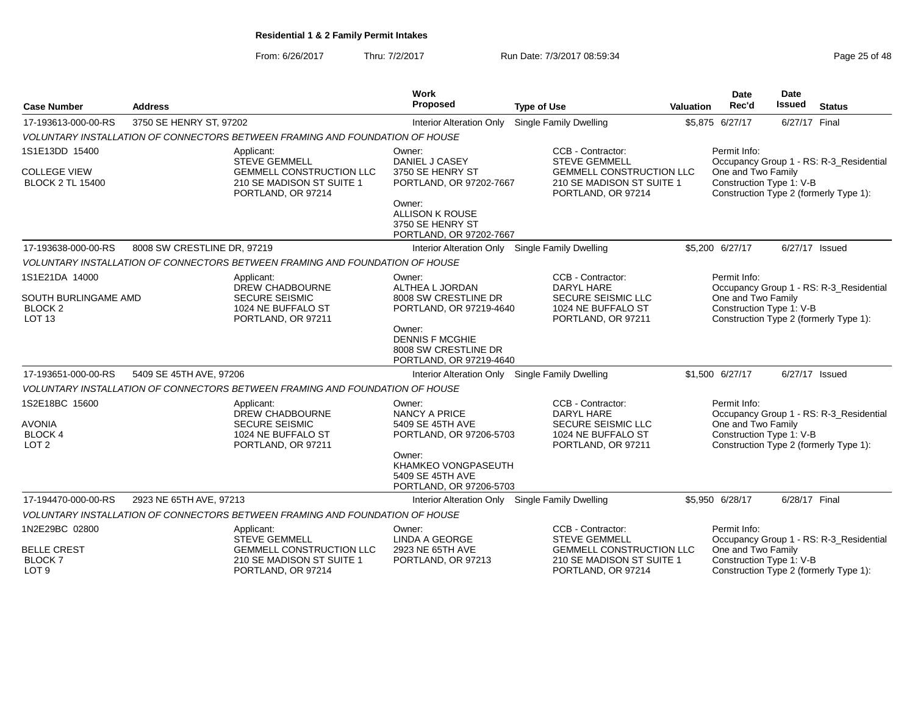**Residential 1 & 2 Family Permit Intakes**

From: 6/26/2017 Thru: 7/2/2017 Run Date: 7/3/2017 08:59:34

| Case Number | Address | Work Proposed | Type of Use | Valuation | Date Rec'd | Date Issued | Status |
|---|---|---|---|---|---|---|---|
| 17-193613-000-00-RS | 3750 SE HENRY ST, 97202 | Interior Alteration Only | Single Family Dwelling | $5,875 | 6/27/17 | 6/27/17 | Final |

*VOLUNTARY INSTALLATION OF CONNECTORS BETWEEN FRAMING AND FOUNDATION OF HOUSE*

1S1E13DD 15400
COLLEGE VIEW
BLOCK 2 TL 15400

Applicant: STEVE GEMMELL, GEMMELL CONSTRUCTION LLC, 210 SE MADISON ST SUITE 1, PORTLAND, OR 97214

Owner: DANIEL J CASEY, 3750 SE HENRY ST, PORTLAND, OR 97202-7667
Owner: ALLISON K ROUSE, 3750 SE HENRY ST, PORTLAND, OR 97202-7667

CCB - Contractor: STEVE GEMMELL, GEMMELL CONSTRUCTION LLC, 210 SE MADISON ST SUITE 1, PORTLAND, OR 97214

Permit Info: Occupancy Group 1 - RS: R-3_Residential One and Two Family; Construction Type 1: V-B; Construction Type 2 (formerly Type 1):

| Case Number | Address | Work Proposed | Type of Use | Valuation | Date Rec'd | Date Issued | Status |
|---|---|---|---|---|---|---|---|
| 17-193638-000-00-RS | 8008 SW CRESTLINE DR, 97219 | Interior Alteration Only | Single Family Dwelling | $5,200 | 6/27/17 | 6/27/17 | Issued |

*VOLUNTARY INSTALLATION OF CONNECTORS BETWEEN FRAMING AND FOUNDATION OF HOUSE*

1S1E21DA 14000
SOUTH BURLINGAME AMD
BLOCK 2
LOT 13

Applicant: DREW CHADBOURNE, SECURE SEISMIC, 1024 NE BUFFALO ST, PORTLAND, OR 97211

Owner: ALTHEA L JORDAN, 8008 SW CRESTLINE DR, PORTLAND, OR 97219-4640
Owner: DENNIS F MCGHIE, 8008 SW CRESTLINE DR, PORTLAND, OR 97219-4640

CCB - Contractor: DARYL HARE, SECURE SEISMIC LLC, 1024 NE BUFFALO ST, PORTLAND, OR 97211

Permit Info: Occupancy Group 1 - RS: R-3_Residential One and Two Family; Construction Type 1: V-B; Construction Type 2 (formerly Type 1):

| Case Number | Address | Work Proposed | Type of Use | Valuation | Date Rec'd | Date Issued | Status |
|---|---|---|---|---|---|---|---|
| 17-193651-000-00-RS | 5409 SE 45TH AVE, 97206 | Interior Alteration Only | Single Family Dwelling | $1,500 | 6/27/17 | 6/27/17 | Issued |

*VOLUNTARY INSTALLATION OF CONNECTORS BETWEEN FRAMING AND FOUNDATION OF HOUSE*

1S2E18BC 15600
AVONIA
BLOCK 4
LOT 2

Applicant: DREW CHADBOURNE, SECURE SEISMIC, 1024 NE BUFFALO ST, PORTLAND, OR 97211

Owner: NANCY A PRICE, 5409 SE 45TH AVE, PORTLAND, OR 97206-5703
Owner: KHAMKEO VONGPASEUTH, 5409 SE 45TH AVE, PORTLAND, OR 97206-5703

CCB - Contractor: DARYL HARE, SECURE SEISMIC LLC, 1024 NE BUFFALO ST, PORTLAND, OR 97211

Permit Info: Occupancy Group 1 - RS: R-3_Residential One and Two Family; Construction Type 1: V-B; Construction Type 2 (formerly Type 1):

| Case Number | Address | Work Proposed | Type of Use | Valuation | Date Rec'd | Date Issued | Status |
|---|---|---|---|---|---|---|---|
| 17-194470-000-00-RS | 2923 NE 65TH AVE, 97213 | Interior Alteration Only | Single Family Dwelling | $5,950 | 6/28/17 | 6/28/17 | Final |

*VOLUNTARY INSTALLATION OF CONNECTORS BETWEEN FRAMING AND FOUNDATION OF HOUSE*

1N2E29BC 02800
BELLE CREST
BLOCK 7
LOT 9

Applicant: STEVE GEMMELL, GEMMELL CONSTRUCTION LLC, 210 SE MADISON ST SUITE 1, PORTLAND, OR 97214

Owner: LINDA A GEORGE, 2923 NE 65TH AVE, PORTLAND, OR 97213

CCB - Contractor: STEVE GEMMELL, GEMMELL CONSTRUCTION LLC, 210 SE MADISON ST SUITE 1, PORTLAND, OR 97214

Permit Info: Occupancy Group 1 - RS: R-3_Residential One and Two Family; Construction Type 1: V-B; Construction Type 2 (formerly Type 1):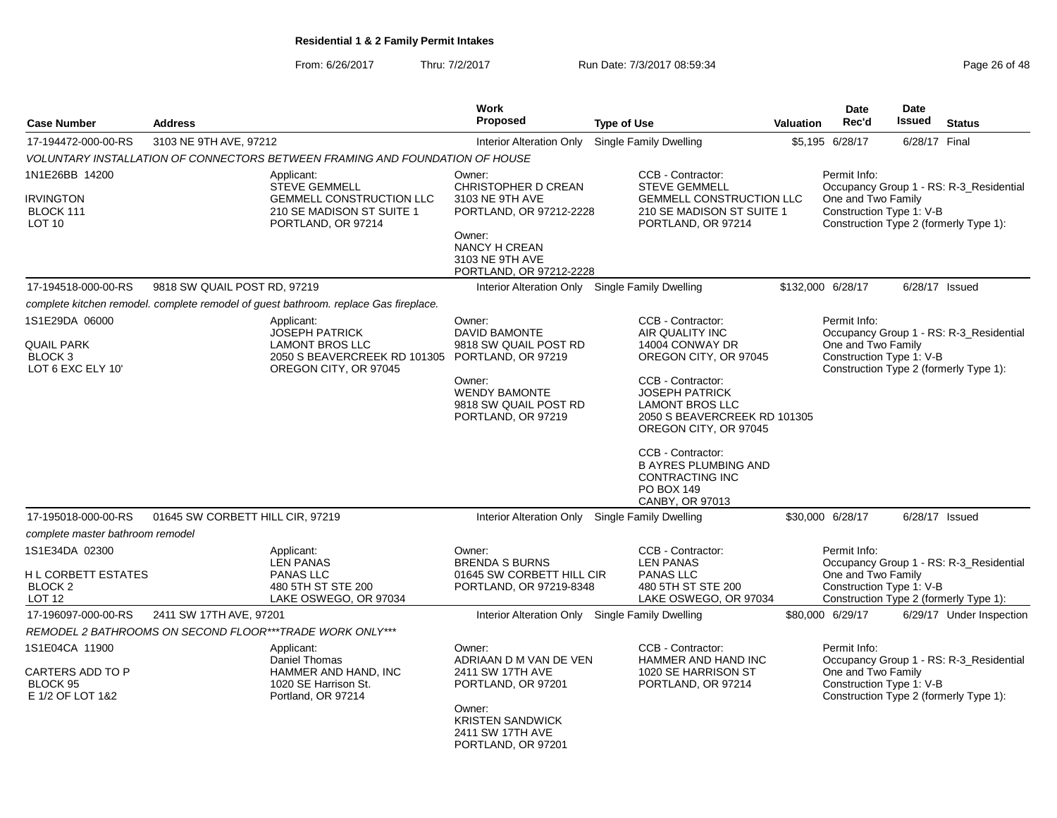**Residential 1 & 2 Family Permit Intakes**

From: 6/26/2017 Thru: 7/2/2017 Run Date: 7/3/2017 08:59:34

| Case Number | Address | Work Proposed | Type of Use | Valuation | Date Rec'd | Date Issued | Status |
|---|---|---|---|---|---|---|---|
| 17-194472-000-00-RS | 3103 NE 9TH AVE, 97212 | Interior Alteration Only | Single Family Dwelling | $5,195 | 6/28/17 | 6/28/17 | Final |

*VOLUNTARY INSTALLATION OF CONNECTORS BETWEEN FRAMING AND FOUNDATION OF HOUSE*

1N1E26BB 14200
IRVINGTON
BLOCK 111
LOT 10

Applicant:
STEVE GEMMELL
GEMMELL CONSTRUCTION LLC
210 SE MADISON ST SUITE 1
PORTLAND, OR 97214

Owner:
CHRISTOPHER D CREAN
3103 NE 9TH AVE
PORTLAND, OR 97212-2228

Owner:
NANCY H CREAN
3103 NE 9TH AVE
PORTLAND, OR 97212-2228

CCB - Contractor:
STEVE GEMMELL
GEMMELL CONSTRUCTION LLC
210 SE MADISON ST SUITE 1
PORTLAND, OR 97214

Permit Info:
Occupancy Group 1 - RS: R-3_Residential One and Two Family
Construction Type 1: V-B
Construction Type 2 (formerly Type 1):

| Case Number | Address | Work Proposed | Type of Use | Valuation | Date Rec'd | Date Issued | Status |
|---|---|---|---|---|---|---|---|
| 17-194518-000-00-RS | 9818 SW QUAIL POST RD, 97219 | Interior Alteration Only | Single Family Dwelling | $132,000 | 6/28/17 | 6/28/17 | Issued |

*complete kitchen remodel. complete remodel of guest bathroom. replace Gas fireplace.*

1S1E29DA 06000
QUAIL PARK
BLOCK 3
LOT 6 EXC ELY 10'

Applicant:
JOSEPH PATRICK
LAMONT BROS LLC
2050 S BEAVERCREEK RD 101305
OREGON CITY, OR 97045

Owner:
DAVID BAMONTE
9818 SW QUAIL POST RD
PORTLAND, OR 97219

Owner:
WENDY BAMONTE
9818 SW QUAIL POST RD
PORTLAND, OR 97219

CCB - Contractor:
AIR QUALITY INC
14004 CONWAY DR
OREGON CITY, OR 97045

CCB - Contractor:
JOSEPH PATRICK
LAMONT BROS LLC
2050 S BEAVERCREEK RD 101305
OREGON CITY, OR 97045

CCB - Contractor:
B AYRES PLUMBING AND CONTRACTING INC
PO BOX 149
CANBY, OR 97013

Permit Info:
Occupancy Group 1 - RS: R-3_Residential One and Two Family
Construction Type 1: V-B
Construction Type 2 (formerly Type 1):

| Case Number | Address | Work Proposed | Type of Use | Valuation | Date Rec'd | Date Issued | Status |
|---|---|---|---|---|---|---|---|
| 17-195018-000-00-RS | 01645 SW CORBETT HILL CIR, 97219 | Interior Alteration Only | Single Family Dwelling | $30,000 | 6/28/17 | 6/28/17 | Issued |

*complete master bathroom remodel*

1S1E34DA 02300
H L CORBETT ESTATES
BLOCK 2
LOT 12

Applicant:
LEN PANAS
PANAS LLC
480 5TH ST STE 200
LAKE OSWEGO, OR 97034

Owner:
BRENDA S BURNS
01645 SW CORBETT HILL CIR
PORTLAND, OR 97219-8348

CCB - Contractor:
LEN PANAS
PANAS LLC
480 5TH ST STE 200
LAKE OSWEGO, OR 97034

Permit Info:
Occupancy Group 1 - RS: R-3_Residential One and Two Family
Construction Type 1: V-B
Construction Type 2 (formerly Type 1):

| Case Number | Address | Work Proposed | Type of Use | Valuation | Date Rec'd | Date Issued | Status |
|---|---|---|---|---|---|---|---|
| 17-196097-000-00-RS | 2411 SW 17TH AVE, 97201 | Interior Alteration Only | Single Family Dwelling | $80,000 | 6/29/17 | 6/29/17 | Under Inspection |

*REMODEL 2 BATHROOMS ON SECOND FLOOR***TRADE WORK ONLY****

1S1E04CA 11900
CARTERS ADD TO P
BLOCK 95
E 1/2 OF LOT 1&2

Applicant:
Daniel Thomas
HAMMER AND HAND, INC
1020 SE Harrison St.
Portland, OR 97214

Owner:
ADRIAAN D M VAN DE VEN
2411 SW 17TH AVE
PORTLAND, OR 97201

Owner:
KRISTEN SANDWICK
2411 SW 17TH AVE
PORTLAND, OR 97201

CCB - Contractor:
HAMMER AND HAND INC
1020 SE HARRISON ST
PORTLAND, OR 97214

Permit Info:
Occupancy Group 1 - RS: R-3_Residential One and Two Family
Construction Type 1: V-B
Construction Type 2 (formerly Type 1):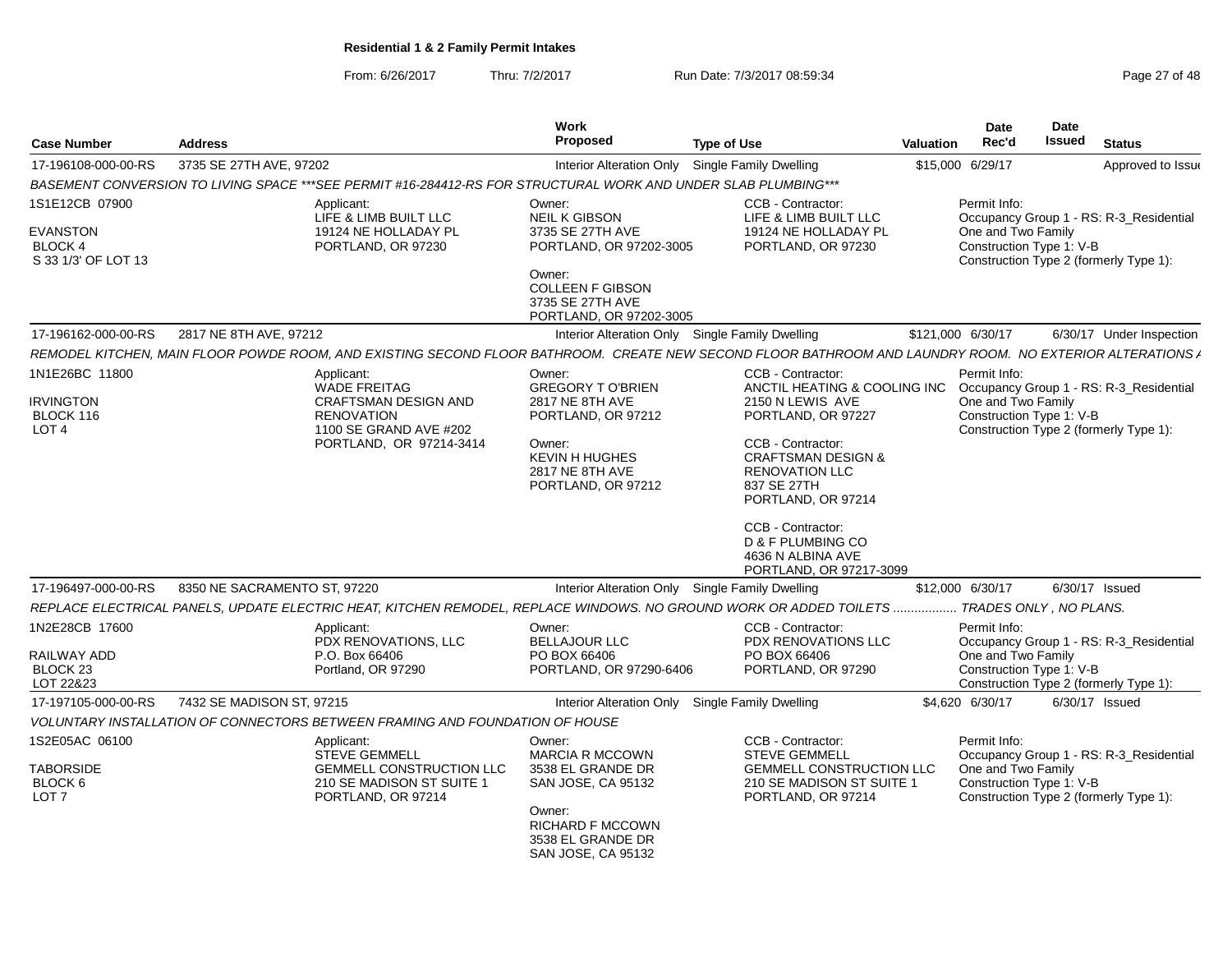**Residential 1 & 2 Family Permit Intakes**

From: 6/26/2017 Thru: 7/2/2017 Run Date: 7/3/2017 08:59:34

| Case Number | Address | Work Proposed | Type of Use | Valuation | Date Rec'd | Date Issued | Status |
|---|---|---|---|---|---|---|---|
| 17-196108-000-00-RS | 3735 SE 27TH AVE, 97202 | Interior Alteration Only | Single Family Dwelling | $15,000 | 6/29/17 | | Approved to Issue |

BASEMENT CONVERSION TO LIVING SPACE ***SEE PERMIT #16-284412-RS FOR STRUCTURAL WORK AND UNDER SLAB PLUMBING***

1S1E12CB 07900
EVANSTON
BLOCK 4
S 33 1/3' OF LOT 13

Applicant: LIFE & LIMB BUILT LLC, 19124 NE HOLLADAY PL, PORTLAND, OR 97230

Owner: NEIL K GIBSON, 3735 SE 27TH AVE, PORTLAND, OR 97202-3005

Owner: COLLEEN F GIBSON, 3735 SE 27TH AVE, PORTLAND, OR 97202-3005

CCB - Contractor: LIFE & LIMB BUILT LLC, 19124 NE HOLLADAY PL, PORTLAND, OR 97230

Permit Info: Occupancy Group 1 - RS: R-3_Residential One and Two Family; Construction Type 1: V-B; Construction Type 2 (formerly Type 1):

| Case Number | Address | Work Proposed | Type of Use | Valuation | Date Rec'd | Date Issued | Status |
|---|---|---|---|---|---|---|---|
| 17-196162-000-00-RS | 2817 NE 8TH AVE, 97212 | Interior Alteration Only | Single Family Dwelling | $121,000 | 6/30/17 | 6/30/17 | Under Inspection |

REMODEL KITCHEN, MAIN FLOOR POWDE ROOM, AND EXISTING SECOND FLOOR BATHROOM. CREATE NEW SECOND FLOOR BATHROOM AND LAUNDRY ROOM. NO EXTERIOR ALTERATIONS /

1N1E26BC 11800
IRVINGTON
BLOCK 116
LOT 4

Applicant: WADE FREITAG, CRAFTSMAN DESIGN AND RENOVATION, 1100 SE GRAND AVE #202, PORTLAND, OR 97214-3414

Owner: GREGORY T O'BRIEN, 2817 NE 8TH AVE, PORTLAND, OR 97212

Owner: KEVIN H HUGHES, 2817 NE 8TH AVE, PORTLAND, OR 97212

CCB - Contractor: ANCTIL HEATING & COOLING INC, 2150 N LEWIS AVE, PORTLAND, OR 97227

CCB - Contractor: CRAFTSMAN DESIGN & RENOVATION LLC, 837 SE 27TH, PORTLAND, OR 97214

CCB - Contractor: D & F PLUMBING CO, 4636 N ALBINA AVE, PORTLAND, OR 97217-3099

Permit Info: Occupancy Group 1 - RS: R-3_Residential One and Two Family; Construction Type 1: V-B; Construction Type 2 (formerly Type 1):

| Case Number | Address | Work Proposed | Type of Use | Valuation | Date Rec'd | Date Issued | Status |
|---|---|---|---|---|---|---|---|
| 17-196497-000-00-RS | 8350 NE SACRAMENTO ST, 97220 | Interior Alteration Only | Single Family Dwelling | $12,000 | 6/30/17 | 6/30/17 | Issued |

REPLACE ELECTRICAL PANELS, UPDATE ELECTRIC HEAT, KITCHEN REMODEL, REPLACE WINDOWS. NO GROUND WORK OR ADDED TOILETS ................. TRADES ONLY , NO PLANS.

1N2E28CB 17600
RAILWAY ADD
BLOCK 23
LOT 22&23

Applicant: PDX RENOVATIONS, LLC, P.O. Box 66406, Portland, OR 97290

Owner: BELLAJOUR LLC, PO BOX 66406, PORTLAND, OR 97290-6406

CCB - Contractor: PDX RENOVATIONS LLC, PO BOX 66406, PORTLAND, OR 97290

Permit Info: Occupancy Group 1 - RS: R-3_Residential One and Two Family; Construction Type 1: V-B; Construction Type 2 (formerly Type 1):

| Case Number | Address | Work Proposed | Type of Use | Valuation | Date Rec'd | Date Issued | Status |
|---|---|---|---|---|---|---|---|
| 17-197105-000-00-RS | 7432 SE MADISON ST, 97215 | Interior Alteration Only | Single Family Dwelling | $4,620 | 6/30/17 | 6/30/17 | Issued |

VOLUNTARY INSTALLATION OF CONNECTORS BETWEEN FRAMING AND FOUNDATION OF HOUSE

1S2E05AC 06100
TABORSIDE
BLOCK 6
LOT 7

Applicant: STEVE GEMMELL, GEMMELL CONSTRUCTION LLC, 210 SE MADISON ST SUITE 1, PORTLAND, OR 97214

Owner: MARCIA R MCCOWN, 3538 EL GRANDE DR, SAN JOSE, CA 95132

Owner: RICHARD F MCCOWN, 3538 EL GRANDE DR, SAN JOSE, CA 95132

CCB - Contractor: STEVE GEMMELL, GEMMELL CONSTRUCTION LLC, 210 SE MADISON ST SUITE 1, PORTLAND, OR 97214

Permit Info: Occupancy Group 1 - RS: R-3_Residential One and Two Family; Construction Type 1: V-B; Construction Type 2 (formerly Type 1):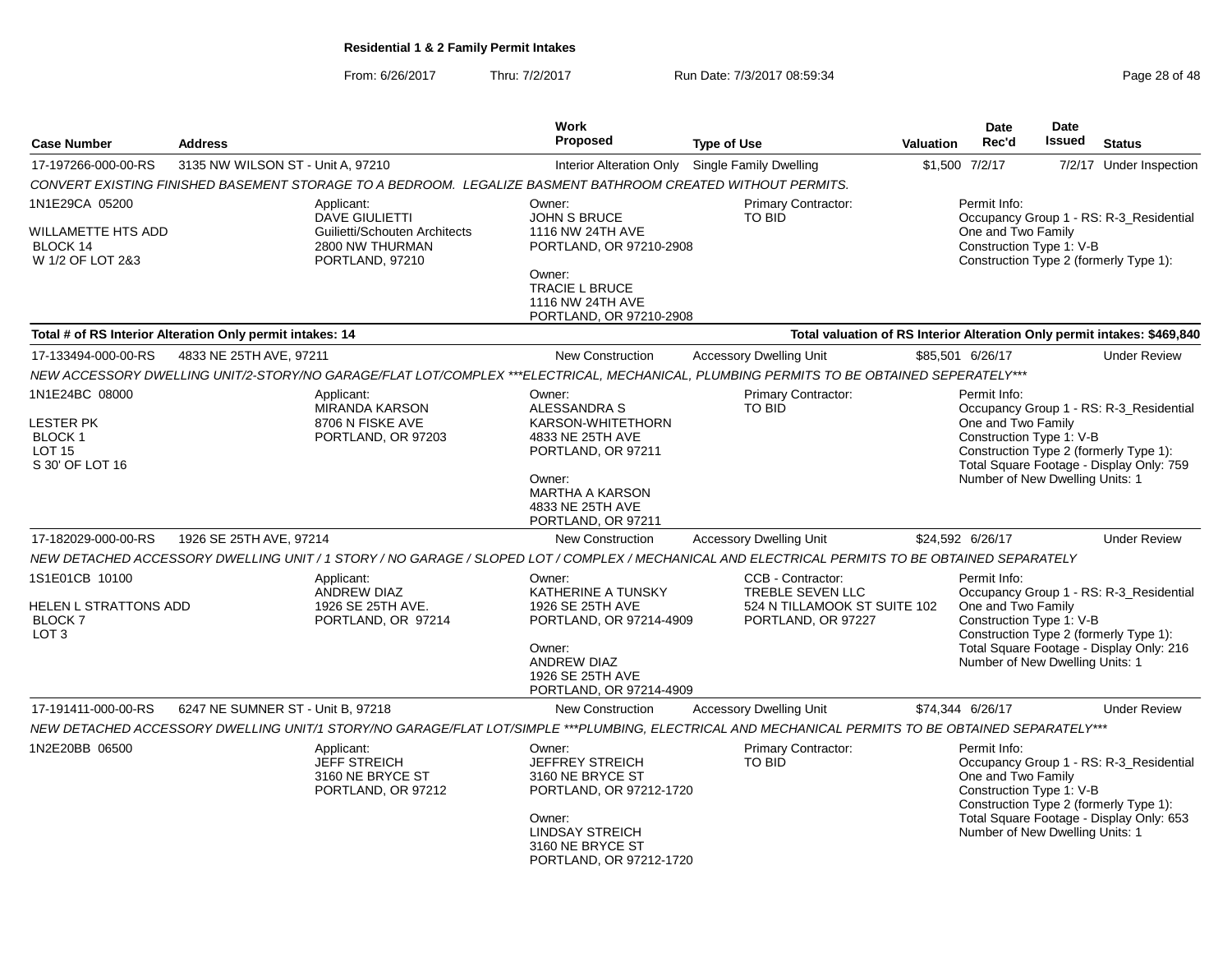**Residential 1 & 2 Family Permit Intakes**

From: 6/26/2017 Thru: 7/2/2017 Run Date: 7/3/2017 08:59:34

| Case Number | Address | Work Proposed | Type of Use | Valuation | Date Rec'd | Date Issued | Status |
|---|---|---|---|---|---|---|---|
| 17-197266-000-00-RS | 3135 NW WILSON ST - Unit A, 97210 | Interior Alteration Only | Single Family Dwelling | $1,500 | 7/2/17 | 7/2/17 | Under Inspection |

*CONVERT EXISTING FINISHED BASEMENT STORAGE TO A BEDROOM. LEGALIZE BASMENT BATHROOM CREATED WITHOUT PERMITS.*

1N1E29CA 05200
WILLAMETTE HTS ADD
BLOCK 14
W 1/2 OF LOT 2&3

Applicant: DAVE GIULIETTI, Guilietti/Schouten Architects, 2800 NW THURMAN, PORTLAND, 97210

Owner: JOHN S BRUCE, 1116 NW 24TH AVE, PORTLAND, OR 97210-2908
Owner: TRACIE L BRUCE, 1116 NW 24TH AVE, PORTLAND, OR 97210-2908

Primary Contractor: TO BID

Permit Info:
Occupancy Group 1 - RS: R-3_Residential One and Two Family
Construction Type 1: V-B
Construction Type 2 (formerly Type 1):

**Total # of RS Interior Alteration Only permit intakes: 14** | **Total valuation of RS Interior Alteration Only permit intakes: $469,840**

| Case Number | Address | Work Proposed | Type of Use | Valuation | Date Rec'd | Date Issued | Status |
|---|---|---|---|---|---|---|---|
| 17-133494-000-00-RS | 4833 NE 25TH AVE, 97211 | New Construction | Accessory Dwelling Unit | $85,501 | 6/26/17 | | Under Review |

*NEW ACCESSORY DWELLING UNIT/2-STORY/NO GARAGE/FLAT LOT/COMPLEX ***ELECTRICAL, MECHANICAL, PLUMBING PERMITS TO BE OBTAINED SEPERATELY****

1N1E24BC 08000
LESTER PK
BLOCK 1
LOT 15
S 30' OF LOT 16

Applicant: MIRANDA KARSON, 8706 N FISKE AVE, PORTLAND, OR 97203

Owner: ALESSANDRA S KARSON-WHITETHORN, 4833 NE 25TH AVE, PORTLAND, OR 97211
Owner: MARTHA A KARSON, 4833 NE 25TH AVE, PORTLAND, OR 97211

Primary Contractor: TO BID

Permit Info:
Occupancy Group 1 - RS: R-3_Residential One and Two Family
Construction Type 1: V-B
Construction Type 2 (formerly Type 1):
Total Square Footage - Display Only: 759
Number of New Dwelling Units: 1

| Case Number | Address | Work Proposed | Type of Use | Valuation | Date Rec'd | Date Issued | Status |
|---|---|---|---|---|---|---|---|
| 17-182029-000-00-RS | 1926 SE 25TH AVE, 97214 | New Construction | Accessory Dwelling Unit | $24,592 | 6/26/17 | | Under Review |

*NEW DETACHED ACCESSORY DWELLING UNIT / 1 STORY / NO GARAGE / SLOPED LOT / COMPLEX / MECHANICAL AND ELECTRICAL PERMITS TO BE OBTAINED SEPARATELY*

1S1E01CB 10100
HELEN L STRATTONS ADD
BLOCK 7
LOT 3

Applicant: ANDREW DIAZ, 1926 SE 25TH AVE., PORTLAND, OR 97214

Owner: KATHERINE A TUNSKY, 1926 SE 25TH AVE, PORTLAND, OR 97214-4909
Owner: ANDREW DIAZ, 1926 SE 25TH AVE, PORTLAND, OR 97214-4909

CCB - Contractor: TREBLE SEVEN LLC, 524 N TILLAMOOK ST SUITE 102, PORTLAND, OR 97227

Permit Info:
Occupancy Group 1 - RS: R-3_Residential One and Two Family
Construction Type 1: V-B
Construction Type 2 (formerly Type 1):
Total Square Footage - Display Only: 216
Number of New Dwelling Units: 1

| Case Number | Address | Work Proposed | Type of Use | Valuation | Date Rec'd | Date Issued | Status |
|---|---|---|---|---|---|---|---|
| 17-191411-000-00-RS | 6247 NE SUMNER ST - Unit B, 97218 | New Construction | Accessory Dwelling Unit | $74,344 | 6/26/17 | | Under Review |

*NEW DETACHED ACCESSORY DWELLING UNIT/1 STORY/NO GARAGE/FLAT LOT/SIMPLE ***PLUMBING, ELECTRICAL AND MECHANICAL PERMITS TO BE OBTAINED SEPARATELY****

1N2E20BB 06500

Applicant: JEFF STREICH, 3160 NE BRYCE ST, PORTLAND, OR 97212

Owner: JEFFREY STREICH, 3160 NE BRYCE ST, PORTLAND, OR 97212-1720
Owner: LINDSAY STREICH, 3160 NE BRYCE ST, PORTLAND, OR 97212-1720

Primary Contractor: TO BID

Permit Info:
Occupancy Group 1 - RS: R-3_Residential One and Two Family
Construction Type 1: V-B
Construction Type 2 (formerly Type 1):
Total Square Footage - Display Only: 653
Number of New Dwelling Units: 1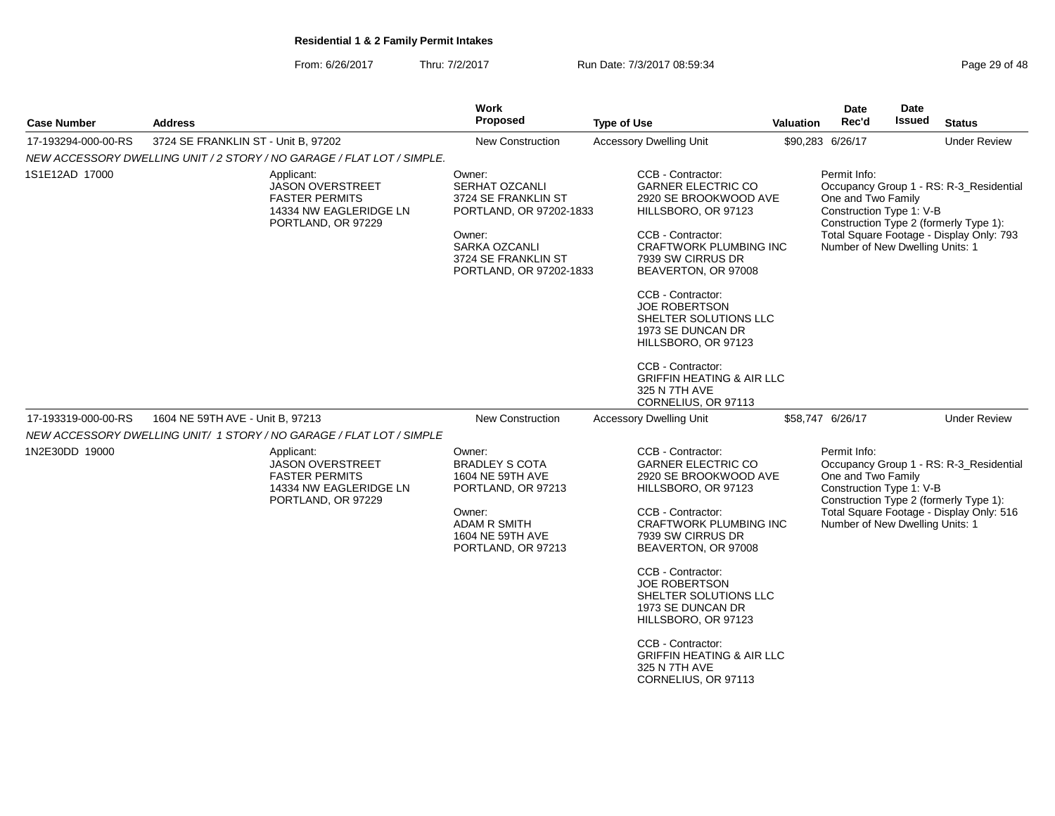**Residential 1 & 2 Family Permit Intakes**

From: 6/26/2017 Thru: 7/2/2017 Run Date: 7/3/2017 08:59:34

| Case Number | Address | Work Proposed | Type of Use | Valuation | Date Rec'd | Date Issued | Status |
|---|---|---|---|---|---|---|---|
| 17-193294-000-00-RS | 3724 SE FRANKLIN ST - Unit B, 97202 | New Construction | Accessory Dwelling Unit | $90,283 | 6/26/17 | | Under Review |

*NEW ACCESSORY DWELLING UNIT / 2 STORY / NO GARAGE / FLAT LOT / SIMPLE.*

1S1E12AD 17000

Applicant:
JASON OVERSTREET
FASTER PERMITS
14334 NW EAGLERIDGE LN
PORTLAND, OR 97229

Owner:
SERHAT OZCANLI
3724 SE FRANKLIN ST
PORTLAND, OR 97202-1833

Owner:
SARKA OZCANLI
3724 SE FRANKLIN ST
PORTLAND, OR 97202-1833

CCB - Contractor:
GARNER ELECTRIC CO
2920 SE BROOKWOOD AVE
HILLSBORO, OR 97123

CCB - Contractor:
CRAFTWORK PLUMBING INC
7939 SW CIRRUS DR
BEAVERTON, OR 97008

CCB - Contractor:
JOE ROBERTSON
SHELTER SOLUTIONS LLC
1973 SE DUNCAN DR
HILLSBORO, OR 97123

CCB - Contractor:
GRIFFIN HEATING & AIR LLC
325 N 7TH AVE
CORNELIUS, OR 97113

Permit Info:
Occupancy Group 1 - RS: R-3_Residential One and Two Family
Construction Type 1: V-B
Construction Type 2 (formerly Type 1):
Total Square Footage - Display Only: 793
Number of New Dwelling Units: 1

| Case Number | Address | Work Proposed | Type of Use | Valuation | Date Rec'd | Date Issued | Status |
|---|---|---|---|---|---|---|---|
| 17-193319-000-00-RS | 1604 NE 59TH AVE - Unit B, 97213 | New Construction | Accessory Dwelling Unit | $58,747 | 6/26/17 | | Under Review |

*NEW ACCESSORY DWELLING UNIT/ 1 STORY / NO GARAGE / FLAT LOT / SIMPLE*

1N2E30DD 19000

Applicant:
JASON OVERSTREET
FASTER PERMITS
14334 NW EAGLERIDGE LN
PORTLAND, OR 97229

Owner:
BRADLEY S COTA
1604 NE 59TH AVE
PORTLAND, OR 97213

Owner:
ADAM R SMITH
1604 NE 59TH AVE
PORTLAND, OR 97213

CCB - Contractor:
GARNER ELECTRIC CO
2920 SE BROOKWOOD AVE
HILLSBORO, OR 97123

CCB - Contractor:
CRAFTWORK PLUMBING INC
7939 SW CIRRUS DR
BEAVERTON, OR 97008

CCB - Contractor:
JOE ROBERTSON
SHELTER SOLUTIONS LLC
1973 SE DUNCAN DR
HILLSBORO, OR 97123

CCB - Contractor:
GRIFFIN HEATING & AIR LLC
325 N 7TH AVE
CORNELIUS, OR 97113

Permit Info:
Occupancy Group 1 - RS: R-3_Residential One and Two Family
Construction Type 1: V-B
Construction Type 2 (formerly Type 1):
Total Square Footage - Display Only: 516
Number of New Dwelling Units: 1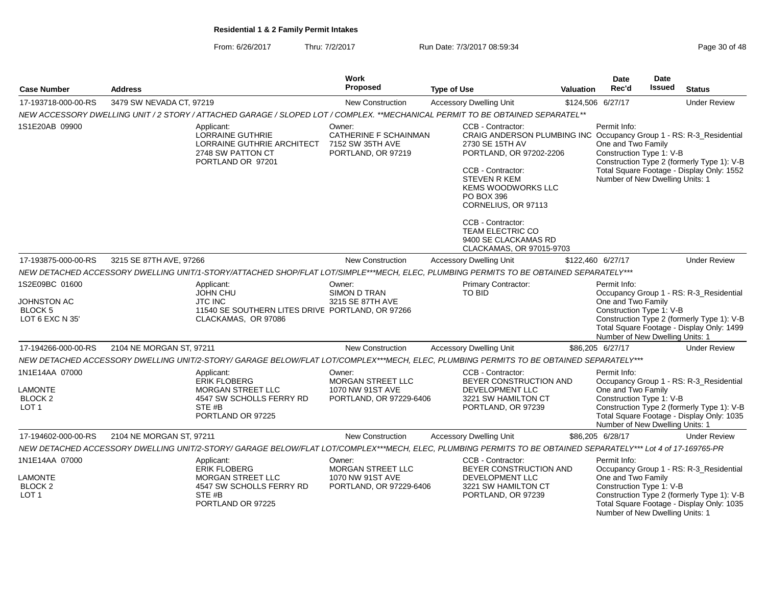**Residential 1 & 2 Family Permit Intakes**

From: 6/26/2017 Thru: 7/2/2017 Run Date: 7/3/2017 08:59:34

| Case Number | Address | Work Proposed | Type of Use | Valuation | Date Rec'd | Date Issued | Status |
|---|---|---|---|---|---|---|---|
| 17-193718-000-00-RS | 3479 SW NEVADA CT, 97219 | New Construction | Accessory Dwelling Unit | $124,506 | 6/27/17 | | Under Review |

NEW ACCESSORY DWELLING UNIT / 2 STORY / ATTACHED GARAGE / SLOPED LOT / COMPLEX. **MECHANICAL PERMIT TO BE OBTAINED SEPARATEL**

1S1E20AB 09900

Applicant: LORRAINE GUTHRIE, LORRAINE GUTHRIE ARCHITECT, 2748 SW PATTON CT, PORTLAND OR 97201

Owner: CATHERINE F SCHAINMAN, 7152 SW 35TH AVE, PORTLAND, OR 97219

CCB - Contractor: CRAIG ANDERSON PLUMBING INC, 2730 SE 15TH AV, PORTLAND, OR 97202-2206

CCB - Contractor: STEVEN R KEM, KEMS WOODWORKS LLC, PO BOX 396, CORNELIUS, OR 97113

CCB - Contractor: TEAM ELECTRIC CO, 9400 SE CLACKAMAS RD, CLACKAMAS, OR 97015-9703

Permit Info: Occupancy Group 1 - RS: R-3_Residential One and Two Family; Construction Type 1: V-B; Construction Type 2 (formerly Type 1): V-B; Total Square Footage - Display Only: 1552; Number of New Dwelling Units: 1

| Case Number | Address | Work Proposed | Type of Use | Valuation | Date Rec'd | Date Issued | Status |
|---|---|---|---|---|---|---|---|
| 17-193875-000-00-RS | 3215 SE 87TH AVE, 97266 | New Construction | Accessory Dwelling Unit | $122,460 | 6/27/17 | | Under Review |

NEW DETACHED ACCESSORY DWELLING UNIT/1-STORY/ATTACHED SHOP/FLAT LOT/SIMPLE***MECH, ELEC, PLUMBING PERMITS TO BE OBTAINED SEPARATELY***

1S2E09BC 01600, JOHNSTON AC, BLOCK 5, LOT 6 EXC N 35'

Applicant: JOHN CHU, JTC INC, 11540 SE SOUTHERN LITES DRIVE, CLACKAMAS, OR 97086

Owner: SIMON D TRAN, 3215 SE 87TH AVE, PORTLAND, OR 97266

Primary Contractor: TO BID

Permit Info: Occupancy Group 1 - RS: R-3_Residential One and Two Family; Construction Type 1: V-B; Construction Type 2 (formerly Type 1): V-B; Total Square Footage - Display Only: 1499; Number of New Dwelling Units: 1

| Case Number | Address | Work Proposed | Type of Use | Valuation | Date Rec'd | Date Issued | Status |
|---|---|---|---|---|---|---|---|
| 17-194266-000-00-RS | 2104 NE MORGAN ST, 97211 | New Construction | Accessory Dwelling Unit | $86,205 | 6/27/17 | | Under Review |

NEW DETACHED ACCESSORY DWELLING UNIT/2-STORY/ GARAGE BELOW/FLAT LOT/COMPLEX***MECH, ELEC, PLUMBING PERMITS TO BE OBTAINED SEPARATELY***

1N1E14AA 07000, LAMONTE, BLOCK 2, LOT 1

Applicant: ERIK FLOBERG, MORGAN STREET LLC, 4547 SW SCHOLLS FERRY RD, STE #B, PORTLAND OR 97225

Owner: MORGAN STREET LLC, 1070 NW 91ST AVE, PORTLAND, OR 97229-6406

CCB - Contractor: BEYER CONSTRUCTION AND DEVELOPMENT LLC, 3221 SW HAMILTON CT, PORTLAND, OR 97239

Permit Info: Occupancy Group 1 - RS: R-3_Residential One and Two Family; Construction Type 1: V-B; Construction Type 2 (formerly Type 1): V-B; Total Square Footage - Display Only: 1035; Number of New Dwelling Units: 1

| Case Number | Address | Work Proposed | Type of Use | Valuation | Date Rec'd | Date Issued | Status |
|---|---|---|---|---|---|---|---|
| 17-194602-000-00-RS | 2104 NE MORGAN ST, 97211 | New Construction | Accessory Dwelling Unit | $86,205 | 6/28/17 | | Under Review |

NEW DETACHED ACCESSORY DWELLING UNIT/2-STORY/ GARAGE BELOW/FLAT LOT/COMPLEX***MECH, ELEC, PLUMBING PERMITS TO BE OBTAINED SEPARATELY*** Lot 4 of 17-169765-PR

1N1E14AA 07000, LAMONTE, BLOCK 2, LOT 1

Applicant: ERIK FLOBERG, MORGAN STREET LLC, 4547 SW SCHOLLS FERRY RD, STE #B, PORTLAND OR 97225

Owner: MORGAN STREET LLC, 1070 NW 91ST AVE, PORTLAND, OR 97229-6406

CCB - Contractor: BEYER CONSTRUCTION AND DEVELOPMENT LLC, 3221 SW HAMILTON CT, PORTLAND, OR 97239

Permit Info: Occupancy Group 1 - RS: R-3_Residential One and Two Family; Construction Type 1: V-B; Construction Type 2 (formerly Type 1): V-B; Total Square Footage - Display Only: 1035; Number of New Dwelling Units: 1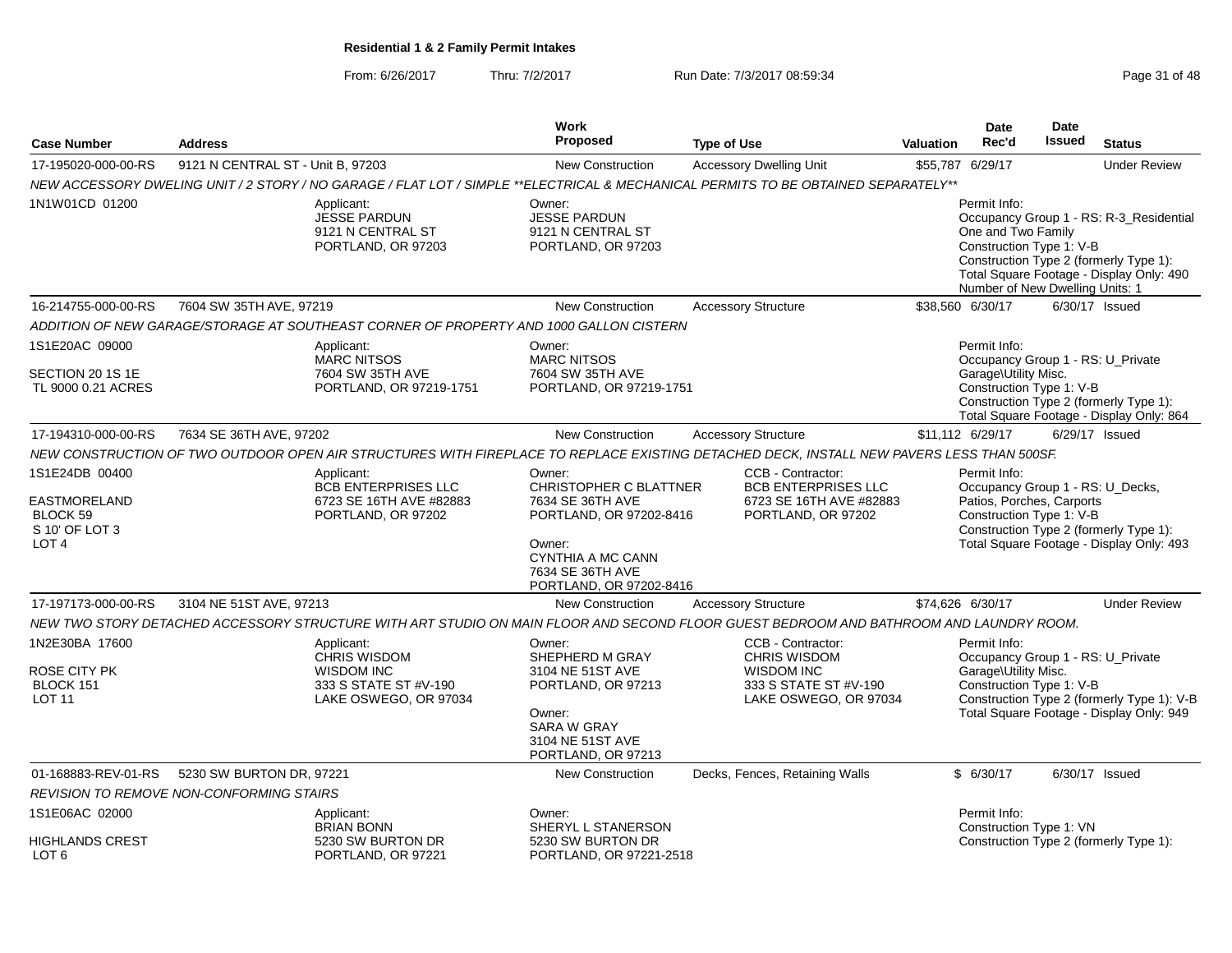**Residential 1 & 2 Family Permit Intakes**

From: 6/26/2017 Thru: 7/2/2017 Run Date: 7/3/2017 08:59:34

| Case Number | Address | | Work Proposed | Type of Use | Valuation | Date Rec'd | Date Issued | Status |
|---|---|---|---|---|---|---|---|---|
| 17-195020-000-00-RS | 9121 N CENTRAL ST - Unit B, 97203 | | New Construction | Accessory Dwelling Unit | $55,787 | 6/29/17 | | Under Review |
| NEW ACCESSORY DWELING UNIT / 2 STORY / NO GARAGE / FLAT LOT / SIMPLE **ELECTRICAL & MECHANICAL PERMITS TO BE OBTAINED SEPARATELY** | | | | | | | | |
| 1N1W01CD 01200 | | Applicant:<br>JESSE PARDUN<br>9121 N CENTRAL ST<br>PORTLAND, OR 97203 | Owner:<br>JESSE PARDUN<br>9121 N CENTRAL ST<br>PORTLAND, OR 97203 | | | Permit Info:<br>Occupancy Group 1 - RS: R-3_Residential One and Two Family<br>Construction Type 1: V-B<br>Construction Type 2 (formerly Type 1):<br>Total Square Footage - Display Only: 490<br>Number of New Dwelling Units: 1 | | |
| 16-214755-000-00-RS | 7604 SW 35TH AVE, 97219 | | New Construction | Accessory Structure | $38,560 | 6/30/17 | 6/30/17 | Issued |
| ADDITION OF NEW GARAGE/STORAGE AT SOUTHEAST CORNER OF PROPERTY AND 1000 GALLON CISTERN | | | | | | | | |
| 1S1E20AC 09000<br><br>SECTION 20 1S 1E<br>TL 9000 0.21 ACRES | | Applicant:<br>MARC NITSOS<br>7604 SW 35TH AVE<br>PORTLAND, OR 97219-1751 | Owner:<br>MARC NITSOS<br>7604 SW 35TH AVE<br>PORTLAND, OR 97219-1751 | | | Permit Info:<br>Occupancy Group 1 - RS: U_Private Garage\Utility Misc.<br>Construction Type 1: V-B<br>Construction Type 2 (formerly Type 1):<br>Total Square Footage - Display Only: 864 | | |
| 17-194310-000-00-RS | 7634 SE 36TH AVE, 97202 | | New Construction | Accessory Structure | $11,112 | 6/29/17 | 6/29/17 | Issued |
| NEW CONSTRUCTION OF TWO OUTDOOR OPEN AIR STRUCTURES WITH FIREPLACE TO REPLACE EXISTING DETACHED DECK, INSTALL NEW PAVERS LESS THAN 500SF. | | | | | | | | |
| 1S1E24DB 00400<br><br>EASTMORELAND<br>BLOCK 59<br>S 10' OF LOT 3<br>LOT 4 | | Applicant:<br>BCB ENTERPRISES LLC<br>6723 SE 16TH AVE #82883<br>PORTLAND, OR 97202 | Owner:<br>CHRISTOPHER C BLATTNER<br>7634 SE 36TH AVE<br>PORTLAND, OR 97202-8416<br><br>Owner:<br>CYNTHIA A MC CANN<br>7634 SE 36TH AVE<br>PORTLAND, OR 97202-8416 | CCB - Contractor:<br>BCB ENTERPRISES LLC<br>6723 SE 16TH AVE #82883<br>PORTLAND, OR 97202 | | Permit Info:<br>Occupancy Group 1 - RS: U_Decks, Patios, Porches, Carports<br>Construction Type 1: V-B<br>Construction Type 2 (formerly Type 1):<br>Total Square Footage - Display Only: 493 | | |
| 17-197173-000-00-RS | 3104 NE 51ST AVE, 97213 | | New Construction | Accessory Structure | $74,626 | 6/30/17 | | Under Review |
| NEW TWO STORY DETACHED ACCESSORY STRUCTURE WITH ART STUDIO ON MAIN FLOOR AND SECOND FLOOR GUEST BEDROOM AND BATHROOM AND LAUNDRY ROOM. | | | | | | | | |
| 1N2E30BA 17600<br><br>ROSE CITY PK<br>BLOCK 151<br>LOT 11 | | Applicant:<br>CHRIS WISDOM<br>WISDOM INC<br>333 S STATE ST #V-190<br>LAKE OSWEGO, OR 97034 | Owner:<br>SHEPHERD M GRAY<br>3104 NE 51ST AVE<br>PORTLAND, OR 97213<br><br>Owner:<br>SARA W GRAY<br>3104 NE 51ST AVE<br>PORTLAND, OR 97213 | CCB - Contractor:<br>CHRIS WISDOM<br>WISDOM INC<br>333 S STATE ST #V-190<br>LAKE OSWEGO, OR 97034 | | Permit Info:<br>Occupancy Group 1 - RS: U_Private Garage\Utility Misc.<br>Construction Type 1: V-B<br>Construction Type 2 (formerly Type 1): V-B<br>Total Square Footage - Display Only: 949 | | |
| 01-168883-REV-01-RS | 5230 SW BURTON DR, 97221 | | New Construction | Decks, Fences, Retaining Walls | $ | 6/30/17 | 6/30/17 | Issued |
| REVISION TO REMOVE NON-CONFORMING STAIRS | | | | | | | | |
| 1S1E06AC 02000<br><br>HIGHLANDS CREST<br>LOT 6 | | Applicant:<br>BRIAN BONN<br>5230 SW BURTON DR<br>PORTLAND, OR 97221 | Owner:<br>SHERYL L STANERSON<br>5230 SW BURTON DR<br>PORTLAND, OR 97221-2518 | | | Permit Info:<br>Construction Type 1: VN<br>Construction Type 2 (formerly Type 1): | | |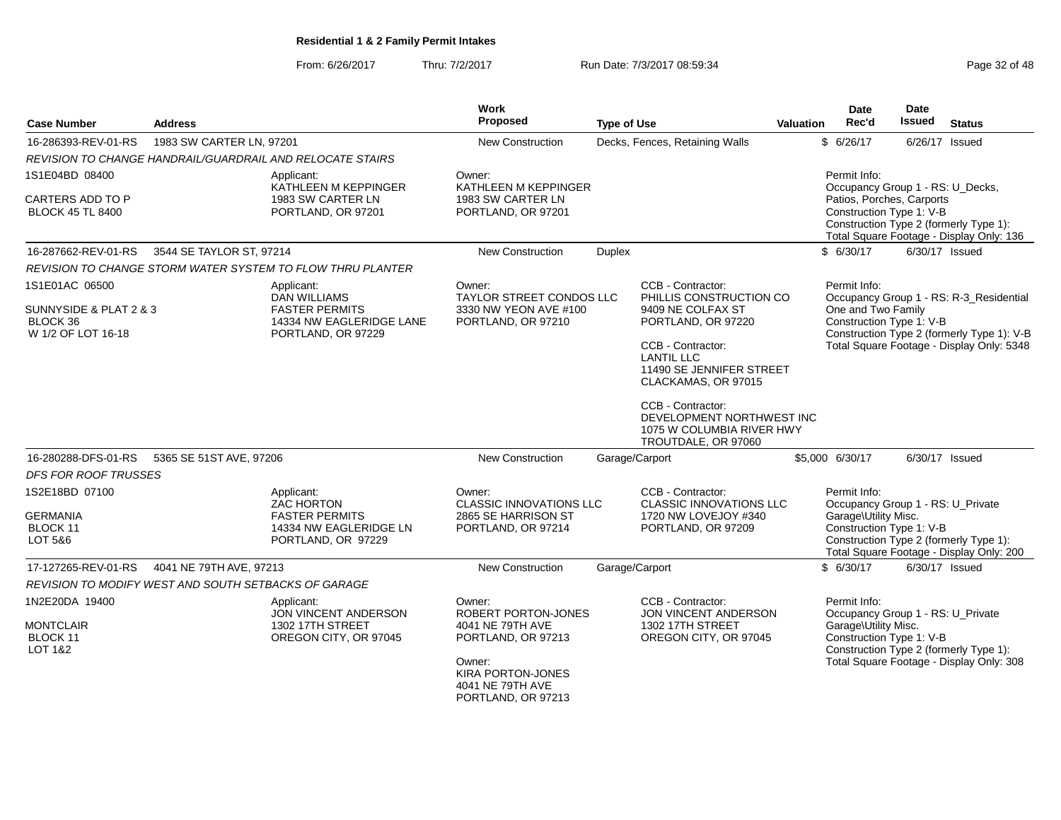# Residential 1 & 2 Family Permit Intakes

From: 6/26/2017 Thru: 7/2/2017 Run Date: 7/3/2017 08:59:34

| Case Number | Address | Work Proposed | Type of Use | Valuation | Date Rec'd | Date Issued | Status |
|---|---|---|---|---|---|---|---|
| 16-286393-REV-01-RS | 1983 SW CARTER LN, 97201 | New Construction | Decks, Fences, Retaining Walls | $ | 6/26/17 | 6/26/17 | Issued |

*REVISION TO CHANGE HANDRAIL/GUARDRAIL AND RELOCATE STAIRS*

1S1E04BD 08400
CARTERS ADD TO P
BLOCK 45 TL 8400

Applicant:
KATHLEEN M KEPPINGER
1983 SW CARTER LN
PORTLAND, OR 97201

Owner:
KATHLEEN M KEPPINGER
1983 SW CARTER LN
PORTLAND, OR 97201

Permit Info:
Occupancy Group 1 - RS: U_Decks, Patios, Porches, Carports
Construction Type 1: V-B
Construction Type 2 (formerly Type 1):
Total Square Footage - Display Only: 136

| Case Number | Address | Work Proposed | Type of Use | Valuation | Date Rec'd | Date Issued | Status |
|---|---|---|---|---|---|---|---|
| 16-287662-REV-01-RS | 3544 SE TAYLOR ST, 97214 | New Construction | Duplex | $ | 6/30/17 | 6/30/17 | Issued |

*REVISION TO CHANGE STORM WATER SYSTEM TO FLOW THRU PLANTER*

1S1E01AC 06500
SUNNYSIDE & PLAT 2 & 3
BLOCK 36
W 1/2 OF LOT 16-18

Applicant:
DAN WILLIAMS
FASTER PERMITS
14334 NW EAGLERIDGE LANE
PORTLAND, OR 97229

Owner:
TAYLOR STREET CONDOS LLC
3330 NW YEON AVE #100
PORTLAND, OR 97210

CCB - Contractor:
PHILLIS CONSTRUCTION CO
9409 NE COLFAX ST
PORTLAND, OR 97220

CCB - Contractor:
LANTIL LLC
11490 SE JENNIFER STREET
CLACKAMAS, OR 97015

CCB - Contractor:
DEVELOPMENT NORTHWEST INC
1075 W COLUMBIA RIVER HWY
TROUTDALE, OR 97060

Permit Info:
Occupancy Group 1 - RS: R-3_Residential One and Two Family
Construction Type 1: V-B
Construction Type 2 (formerly Type 1): V-B
Total Square Footage - Display Only: 5348

| Case Number | Address | Work Proposed | Type of Use | Valuation | Date Rec'd | Date Issued | Status |
|---|---|---|---|---|---|---|---|
| 16-280288-DFS-01-RS | 5365 SE 51ST AVE, 97206 | New Construction | Garage/Carport | $5,000 | 6/30/17 | 6/30/17 | Issued |

*DFS FOR ROOF TRUSSES*

1S2E18BD 07100
GERMANIA
BLOCK 11
LOT 5&6

Applicant:
ZAC HORTON
FASTER PERMITS
14334 NW EAGLERIDGE LN
PORTLAND, OR 97229

Owner:
CLASSIC INNOVATIONS LLC
2865 SE HARRISON ST
PORTLAND, OR 97214

CCB - Contractor:
CLASSIC INNOVATIONS LLC
1720 NW LOVEJOY #340
PORTLAND, OR 97209

Permit Info:
Occupancy Group 1 - RS: U_Private Garage\Utility Misc.
Construction Type 1: V-B
Construction Type 2 (formerly Type 1):
Total Square Footage - Display Only: 200

| Case Number | Address | Work Proposed | Type of Use | Valuation | Date Rec'd | Date Issued | Status |
|---|---|---|---|---|---|---|---|
| 17-127265-REV-01-RS | 4041 NE 79TH AVE, 97213 | New Construction | Garage/Carport | $ | 6/30/17 | 6/30/17 | Issued |

*REVISION TO MODIFY WEST AND SOUTH SETBACKS OF GARAGE*

1N2E20DA 19400
MONTCLAIR
BLOCK 11
LOT 1&2

Applicant:
JON VINCENT ANDERSON
1302 17TH STREET
OREGON CITY, OR 97045

Owner:
ROBERT PORTON-JONES
4041 NE 79TH AVE
PORTLAND, OR 97213

Owner:
KIRA PORTON-JONES
4041 NE 79TH AVE
PORTLAND, OR 97213

CCB - Contractor:
JON VINCENT ANDERSON
1302 17TH STREET
OREGON CITY, OR 97045

Permit Info:
Occupancy Group 1 - RS: U_Private Garage\Utility Misc.
Construction Type 1: V-B
Construction Type 2 (formerly Type 1):
Total Square Footage - Display Only: 308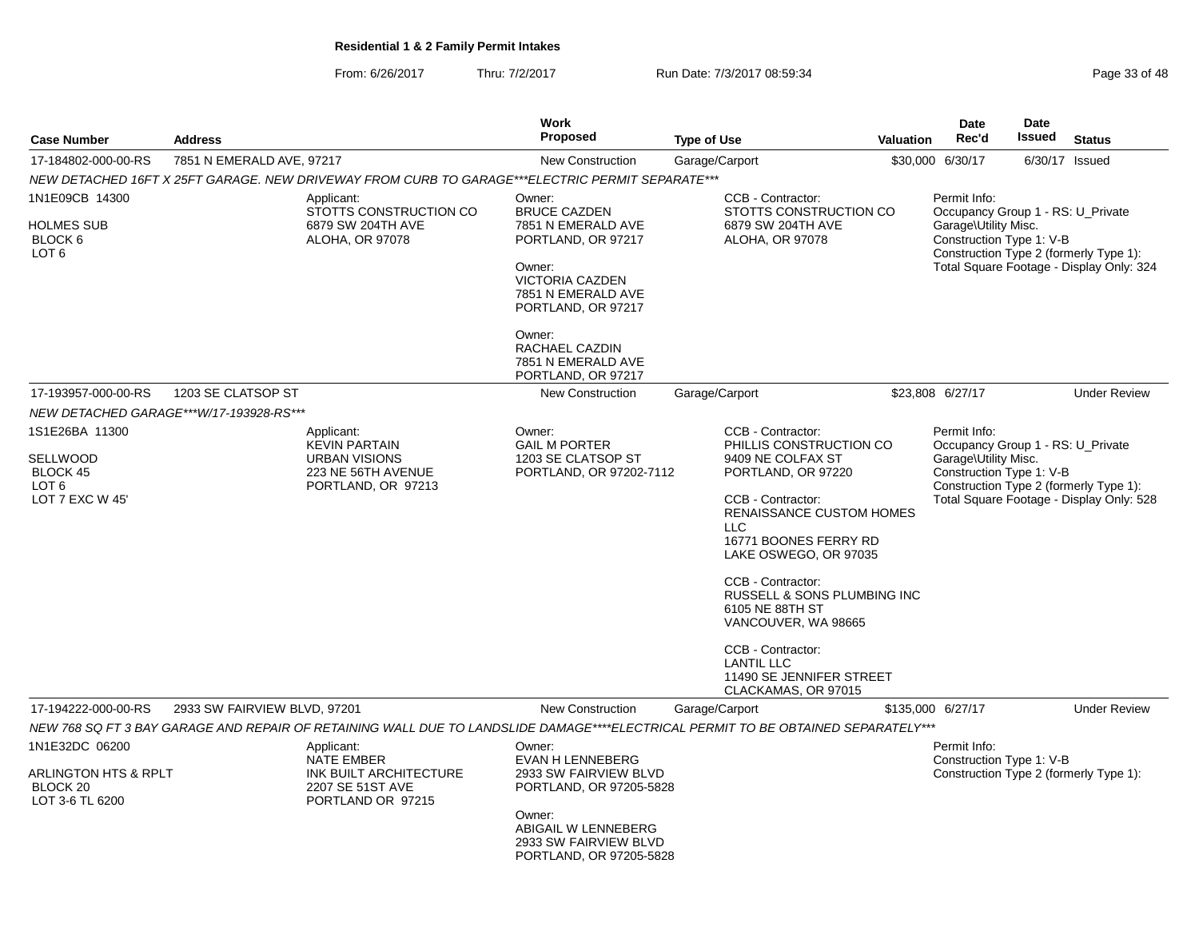**Residential 1 & 2 Family Permit Intakes**

From: 6/26/2017 Thru: 7/2/2017 Run Date: 7/3/2017 08:59:34

| Case Number | Address | Work Proposed | Type of Use | Valuation | Date Rec'd | Date Issued | Status |
|---|---|---|---|---|---|---|---|
| 17-184802-000-00-RS | 7851 N EMERALD AVE, 97217 | New Construction | Garage/Carport | $30,000 | 6/30/17 | 6/30/17 | Issued |

*NEW DETACHED 16FT X 25FT GARAGE. NEW DRIVEWAY FROM CURB TO GARAGE***ELECTRIC PERMIT SEPARATE****

1N1E09CB 14300
HOLMES SUB
BLOCK 6
LOT 6

Applicant:
STOTTS CONSTRUCTION CO
6879 SW 204TH AVE
ALOHA, OR 97078

Owner:
BRUCE CAZDEN
7851 N EMERALD AVE
PORTLAND, OR 97217

Owner:
VICTORIA CAZDEN
7851 N EMERALD AVE
PORTLAND, OR 97217

Owner:
RACHAEL CAZDIN
7851 N EMERALD AVE
PORTLAND, OR 97217

CCB - Contractor:
STOTTS CONSTRUCTION CO
6879 SW 204TH AVE
ALOHA, OR 97078

Permit Info:
Occupancy Group 1 - RS: U_Private Garage\Utility Misc.
Construction Type 1: V-B
Construction Type 2 (formerly Type 1):
Total Square Footage - Display Only: 324

| Case Number | Address | Work Proposed | Type of Use | Valuation | Date Rec'd | Date Issued | Status |
|---|---|---|---|---|---|---|---|
| 17-193957-000-00-RS | 1203 SE CLATSOP ST | New Construction | Garage/Carport | $23,808 | 6/27/17 | | Under Review |

*NEW DETACHED GARAGE***W/17-193928-RS****

1S1E26BA 11300
SELLWOOD
BLOCK 45
LOT 6
LOT 7 EXC W 45'

Applicant:
KEVIN PARTAIN
URBAN VISIONS
223 NE 56TH AVENUE
PORTLAND, OR 97213

Owner:
GAIL M PORTER
1203 SE CLATSOP ST
PORTLAND, OR 97202-7112

CCB - Contractor:
PHILLIS CONSTRUCTION CO
9409 NE COLFAX ST
PORTLAND, OR 97220

CCB - Contractor:
RENAISSANCE CUSTOM HOMES LLC
16771 BOONES FERRY RD
LAKE OSWEGO, OR 97035

CCB - Contractor:
RUSSELL & SONS PLUMBING INC
6105 NE 88TH ST
VANCOUVER, WA 98665

CCB - Contractor:
LANTIL LLC
11490 SE JENNIFER STREET
CLACKAMAS, OR 97015

Permit Info:
Occupancy Group 1 - RS: U_Private Garage\Utility Misc.
Construction Type 1: V-B
Construction Type 2 (formerly Type 1):
Total Square Footage - Display Only: 528

| Case Number | Address | Work Proposed | Type of Use | Valuation | Date Rec'd | Date Issued | Status |
|---|---|---|---|---|---|---|---|
| 17-194222-000-00-RS | 2933 SW FAIRVIEW BLVD, 97201 | New Construction | Garage/Carport | $135,000 | 6/27/17 | | Under Review |

*NEW 768 SQ FT 3 BAY GARAGE AND REPAIR OF RETAINING WALL DUE TO LANDSLIDE DAMAGE****ELECTRICAL PERMIT TO BE OBTAINED SEPARATELY****

1N1E32DC 06200
ARLINGTON HTS & RPLT
BLOCK 20
LOT 3-6 TL 6200

Applicant:
NATE EMBER
INK BUILT ARCHITECTURE
2207 SE 51ST AVE
PORTLAND OR 97215

Owner:
EVAN H LENNEBERG
2933 SW FAIRVIEW BLVD
PORTLAND, OR 97205-5828

Owner:
ABIGAIL W LENNEBERG
2933 SW FAIRVIEW BLVD
PORTLAND, OR 97205-5828

Permit Info:
Construction Type 1: V-B
Construction Type 2 (formerly Type 1):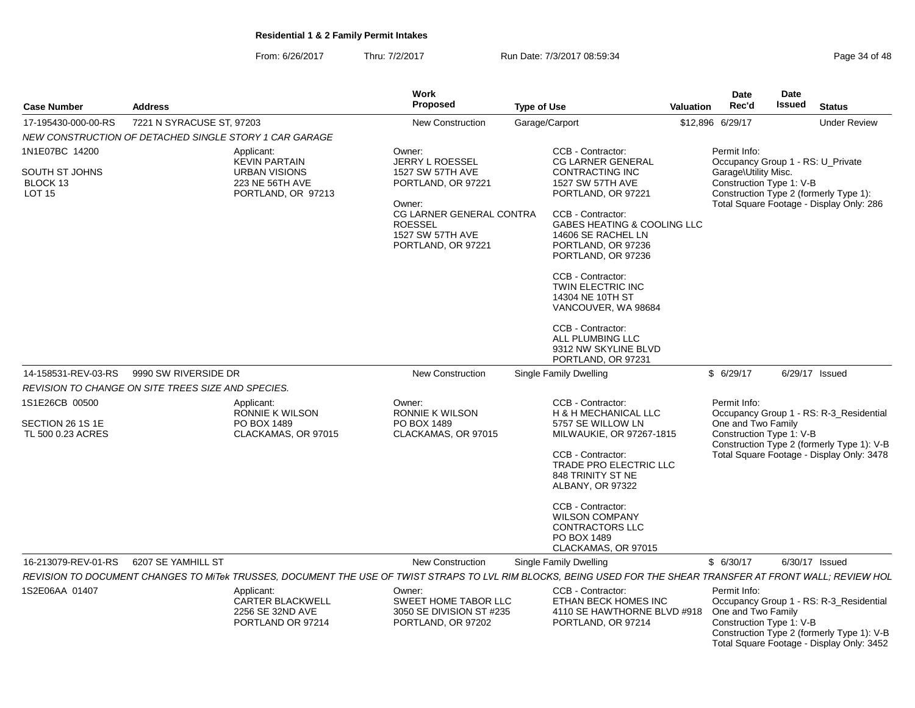**Residential 1 & 2 Family Permit Intakes**

From: 6/26/2017 Thru: 7/2/2017 Run Date: 7/3/2017 08:59:34

| Case Number | Address | Work Proposed | Type of Use | Valuation | Date Rec'd | Date Issued | Status |
|---|---|---|---|---|---|---|---|
| 17-195430-000-00-RS | 7221 N SYRACUSE ST, 97203 | New Construction | Garage/Carport | $12,896 | 6/29/17 | | Under Review |

*NEW CONSTRUCTION OF DETACHED SINGLE STORY 1 CAR GARAGE*

1N1E07BC 14200
SOUTH ST JOHNS
BLOCK 13
LOT 15

Applicant:
KEVIN PARTAIN
URBAN VISIONS
223 NE 56TH AVE
PORTLAND, OR 97213

Owner:
JERRY L ROESSEL
1527 SW 57TH AVE
PORTLAND, OR 97221

Owner:
CG LARNER GENERAL CONTRA
ROESSEL
1527 SW 57TH AVE
PORTLAND, OR 97221

CCB - Contractor:
CG LARNER GENERAL CONTRACTING INC
1527 SW 57TH AVE
PORTLAND, OR 97221

CCB - Contractor:
GABES HEATING & COOLING LLC
14606 SE RACHEL LN
PORTLAND, OR 97236
PORTLAND, OR 97236

CCB - Contractor:
TWIN ELECTRIC INC
14304 NE 10TH ST
VANCOUVER, WA 98684

CCB - Contractor:
ALL PLUMBING LLC
9312 NW SKYLINE BLVD
PORTLAND, OR 97231

Permit Info:
Occupancy Group 1 - RS: U_Private Garage\Utility Misc.
Construction Type 1: V-B
Construction Type 2 (formerly Type 1):
Total Square Footage - Display Only: 286

| Case Number | Address | Work Proposed | Type of Use | Valuation | Date Rec'd | Date Issued | Status |
|---|---|---|---|---|---|---|---|
| 14-158531-REV-03-RS | 9990 SW RIVERSIDE DR | New Construction | Single Family Dwelling | $ | 6/29/17 | 6/29/17 | Issued |

*REVISION TO CHANGE ON SITE TREES SIZE AND SPECIES.*

1S1E26CB 00500
SECTION 26 1S 1E
TL 500 0.23 ACRES

Applicant:
RONNIE K WILSON
PO BOX 1489
CLACKAMAS, OR 97015

Owner:
RONNIE K WILSON
PO BOX 1489
CLACKAMAS, OR 97015

CCB - Contractor:
H & H MECHANICAL LLC
5757 SE WILLOW LN
MILWAUKIE, OR 97267-1815

CCB - Contractor:
TRADE PRO ELECTRIC LLC
848 TRINITY ST NE
ALBANY, OR 97322

CCB - Contractor:
WILSON COMPANY CONTRACTORS LLC
PO BOX 1489
CLACKAMAS, OR 97015

Permit Info:
Occupancy Group 1 - RS: R-3_Residential One and Two Family
Construction Type 1: V-B
Construction Type 2 (formerly Type 1): V-B
Total Square Footage - Display Only: 3478

| Case Number | Address | Work Proposed | Type of Use | Valuation | Date Rec'd | Date Issued | Status |
|---|---|---|---|---|---|---|---|
| 16-213079-REV-01-RS | 6207 SE YAMHILL ST | New Construction | Single Family Dwelling | $ | 6/30/17 | 6/30/17 | Issued |

*REVISION TO DOCUMENT CHANGES TO MiTek TRUSSES, DOCUMENT THE USE OF TWIST STRAPS TO LVL RIM BLOCKS, BEING USED FOR THE SHEAR TRANSFER AT FRONT WALL; REVIEW HOL*

1S2E06AA 01407

Applicant:
CARTER BLACKWELL
2256 SE 32ND AVE
PORTLAND OR 97214

Owner:
SWEET HOME TABOR LLC
3050 SE DIVISION ST #235
PORTLAND, OR 97202

CCB - Contractor:
ETHAN BECK HOMES INC
4110 SE HAWTHORNE BLVD #918
PORTLAND, OR 97214

Permit Info:
Occupancy Group 1 - RS: R-3_Residential One and Two Family
Construction Type 1: V-B
Construction Type 2 (formerly Type 1): V-B
Total Square Footage - Display Only: 3452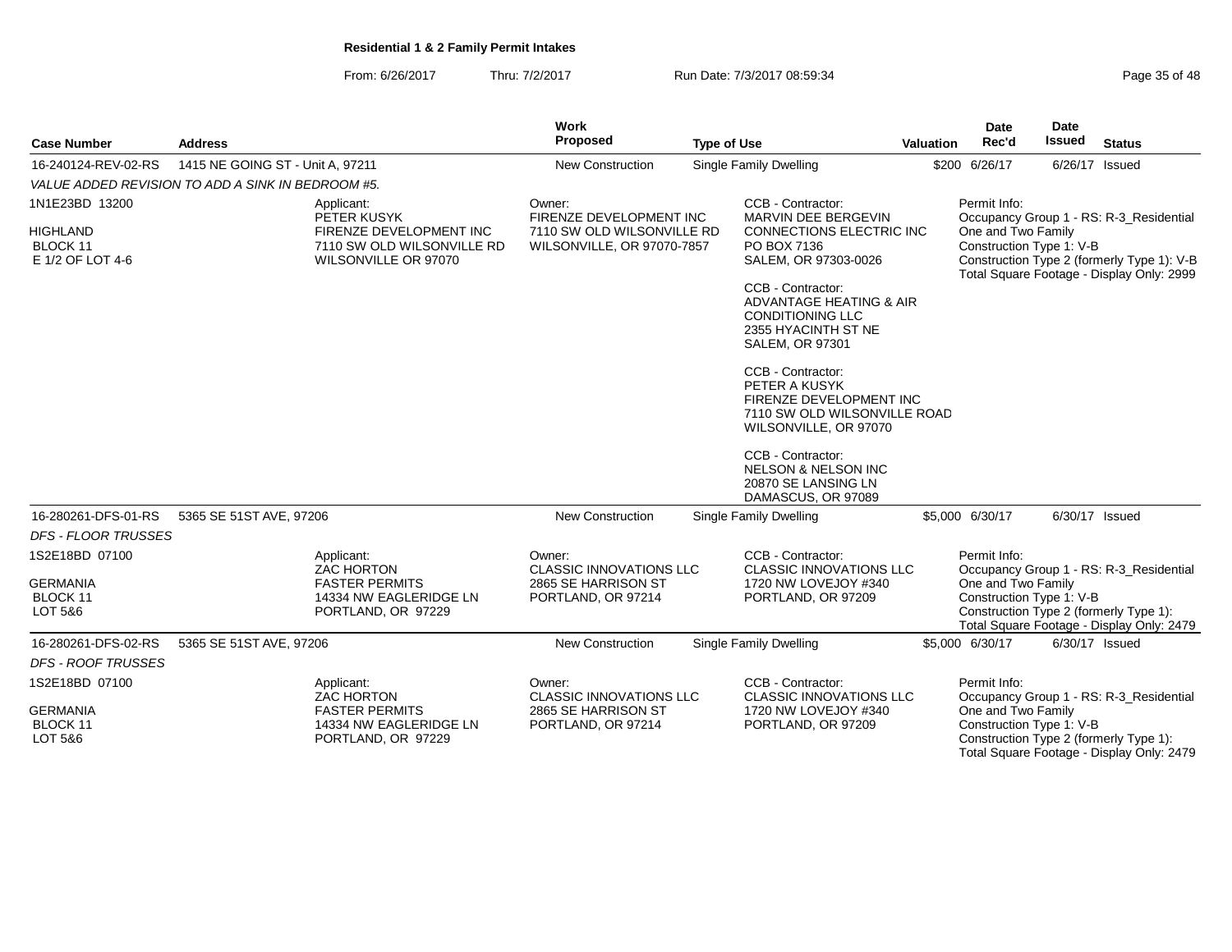**Residential 1 & 2 Family Permit Intakes**

From: 6/26/2017 Thru: 7/2/2017 Run Date: 7/3/2017 08:59:34

| Case Number | Address | Work Proposed | Type of Use | Valuation | Date Rec'd | Date Issued | Status |
|---|---|---|---|---|---|---|---|
| 16-240124-REV-02-RS | 1415 NE GOING ST - Unit A, 97211 | New Construction | Single Family Dwelling | $200 | 6/26/17 | 6/26/17 | Issued |

*VALUE ADDED REVISION TO ADD A SINK IN BEDROOM #5.*

1N1E23BD 13200
HIGHLAND
BLOCK 11
E 1/2 OF LOT 4-6

Applicant:
PETER KUSYK
FIRENZE DEVELOPMENT INC
7110 SW OLD WILSONVILLE RD
WILSONVILLE OR 97070

Owner:
FIRENZE DEVELOPMENT INC
7110 SW OLD WILSONVILLE RD
WILSONVILLE, OR 97070-7857

CCB - Contractor:
MARVIN DEE BERGEVIN
CONNECTIONS ELECTRIC INC
PO BOX 7136
SALEM, OR 97303-0026

CCB - Contractor:
ADVANTAGE HEATING & AIR CONDITIONING LLC
2355 HYACINTH ST NE
SALEM, OR 97301

CCB - Contractor:
PETER A KUSYK
FIRENZE DEVELOPMENT INC
7110 SW OLD WILSONVILLE ROAD
WILSONVILLE, OR 97070

CCB - Contractor:
NELSON & NELSON INC
20870 SE LANSING LN
DAMASCUS, OR 97089

Permit Info:
Occupancy Group 1 - RS: R-3_Residential One and Two Family
Construction Type 1: V-B
Construction Type 2 (formerly Type 1): V-B
Total Square Footage - Display Only: 2999

| Case Number | Address | Work Proposed | Type of Use | Valuation | Date Rec'd | Date Issued | Status |
|---|---|---|---|---|---|---|---|
| 16-280261-DFS-01-RS | 5365 SE 51ST AVE, 97206 | New Construction | Single Family Dwelling | $5,000 | 6/30/17 | 6/30/17 | Issued |

*DFS - FLOOR TRUSSES*

1S2E18BD 07100
GERMANIA
BLOCK 11
LOT 5&6

Applicant:
ZAC HORTON
FASTER PERMITS
14334 NW EAGLERIDGE LN
PORTLAND, OR 97229

Owner:
CLASSIC INNOVATIONS LLC
2865 SE HARRISON ST
PORTLAND, OR 97214

CCB - Contractor:
CLASSIC INNOVATIONS LLC
1720 NW LOVEJOY #340
PORTLAND, OR 97209

Permit Info:
Occupancy Group 1 - RS: R-3_Residential One and Two Family
Construction Type 1: V-B
Construction Type 2 (formerly Type 1):
Total Square Footage - Display Only: 2479

| Case Number | Address | Work Proposed | Type of Use | Valuation | Date Rec'd | Date Issued | Status |
|---|---|---|---|---|---|---|---|
| 16-280261-DFS-02-RS | 5365 SE 51ST AVE, 97206 | New Construction | Single Family Dwelling | $5,000 | 6/30/17 | 6/30/17 | Issued |

*DFS - ROOF TRUSSES*

1S2E18BD 07100
GERMANIA
BLOCK 11
LOT 5&6

Applicant:
ZAC HORTON
FASTER PERMITS
14334 NW EAGLERIDGE LN
PORTLAND, OR 97229

Owner:
CLASSIC INNOVATIONS LLC
2865 SE HARRISON ST
PORTLAND, OR 97214

CCB - Contractor:
CLASSIC INNOVATIONS LLC
1720 NW LOVEJOY #340
PORTLAND, OR 97209

Permit Info:
Occupancy Group 1 - RS: R-3_Residential One and Two Family
Construction Type 1: V-B
Construction Type 2 (formerly Type 1):
Total Square Footage - Display Only: 2479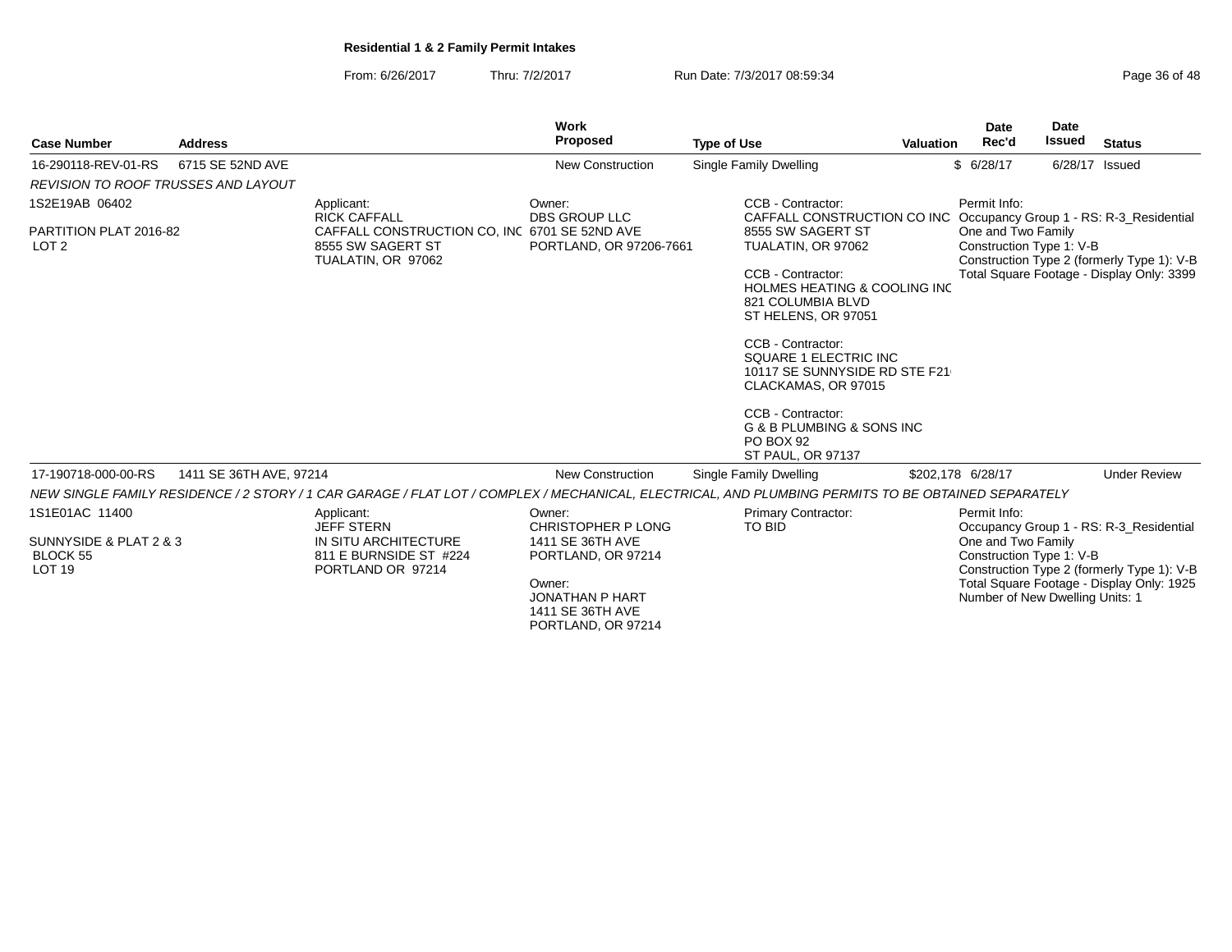**Residential 1 & 2 Family Permit Intakes**

From: 6/26/2017 Thru: 7/2/2017 Run Date: 7/3/2017 08:59:34

| Case Number | Address | Work Proposed | Type of Use | Valuation | Date Rec'd | Date Issued | Status |
|---|---|---|---|---|---|---|---|
| 16-290118-REV-01-RS | 6715 SE 52ND AVE | New Construction | Single Family Dwelling | $ | 6/28/17 | 6/28/17 | Issued |

*REVISION TO ROOF TRUSSES AND LAYOUT*

1S2E19AB 06402

PARTITION PLAT 2016-82
LOT 2

Applicant:
RICK CAFFALL
CAFFALL CONSTRUCTION CO, INC
8555 SW SAGERT ST
TUALATIN, OR 97062

Owner:
DBS GROUP LLC
6701 SE 52ND AVE
PORTLAND, OR 97206-7661

CCB - Contractor:
CAFFALL CONSTRUCTION CO INC
8555 SW SAGERT ST
TUALATIN, OR 97062

CCB - Contractor:
HOLMES HEATING & COOLING INC
821 COLUMBIA BLVD
ST HELENS, OR 97051

CCB - Contractor:
SQUARE 1 ELECTRIC INC
10117 SE SUNNYSIDE RD STE F21
CLACKAMAS, OR 97015

CCB - Contractor:
G & B PLUMBING & SONS INC
PO BOX 92
ST PAUL, OR 97137

Permit Info:
Occupancy Group 1 - RS: R-3_Residential One and Two Family
Construction Type 1: V-B
Construction Type 2 (formerly Type 1): V-B
Total Square Footage - Display Only: 3399

| Case Number | Address | Work Proposed | Type of Use | Valuation | Date Rec'd | Date Issued | Status |
|---|---|---|---|---|---|---|---|
| 17-190718-000-00-RS | 1411 SE 36TH AVE, 97214 | New Construction | Single Family Dwelling | $202,178 | 6/28/17 | | Under Review |

*NEW SINGLE FAMILY RESIDENCE / 2 STORY / 1 CAR GARAGE / FLAT LOT / COMPLEX / MECHANICAL, ELECTRICAL, AND PLUMBING PERMITS TO BE OBTAINED SEPARATELY*

1S1E01AC 11400

SUNNYSIDE & PLAT 2 & 3
BLOCK 55
LOT 19

Applicant:
JEFF STERN
IN SITU ARCHITECTURE
811 E BURNSIDE ST #224
PORTLAND OR 97214

Owner:
CHRISTOPHER P LONG
1411 SE 36TH AVE
PORTLAND, OR 97214

Owner:
JONATHAN P HART
1411 SE 36TH AVE
PORTLAND, OR 97214

Primary Contractor:
TO BID

Permit Info:
Occupancy Group 1 - RS: R-3_Residential One and Two Family
Construction Type 1: V-B
Construction Type 2 (formerly Type 1): V-B
Total Square Footage - Display Only: 1925
Number of New Dwelling Units: 1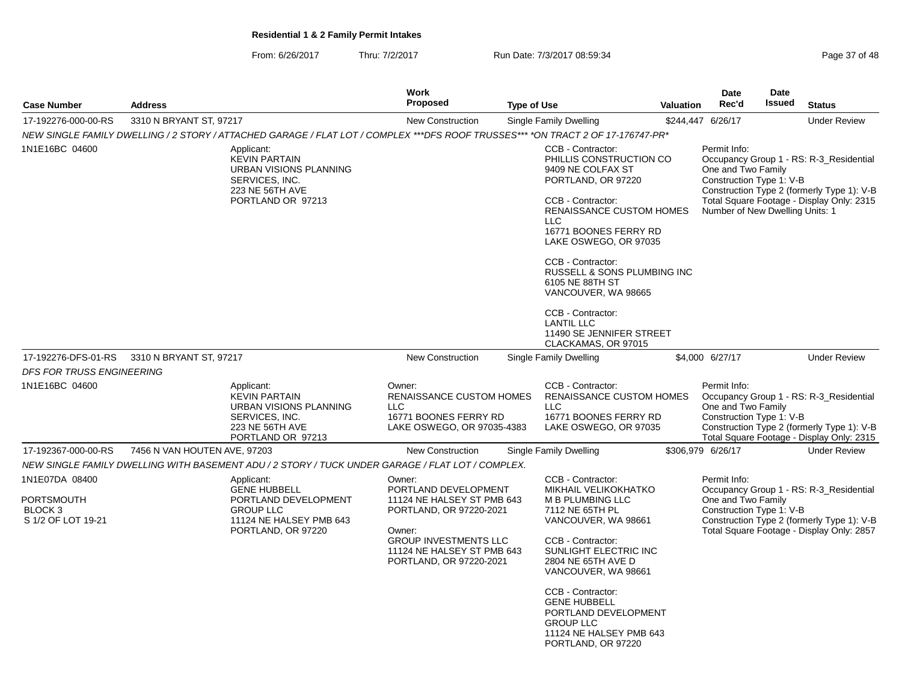**Residential 1 & 2 Family Permit Intakes**

From: 6/26/2017 Thru: 7/2/2017 Run Date: 7/3/2017 08:59:34

| Case Number | Address | Work Proposed | Type of Use | Valuation | Date Rec'd | Date Issued | Status |
|---|---|---|---|---|---|---|---|
| 17-192276-000-00-RS | 3310 N BRYANT ST, 97217 | New Construction | Single Family Dwelling | $244,447 | 6/26/17 | | Under Review |

*NEW SINGLE FAMILY DWELLING / 2 STORY / ATTACHED GARAGE / FLAT LOT / COMPLEX ***DFS ROOF TRUSSES*** *ON TRACT 2 OF 17-176747-PR**

1N1E16BC 04600

Applicant:
KEVIN PARTAIN
URBAN VISIONS PLANNING SERVICES, INC.
223 NE 56TH AVE
PORTLAND OR 97213

CCB - Contractor:
PHILLIS CONSTRUCTION CO
9409 NE COLFAX ST
PORTLAND, OR 97220

CCB - Contractor:
RENAISSANCE CUSTOM HOMES LLC
16771 BOONES FERRY RD
LAKE OSWEGO, OR 97035

CCB - Contractor:
RUSSELL & SONS PLUMBING INC
6105 NE 88TH ST
VANCOUVER, WA 98665

CCB - Contractor:
LANTIL LLC
11490 SE JENNIFER STREET
CLACKAMAS, OR 97015

Permit Info:
Occupancy Group 1 - RS: R-3_Residential One and Two Family
Construction Type 1: V-B
Construction Type 2 (formerly Type 1): V-B
Total Square Footage - Display Only: 2315
Number of New Dwelling Units: 1

| Case Number | Address | Work Proposed | Type of Use | Valuation | Date Rec'd | Date Issued | Status |
|---|---|---|---|---|---|---|---|
| 17-192276-DFS-01-RS | 3310 N BRYANT ST, 97217 | New Construction | Single Family Dwelling | $4,000 | 6/27/17 | | Under Review |

*DFS FOR TRUSS ENGINEERING*

1N1E16BC 04600

Applicant:
KEVIN PARTAIN
URBAN VISIONS PLANNING SERVICES, INC.
223 NE 56TH AVE
PORTLAND OR 97213

Owner:
RENAISSANCE CUSTOM HOMES LLC
16771 BOONES FERRY RD
LAKE OSWEGO, OR 97035-4383

CCB - Contractor:
RENAISSANCE CUSTOM HOMES LLC
16771 BOONES FERRY RD
LAKE OSWEGO, OR 97035

Permit Info:
Occupancy Group 1 - RS: R-3_Residential One and Two Family
Construction Type 1: V-B
Construction Type 2 (formerly Type 1): V-B
Total Square Footage - Display Only: 2315

| Case Number | Address | Work Proposed | Type of Use | Valuation | Date Rec'd | Date Issued | Status |
|---|---|---|---|---|---|---|---|
| 17-192367-000-00-RS | 7456 N VAN HOUTEN AVE, 97203 | New Construction | Single Family Dwelling | $306,979 | 6/26/17 | | Under Review |

*NEW SINGLE FAMILY DWELLING WITH BASEMENT ADU / 2 STORY / TUCK UNDER GARAGE / FLAT LOT / COMPLEX.*

1N1E07DA 08400

PORTSMOUTH
BLOCK 3
S 1/2 OF LOT 19-21

Applicant:
GENE HUBBELL
PORTLAND DEVELOPMENT GROUP LLC
11124 NE HALSEY PMB 643
PORTLAND, OR 97220

Owner:
PORTLAND DEVELOPMENT
11124 NE HALSEY ST PMB 643
PORTLAND, OR 97220-2021

Owner:
GROUP INVESTMENTS LLC
11124 NE HALSEY ST PMB 643
PORTLAND, OR 97220-2021

CCB - Contractor:
MIKHAIL VELIKOKHATKO
M B PLUMBING LLC
7112 NE 65TH PL
VANCOUVER, WA 98661

CCB - Contractor:
SUNLIGHT ELECTRIC INC
2804 NE 65TH AVE D
VANCOUVER, WA 98661

CCB - Contractor:
GENE HUBBELL
PORTLAND DEVELOPMENT GROUP LLC
11124 NE HALSEY PMB 643
PORTLAND, OR 97220

Permit Info:
Occupancy Group 1 - RS: R-3_Residential One and Two Family
Construction Type 1: V-B
Construction Type 2 (formerly Type 1): V-B
Total Square Footage - Display Only: 2857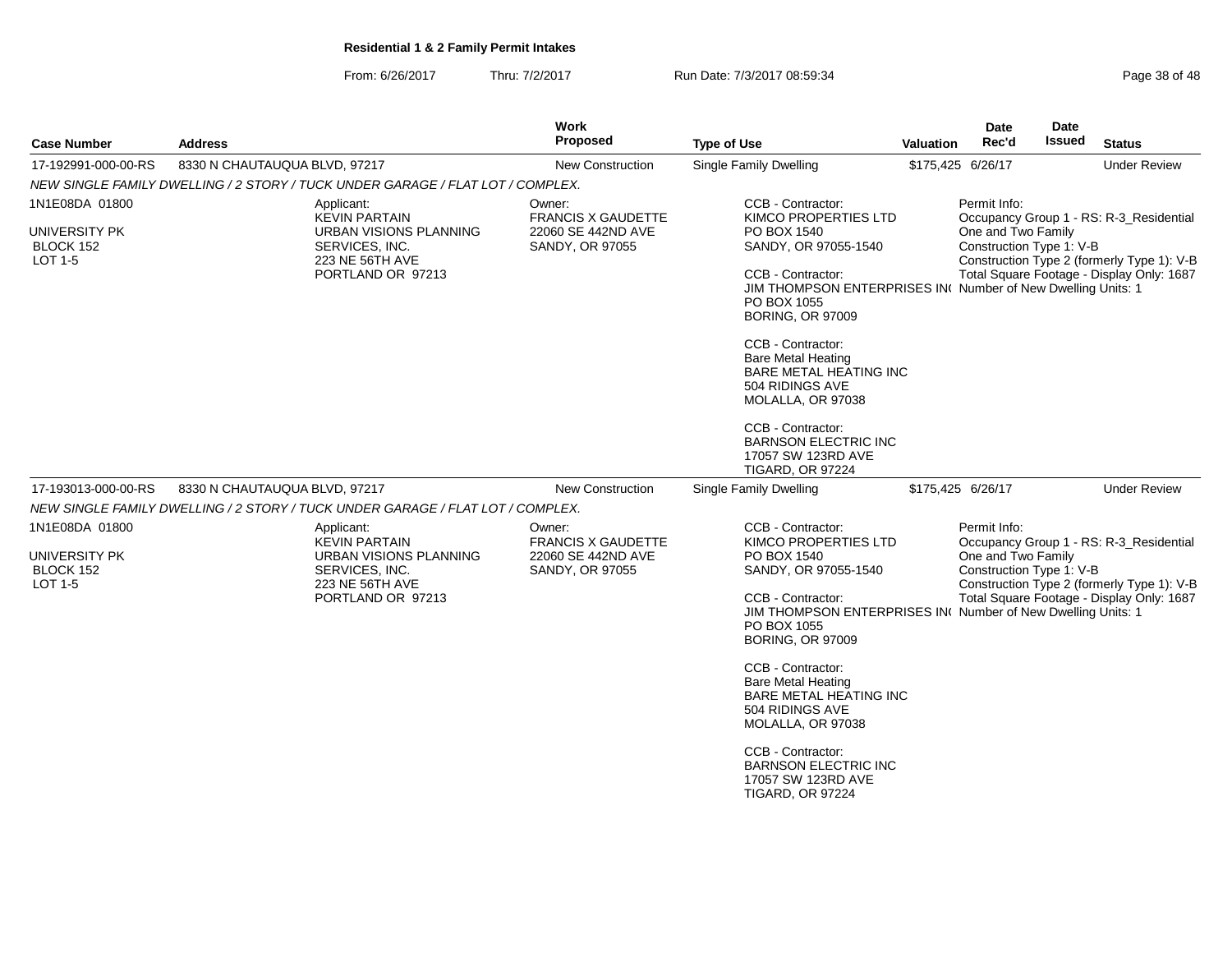**Residential 1 & 2 Family Permit Intakes**

From: 6/26/2017 Thru: 7/2/2017 Run Date: 7/3/2017 08:59:34

| Case Number | Address | Work Proposed | Type of Use | Valuation | Date Rec'd | Date Issued | Status |
|---|---|---|---|---|---|---|---|
| 17-192991-000-00-RS | 8330 N CHAUTAUQUA BLVD, 97217 | New Construction | Single Family Dwelling | $175,425 | 6/26/17 | | Under Review |

*NEW SINGLE FAMILY DWELLING / 2 STORY / TUCK UNDER GARAGE / FLAT LOT / COMPLEX.*

1N1E08DA 01800
UNIVERSITY PK
BLOCK 152
LOT 1-5

Applicant:
KEVIN PARTAIN
URBAN VISIONS PLANNING SERVICES, INC.
223 NE 56TH AVE
PORTLAND OR 97213

Owner:
FRANCIS X GAUDETTE
22060 SE 442ND AVE
SANDY, OR 97055

CCB - Contractor:
KIMCO PROPERTIES LTD
PO BOX 1540
SANDY, OR 97055-1540

CCB - Contractor:
JIM THOMPSON ENTERPRISES IN(
PO BOX 1055
BORING, OR 97009

CCB - Contractor:
Bare Metal Heating
BARE METAL HEATING INC
504 RIDINGS AVE
MOLALLA, OR 97038

CCB - Contractor:
BARNSON ELECTRIC INC
17057 SW 123RD AVE
TIGARD, OR 97224

Permit Info:
Occupancy Group 1 - RS: R-3_Residential One and Two Family
Construction Type 1: V-B
Construction Type 2 (formerly Type 1): V-B
Total Square Footage - Display Only: 1687
Number of New Dwelling Units: 1

| Case Number | Address | Work Proposed | Type of Use | Valuation | Date Rec'd | Date Issued | Status |
|---|---|---|---|---|---|---|---|
| 17-193013-000-00-RS | 8330 N CHAUTAUQUA BLVD, 97217 | New Construction | Single Family Dwelling | $175,425 | 6/26/17 | | Under Review |

*NEW SINGLE FAMILY DWELLING / 2 STORY / TUCK UNDER GARAGE / FLAT LOT / COMPLEX.*

1N1E08DA 01800
UNIVERSITY PK
BLOCK 152
LOT 1-5

Applicant:
KEVIN PARTAIN
URBAN VISIONS PLANNING SERVICES, INC.
223 NE 56TH AVE
PORTLAND OR 97213

Owner:
FRANCIS X GAUDETTE
22060 SE 442ND AVE
SANDY, OR 97055

CCB - Contractor:
KIMCO PROPERTIES LTD
PO BOX 1540
SANDY, OR 97055-1540

CCB - Contractor:
JIM THOMPSON ENTERPRISES IN(
PO BOX 1055
BORING, OR 97009

CCB - Contractor:
Bare Metal Heating
BARE METAL HEATING INC
504 RIDINGS AVE
MOLALLA, OR 97038

CCB - Contractor:
BARNSON ELECTRIC INC
17057 SW 123RD AVE
TIGARD, OR 97224

Permit Info:
Occupancy Group 1 - RS: R-3_Residential One and Two Family
Construction Type 1: V-B
Construction Type 2 (formerly Type 1): V-B
Total Square Footage - Display Only: 1687
Number of New Dwelling Units: 1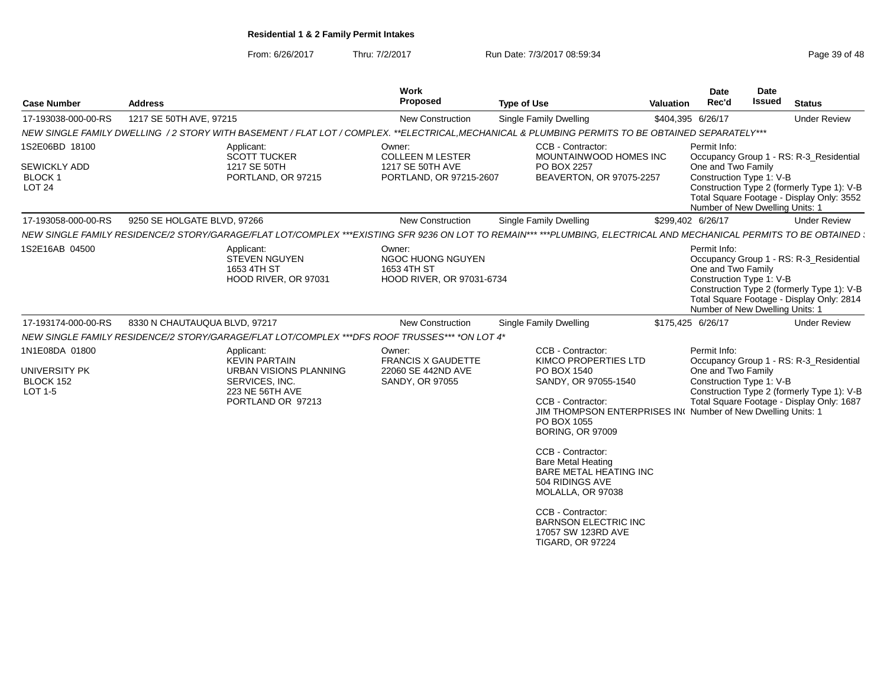**Residential 1 & 2 Family Permit Intakes**

From: 6/26/2017 Thru: 7/2/2017 Run Date: 7/3/2017 08:59:34

| Case Number | Address | Work Proposed | Type of Use | Valuation | Date Rec'd | Date Issued | Status |
|---|---|---|---|---|---|---|---|
| 17-193038-000-00-RS | 1217 SE 50TH AVE, 97215 | New Construction | Single Family Dwelling | $404,395 | 6/26/17 | | Under Review |

*NEW SINGLE FAMILY DWELLING / 2 STORY WITH BASEMENT / FLAT LOT / COMPLEX. **ELECTRICAL,MECHANICAL & PLUMBING PERMITS TO BE OBTAINED SEPARATELY****

1S2E06BD 18100
SEWICKLY ADD
BLOCK 1
LOT 24

Applicant:
SCOTT TUCKER
1217 SE 50TH
PORTLAND, OR 97215

Owner:
COLLEEN M LESTER
1217 SE 50TH AVE
PORTLAND, OR 97215-2607

CCB - Contractor:
MOUNTAINWOOD HOMES INC
PO BOX 2257
BEAVERTON, OR 97075-2257

Permit Info:
Occupancy Group 1 - RS: R-3_Residential One and Two Family
Construction Type 1: V-B
Construction Type 2 (formerly Type 1): V-B
Total Square Footage - Display Only: 3552
Number of New Dwelling Units: 1

| Case Number | Address | Work Proposed | Type of Use | Valuation | Date Rec'd | Date Issued | Status |
|---|---|---|---|---|---|---|---|
| 17-193058-000-00-RS | 9250 SE HOLGATE BLVD, 97266 | New Construction | Single Family Dwelling | $299,402 | 6/26/17 | | Under Review |

*NEW SINGLE FAMILY RESIDENCE/2 STORY/GARAGE/FLAT LOT/COMPLEX ***EXISTING SFR 9236 ON LOT TO REMAIN*** ***PLUMBING, ELECTRICAL AND MECHANICAL PERMITS TO BE OBTAINED*

1S2E16AB 04500

Applicant:
STEVEN NGUYEN
1653 4TH ST
HOOD RIVER, OR 97031

Owner:
NGOC HUONG NGUYEN
1653 4TH ST
HOOD RIVER, OR 97031-6734

Permit Info:
Occupancy Group 1 - RS: R-3_Residential One and Two Family
Construction Type 1: V-B
Construction Type 2 (formerly Type 1): V-B
Total Square Footage - Display Only: 2814
Number of New Dwelling Units: 1

| Case Number | Address | Work Proposed | Type of Use | Valuation | Date Rec'd | Date Issued | Status |
|---|---|---|---|---|---|---|---|
| 17-193174-000-00-RS | 8330 N CHAUTAUQUA BLVD, 97217 | New Construction | Single Family Dwelling | $175,425 | 6/26/17 | | Under Review |

*NEW SINGLE FAMILY RESIDENCE/2 STORY/GARAGE/FLAT LOT/COMPLEX ***DFS ROOF TRUSSES*** *ON LOT 4**

1N1E08DA 01800
UNIVERSITY PK
BLOCK 152
LOT 1-5

Applicant:
KEVIN PARTAIN
URBAN VISIONS PLANNING SERVICES, INC.
223 NE 56TH AVE
PORTLAND OR 97213

Owner:
FRANCIS X GAUDETTE
22060 SE 442ND AVE
SANDY, OR 97055

CCB - Contractor:
KIMCO PROPERTIES LTD
PO BOX 1540
SANDY, OR 97055-1540

CCB - Contractor:
JIM THOMPSON ENTERPRISES IN(
PO BOX 1055
BORING, OR 97009

CCB - Contractor:
Bare Metal Heating
BARE METAL HEATING INC
504 RIDINGS AVE
MOLALLA, OR 97038

CCB - Contractor:
BARNSON ELECTRIC INC
17057 SW 123RD AVE
TIGARD, OR 97224

Permit Info:
Occupancy Group 1 - RS: R-3_Residential One and Two Family
Construction Type 1: V-B
Construction Type 2 (formerly Type 1): V-B
Total Square Footage - Display Only: 1687
Number of New Dwelling Units: 1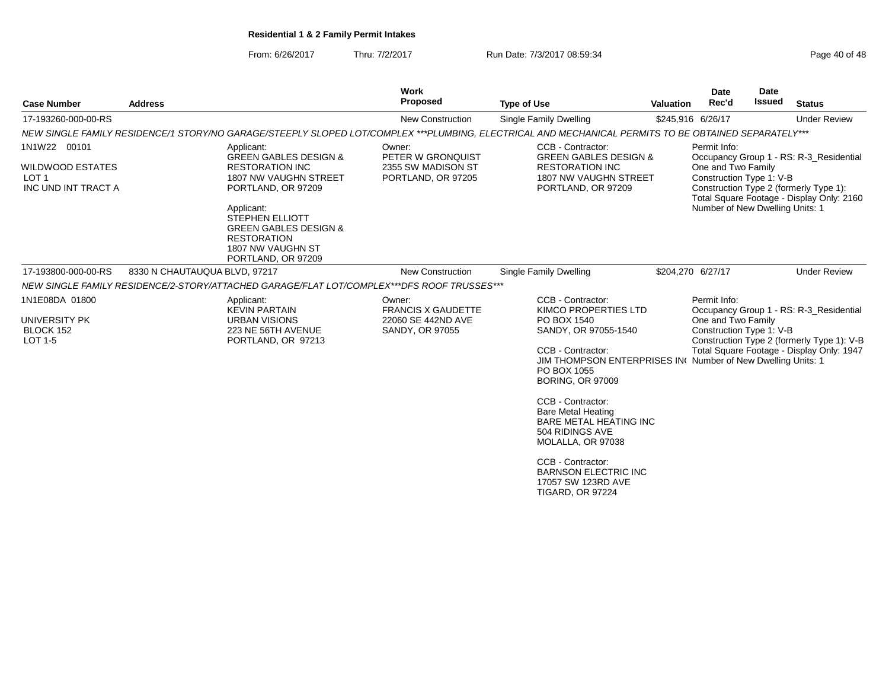## Residential 1 & 2 Family Permit Intakes

From: 6/26/2017 Thru: 7/2/2017 Run Date: 7/3/2017 08:59:34

| Case Number | Address | Work Proposed | Type of Use | Valuation | Date Rec'd | Date Issued | Status |
|---|---|---|---|---|---|---|---|
| 17-193260-000-00-RS | | New Construction | Single Family Dwelling | $245,916 | 6/26/17 | | Under Review |

*NEW SINGLE FAMILY RESIDENCE/1 STORY/NO GARAGE/STEEPLY SLOPED LOT/COMPLEX ***PLUMBING, ELECTRICAL AND MECHANICAL PERMITS TO BE OBTAINED SEPARATELY****

1N1W22 00101
WILDWOOD ESTATES
LOT 1
INC UND INT TRACT A

Applicant:
GREEN GABLES DESIGN & RESTORATION INC
1807 NW VAUGHN STREET
PORTLAND, OR 97209

Applicant:
STEPHEN ELLIOTT
GREEN GABLES DESIGN & RESTORATION
1807 NW VAUGHN ST
PORTLAND, OR 97209

Owner:
PETER W GRONQUIST
2355 SW MADISON ST
PORTLAND, OR 97205

CCB - Contractor:
GREEN GABLES DESIGN & RESTORATION INC
1807 NW VAUGHN STREET
PORTLAND, OR 97209

Permit Info:
Occupancy Group 1 - RS: R-3_Residential One and Two Family
Construction Type 1: V-B
Construction Type 2 (formerly Type 1):
Total Square Footage - Display Only: 2160
Number of New Dwelling Units: 1

| Case Number | Address | Work Proposed | Type of Use | Valuation | Date Rec'd | Date Issued | Status |
|---|---|---|---|---|---|---|---|
| 17-193800-000-00-RS | 8330 N CHAUTAUQUA BLVD, 97217 | New Construction | Single Family Dwelling | $204,270 | 6/27/17 | | Under Review |

*NEW SINGLE FAMILY RESIDENCE/2-STORY/ATTACHED GARAGE/FLAT LOT/COMPLEX***DFS ROOF TRUSSES****

1N1E08DA 01800
UNIVERSITY PK
BLOCK 152
LOT 1-5

Applicant:
KEVIN PARTAIN
URBAN VISIONS
223 NE 56TH AVENUE
PORTLAND, OR 97213

Owner:
FRANCIS X GAUDETTE
22060 SE 442ND AVE
SANDY, OR 97055

CCB - Contractor:
KIMCO PROPERTIES LTD
PO BOX 1540
SANDY, OR 97055-1540

CCB - Contractor:
JIM THOMPSON ENTERPRISES IN(
PO BOX 1055
BORING, OR 97009

CCB - Contractor:
Bare Metal Heating
BARE METAL HEATING INC
504 RIDINGS AVE
MOLALLA, OR 97038

CCB - Contractor:
BARNSON ELECTRIC INC
17057 SW 123RD AVE
TIGARD, OR 97224

Permit Info:
Occupancy Group 1 - RS: R-3_Residential One and Two Family
Construction Type 1: V-B
Construction Type 2 (formerly Type 1): V-B
Total Square Footage - Display Only: 1947
Number of New Dwelling Units: 1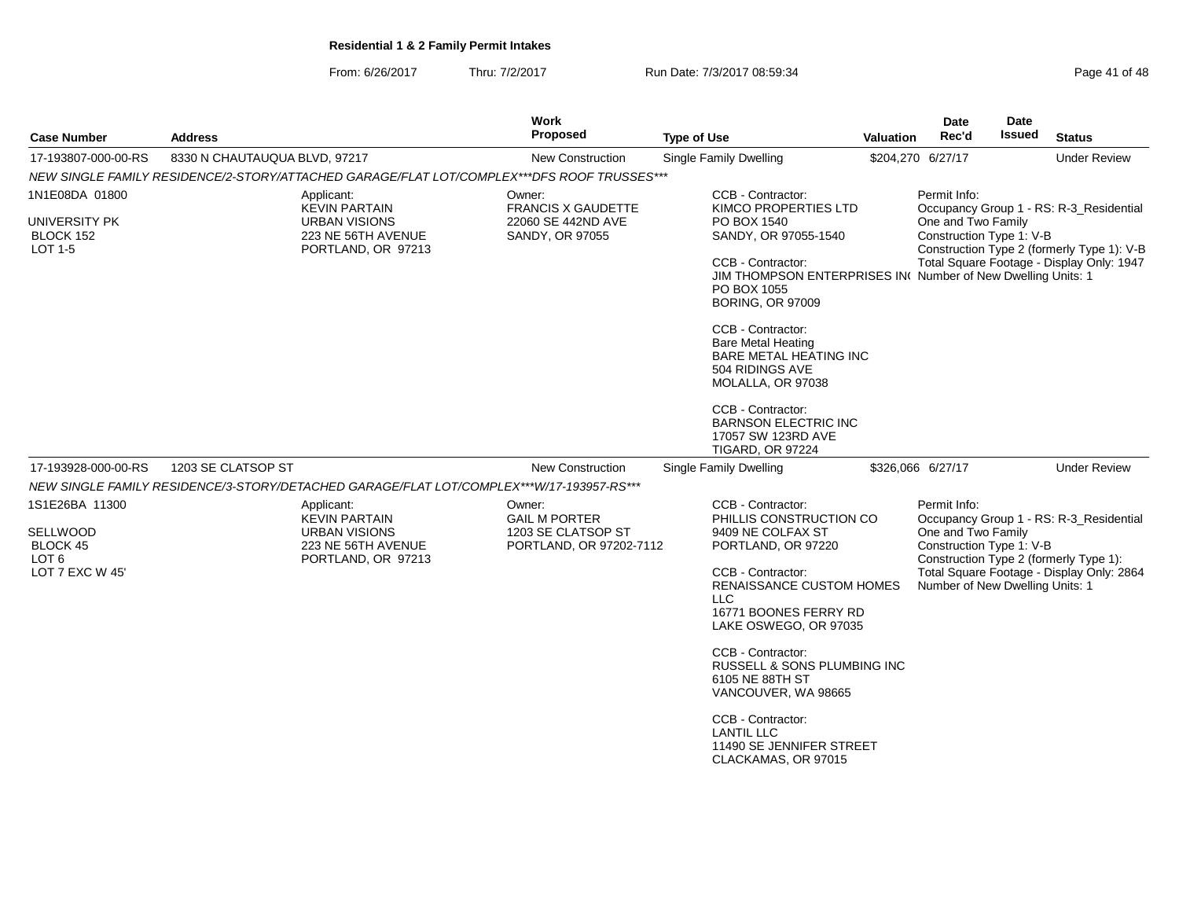**Residential 1 & 2 Family Permit Intakes**

From: 6/26/2017 Thru: 7/2/2017 Run Date: 7/3/2017 08:59:34

| Case Number | Address | Work Proposed | Type of Use | Valuation | Date Rec'd | Date Issued | Status |
|---|---|---|---|---|---|---|---|
| 17-193807-000-00-RS | 8330 N CHAUTAUQUA BLVD, 97217 | New Construction | Single Family Dwelling | $204,270 | 6/27/17 | | Under Review |

NEW SINGLE FAMILY RESIDENCE/2-STORY/ATTACHED GARAGE/FLAT LOT/COMPLEX***DFS ROOF TRUSSES***

1N1E08DA 01800

UNIVERSITY PK
BLOCK 152
LOT 1-5

Applicant:
KEVIN PARTAIN
URBAN VISIONS
223 NE 56TH AVENUE
PORTLAND, OR 97213

Owner:
FRANCIS X GAUDETTE
22060 SE 442ND AVE
SANDY, OR 97055

CCB - Contractor:
KIMCO PROPERTIES LTD
PO BOX 1540
SANDY, OR 97055-1540

CCB - Contractor:
JIM THOMPSON ENTERPRISES IN(
PO BOX 1055
BORING, OR 97009

CCB - Contractor:
Bare Metal Heating
BARE METAL HEATING INC
504 RIDINGS AVE
MOLALLA, OR 97038

CCB - Contractor:
BARNSON ELECTRIC INC
17057 SW 123RD AVE
TIGARD, OR 97224

Permit Info:
Occupancy Group 1 - RS: R-3_Residential One and Two Family
Construction Type 1: V-B
Construction Type 2 (formerly Type 1): V-B
Total Square Footage - Display Only: 1947
Number of New Dwelling Units: 1

| Case Number | Address | Work Proposed | Type of Use | Valuation | Date Rec'd | Date Issued | Status |
|---|---|---|---|---|---|---|---|
| 17-193928-000-00-RS | 1203 SE CLATSOP ST | New Construction | Single Family Dwelling | $326,066 | 6/27/17 | | Under Review |

NEW SINGLE FAMILY RESIDENCE/3-STORY/DETACHED GARAGE/FLAT LOT/COMPLEX***W/17-193957-RS***

1S1E26BA 11300

SELLWOOD
BLOCK 45
LOT 6
LOT 7 EXC W 45'

Applicant:
KEVIN PARTAIN
URBAN VISIONS
223 NE 56TH AVENUE
PORTLAND, OR 97213

Owner:
GAIL M PORTER
1203 SE CLATSOP ST
PORTLAND, OR 97202-7112

CCB - Contractor:
PHILLIS CONSTRUCTION CO
9409 NE COLFAX ST
PORTLAND, OR 97220

CCB - Contractor:
RENAISSANCE CUSTOM HOMES LLC
16771 BOONES FERRY RD
LAKE OSWEGO, OR 97035

CCB - Contractor:
RUSSELL & SONS PLUMBING INC
6105 NE 88TH ST
VANCOUVER, WA 98665

CCB - Contractor:
LANTIL LLC
11490 SE JENNIFER STREET
CLACKAMAS, OR 97015

Permit Info:
Occupancy Group 1 - RS: R-3_Residential One and Two Family
Construction Type 1: V-B
Construction Type 2 (formerly Type 1):
Total Square Footage - Display Only: 2864
Number of New Dwelling Units: 1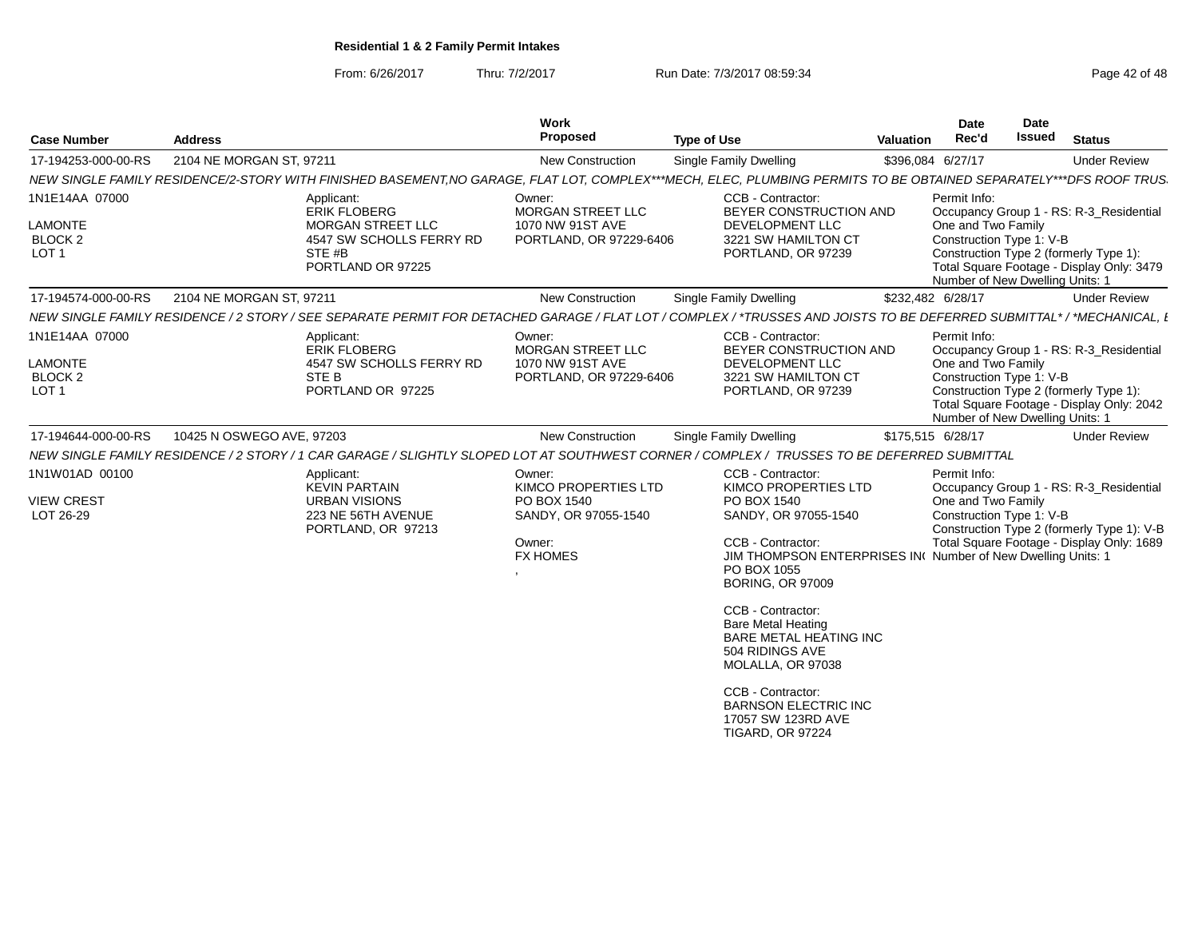## Residential 1 & 2 Family Permit Intakes

From: 6/26/2017 Thru: 7/2/2017 Run Date: 7/3/2017 08:59:34

| Case Number | Address | Work Proposed | Type of Use | Valuation | Date Rec'd | Date Issued | Status |
|---|---|---|---|---|---|---|---|
| 17-194253-000-00-RS | 2104 NE MORGAN ST, 97211 | New Construction | Single Family Dwelling | $396,084 | 6/27/17 | | Under Review |

NEW SINGLE FAMILY RESIDENCE/2-STORY WITH FINISHED BASEMENT,NO GARAGE, FLAT LOT, COMPLEX***MECH, ELEC, PLUMBING PERMITS TO BE OBTAINED SEPARATELY***DFS ROOF TRUS.

1N1E14AA 07000
LAMONTE
BLOCK 2
LOT 1

Applicant:
ERIK FLOBERG
MORGAN STREET LLC
4547 SW SCHOLLS FERRY RD
STE #B
PORTLAND OR 97225

Owner:
MORGAN STREET LLC
1070 NW 91ST AVE
PORTLAND, OR 97229-6406

CCB - Contractor:
BEYER CONSTRUCTION AND DEVELOPMENT LLC
3221 SW HAMILTON CT
PORTLAND, OR 97239

Permit Info:
Occupancy Group 1 - RS: R-3_Residential One and Two Family
Construction Type 1: V-B
Construction Type 2 (formerly Type 1):
Total Square Footage - Display Only: 3479
Number of New Dwelling Units: 1

| Case Number | Address | Work Proposed | Type of Use | Valuation | Date Rec'd | Date Issued | Status |
|---|---|---|---|---|---|---|---|
| 17-194574-000-00-RS | 2104 NE MORGAN ST, 97211 | New Construction | Single Family Dwelling | $232,482 | 6/28/17 | | Under Review |

NEW SINGLE FAMILY RESIDENCE / 2 STORY / SEE SEPARATE PERMIT FOR DETACHED GARAGE / FLAT LOT / COMPLEX / *TRUSSES AND JOISTS TO BE DEFERRED SUBMITTAL* / *MECHANICAL, E

1N1E14AA 07000
LAMONTE
BLOCK 2
LOT 1

Applicant:
ERIK FLOBERG
4547 SW SCHOLLS FERRY RD
STE B
PORTLAND OR 97225

Owner:
MORGAN STREET LLC
1070 NW 91ST AVE
PORTLAND, OR 97229-6406

CCB - Contractor:
BEYER CONSTRUCTION AND DEVELOPMENT LLC
3221 SW HAMILTON CT
PORTLAND, OR 97239

Permit Info:
Occupancy Group 1 - RS: R-3_Residential One and Two Family
Construction Type 1: V-B
Construction Type 2 (formerly Type 1):
Total Square Footage - Display Only: 2042
Number of New Dwelling Units: 1

| Case Number | Address | Work Proposed | Type of Use | Valuation | Date Rec'd | Date Issued | Status |
|---|---|---|---|---|---|---|---|
| 17-194644-000-00-RS | 10425 N OSWEGO AVE, 97203 | New Construction | Single Family Dwelling | $175,515 | 6/28/17 | | Under Review |

NEW SINGLE FAMILY RESIDENCE / 2 STORY / 1 CAR GARAGE / SLIGHTLY SLOPED LOT AT SOUTHWEST CORNER / COMPLEX / TRUSSES TO BE DEFERRED SUBMITTAL

1N1W01AD 00100
VIEW CREST
LOT 26-29

Applicant:
KEVIN PARTAIN
URBAN VISIONS
223 NE 56TH AVENUE
PORTLAND, OR 97213

Owner:
KIMCO PROPERTIES LTD
PO BOX 1540
SANDY, OR 97055-1540

Owner:
FX HOMES
,

CCB - Contractor:
KIMCO PROPERTIES LTD
PO BOX 1540
SANDY, OR 97055-1540

CCB - Contractor:
JIM THOMPSON ENTERPRISES IN(
PO BOX 1055
BORING, OR 97009

CCB - Contractor:
Bare Metal Heating
BARE METAL HEATING INC
504 RIDINGS AVE
MOLALLA, OR 97038

CCB - Contractor:
BARNSON ELECTRIC INC
17057 SW 123RD AVE
TIGARD, OR 97224

Permit Info:
Occupancy Group 1 - RS: R-3_Residential One and Two Family
Construction Type 1: V-B
Construction Type 2 (formerly Type 1): V-B
Total Square Footage - Display Only: 1689
Number of New Dwelling Units: 1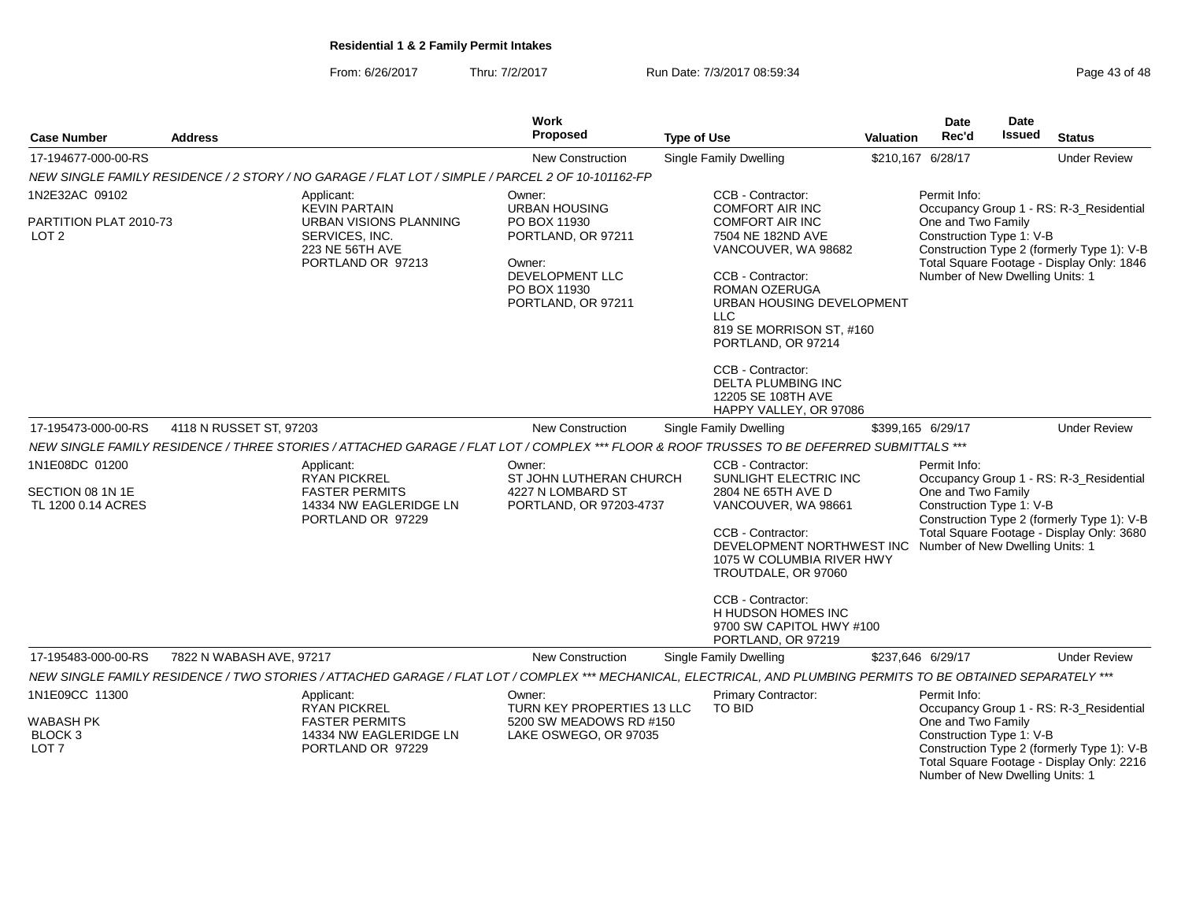# Residential 1 & 2 Family Permit Intakes

From: 6/26/2017 Thru: 7/2/2017 Run Date: 7/3/2017 08:59:34

| Case Number | Address | Work Proposed | Type of Use | Valuation | Date Rec'd | Date Issued | Status |
|---|---|---|---|---|---|---|---|
| 17-194677-000-00-RS | | New Construction | Single Family Dwelling | $210,167 | 6/28/17 | | Under Review |

NEW SINGLE FAMILY RESIDENCE / 2 STORY / NO GARAGE / FLAT LOT / SIMPLE / PARCEL 2 OF 10-101162-FP

1N2E32AC 09102
PARTITION PLAT 2010-73
LOT 2

Applicant:
KEVIN PARTAIN
URBAN VISIONS PLANNING SERVICES, INC.
223 NE 56TH AVE
PORTLAND OR 97213

Owner:
URBAN HOUSING
PO BOX 11930
PORTLAND, OR 97211

Owner:
DEVELOPMENT LLC
PO BOX 11930
PORTLAND, OR 97211

CCB - Contractor:
COMFORT AIR INC
COMFORT AIR INC
7504 NE 182ND AVE
VANCOUVER, WA 98682

CCB - Contractor:
ROMAN OZERUGA
URBAN HOUSING DEVELOPMENT LLC
819 SE MORRISON ST, #160
PORTLAND, OR 97214

CCB - Contractor:
DELTA PLUMBING INC
12205 SE 108TH AVE
HAPPY VALLEY, OR 97086

Permit Info:
Occupancy Group 1 - RS: R-3_Residential One and Two Family
Construction Type 1: V-B
Construction Type 2 (formerly Type 1): V-B
Total Square Footage - Display Only: 1846
Number of New Dwelling Units: 1

| Case Number | Address | Work Proposed | Type of Use | Valuation | Date Rec'd | Date Issued | Status |
|---|---|---|---|---|---|---|---|
| 17-195473-000-00-RS | 4118 N RUSSET ST, 97203 | New Construction | Single Family Dwelling | $399,165 | 6/29/17 | | Under Review |

NEW SINGLE FAMILY RESIDENCE / THREE STORIES / ATTACHED GARAGE / FLAT LOT / COMPLEX *** FLOOR & ROOF TRUSSES TO BE DEFERRED SUBMITTALS ***

1N1E08DC 01200
SECTION 08 1N 1E
TL 1200 0.14 ACRES

Applicant:
RYAN PICKREL
FASTER PERMITS
14334 NW EAGLERIDGE LN
PORTLAND OR 97229

Owner:
ST JOHN LUTHERAN CHURCH
4227 N LOMBARD ST
PORTLAND, OR 97203-4737

CCB - Contractor:
SUNLIGHT ELECTRIC INC
2804 NE 65TH AVE D
VANCOUVER, WA 98661

CCB - Contractor:
DEVELOPMENT NORTHWEST INC
1075 W COLUMBIA RIVER HWY
TROUTDALE, OR 97060

CCB - Contractor:
H HUDSON HOMES INC
9700 SW CAPITOL HWY #100
PORTLAND, OR 97219

Permit Info:
Occupancy Group 1 - RS: R-3_Residential One and Two Family
Construction Type 1: V-B
Construction Type 2 (formerly Type 1): V-B
Total Square Footage - Display Only: 3680
Number of New Dwelling Units: 1

| Case Number | Address | Work Proposed | Type of Use | Valuation | Date Rec'd | Date Issued | Status |
|---|---|---|---|---|---|---|---|
| 17-195483-000-00-RS | 7822 N WABASH AVE, 97217 | New Construction | Single Family Dwelling | $237,646 | 6/29/17 | | Under Review |

NEW SINGLE FAMILY RESIDENCE / TWO STORIES / ATTACHED GARAGE / FLAT LOT / COMPLEX *** MECHANICAL, ELECTRICAL, AND PLUMBING PERMITS TO BE OBTAINED SEPARATELY ***

1N1E09CC 11300
WABASH PK
BLOCK 3
LOT 7

Applicant:
RYAN PICKREL
FASTER PERMITS
14334 NW EAGLERIDGE LN
PORTLAND OR 97229

Owner:
TURN KEY PROPERTIES 13 LLC
5200 SW MEADOWS RD #150
LAKE OSWEGO, OR 97035

Primary Contractor:
TO BID

Permit Info:
Occupancy Group 1 - RS: R-3_Residential One and Two Family
Construction Type 1: V-B
Construction Type 2 (formerly Type 1): V-B
Total Square Footage - Display Only: 2216
Number of New Dwelling Units: 1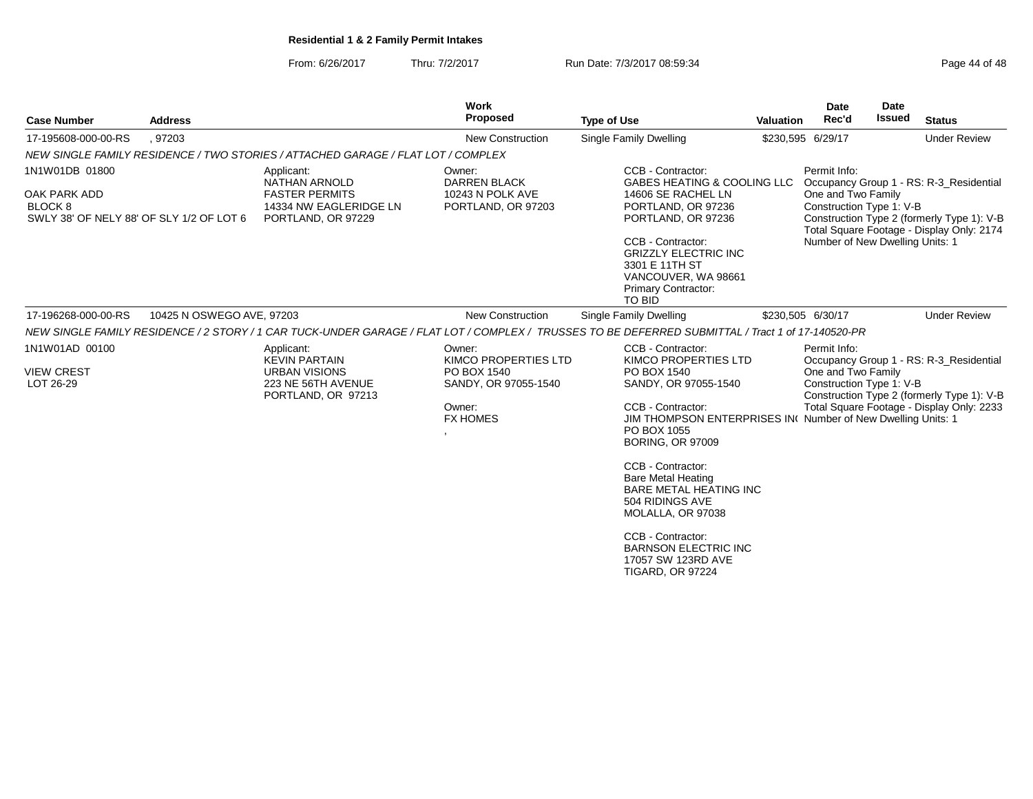**Residential 1 & 2 Family Permit Intakes**

From: 6/26/2017 Thru: 7/2/2017 Run Date: 7/3/2017 08:59:34

| Case Number | Address | Work Proposed | Type of Use | Valuation | Date Rec'd | Date Issued | Status |
|---|---|---|---|---|---|---|---|
| 17-195608-000-00-RS | , 97203 | New Construction | Single Family Dwelling | $230,595 | 6/29/17 | | Under Review |

*NEW SINGLE FAMILY RESIDENCE / TWO STORIES / ATTACHED GARAGE / FLAT LOT / COMPLEX*

1N1W01DB 01800

OAK PARK ADD
BLOCK 8
SWLY 38' OF NELY 88' OF SLY 1/2 OF LOT 6

Applicant:
NATHAN ARNOLD
FASTER PERMITS
14334 NW EAGLERIDGE LN
PORTLAND, OR 97229

Owner:
DARREN BLACK
10243 N POLK AVE
PORTLAND, OR 97203

CCB - Contractor:
GABES HEATING & COOLING LLC
14606 SE RACHEL LN
PORTLAND, OR 97236
PORTLAND, OR 97236

CCB - Contractor:
GRIZZLY ELECTRIC INC
3301 E 11TH ST
VANCOUVER, WA 98661
Primary Contractor:
TO BID

Permit Info:
Occupancy Group 1 - RS: R-3_Residential One and Two Family
Construction Type 1: V-B
Construction Type 2 (formerly Type 1): V-B
Total Square Footage - Display Only: 2174
Number of New Dwelling Units: 1

| Case Number | Address | Work Proposed | Type of Use | Valuation | Date Rec'd | Date Issued | Status |
|---|---|---|---|---|---|---|---|
| 17-196268-000-00-RS | 10425 N OSWEGO AVE, 97203 | New Construction | Single Family Dwelling | $230,505 | 6/30/17 | | Under Review |

*NEW SINGLE FAMILY RESIDENCE / 2 STORY / 1 CAR TUCK-UNDER GARAGE / FLAT LOT / COMPLEX / TRUSSES TO BE DEFERRED SUBMITTAL / Tract 1 of 17-140520-PR*

1N1W01AD 00100

VIEW CREST
LOT 26-29

Applicant:
KEVIN PARTAIN
URBAN VISIONS
223 NE 56TH AVENUE
PORTLAND, OR 97213

Owner:
KIMCO PROPERTIES LTD
PO BOX 1540
SANDY, OR 97055-1540

Owner:
FX HOMES
,

CCB - Contractor:
KIMCO PROPERTIES LTD
PO BOX 1540
SANDY, OR 97055-1540

CCB - Contractor:
JIM THOMPSON ENTERPRISES IN(
PO BOX 1055
BORING, OR 97009

CCB - Contractor:
Bare Metal Heating
BARE METAL HEATING INC
504 RIDINGS AVE
MOLALLA, OR 97038

CCB - Contractor:
BARNSON ELECTRIC INC
17057 SW 123RD AVE
TIGARD, OR 97224

Permit Info:
Occupancy Group 1 - RS: R-3_Residential One and Two Family
Construction Type 1: V-B
Construction Type 2 (formerly Type 1): V-B
Total Square Footage - Display Only: 2233
Number of New Dwelling Units: 1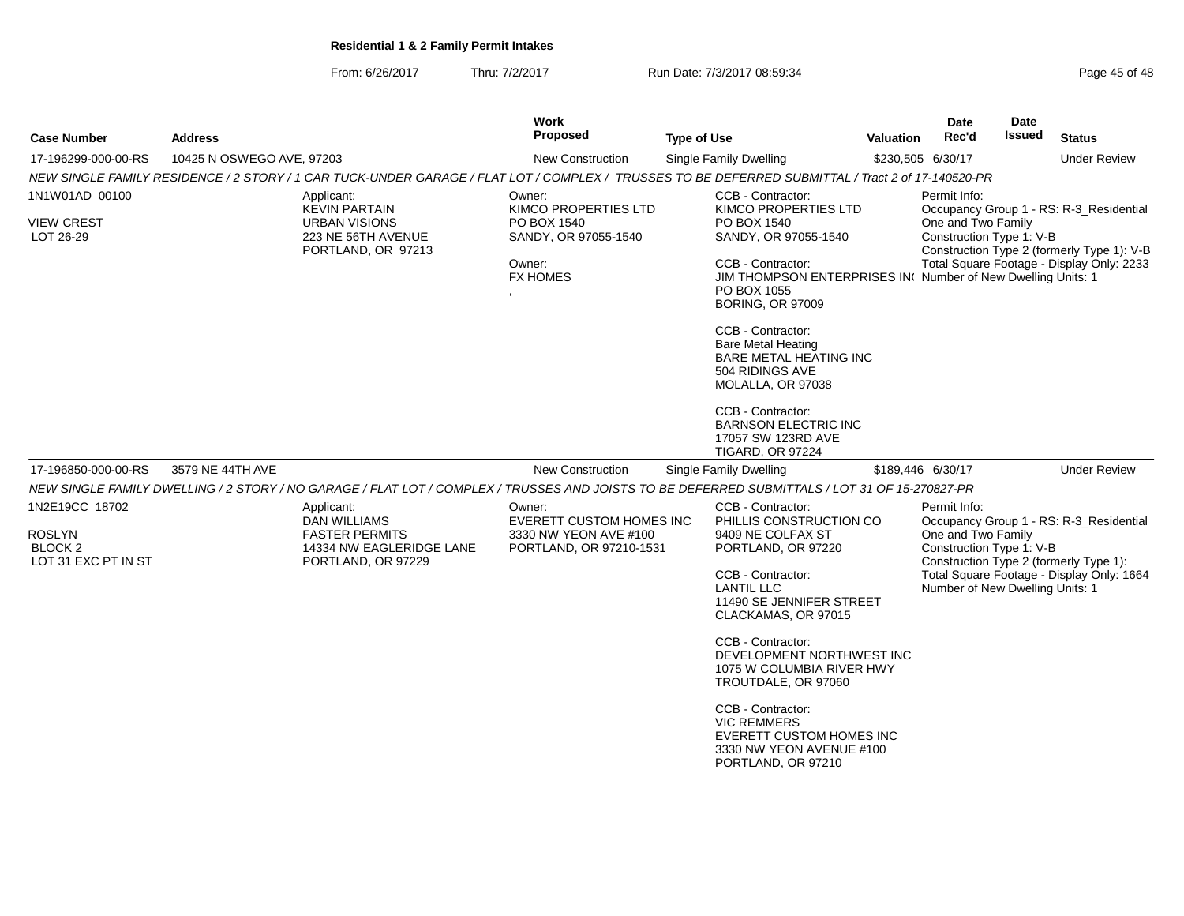**Residential 1 & 2 Family Permit Intakes**

From: 6/26/2017 Thru: 7/2/2017 Run Date: 7/3/2017 08:59:34

| Case Number | Address | Work Proposed | Type of Use | Valuation | Date Rec'd | Date Issued | Status |
|---|---|---|---|---|---|---|---|
| 17-196299-000-00-RS | 10425 N OSWEGO AVE, 97203 | New Construction | Single Family Dwelling | $230,505 | 6/30/17 | | Under Review |

*NEW SINGLE FAMILY RESIDENCE / 2 STORY / 1 CAR TUCK-UNDER GARAGE / FLAT LOT / COMPLEX / TRUSSES TO BE DEFERRED SUBMITTAL / Tract 2 of 17-140520-PR*

1N1W01AD 00100
VIEW CREST
LOT 26-29

Applicant:
KEVIN PARTAIN
URBAN VISIONS
223 NE 56TH AVENUE
PORTLAND, OR 97213

Owner:
KIMCO PROPERTIES LTD
PO BOX 1540
SANDY, OR 97055-1540

Owner:
FX HOMES
,

CCB - Contractor:
KIMCO PROPERTIES LTD
PO BOX 1540
SANDY, OR 97055-1540

CCB - Contractor:
JIM THOMPSON ENTERPRISES IN(
PO BOX 1055
BORING, OR 97009

CCB - Contractor:
Bare Metal Heating
BARE METAL HEATING INC
504 RIDINGS AVE
MOLALLA, OR 97038

CCB - Contractor:
BARNSON ELECTRIC INC
17057 SW 123RD AVE
TIGARD, OR 97224

Permit Info:
Occupancy Group 1 - RS: R-3_Residential One and Two Family
Construction Type 1: V-B
Construction Type 2 (formerly Type 1): V-B
Total Square Footage - Display Only: 2233
Number of New Dwelling Units: 1

| Case Number | Address | Work Proposed | Type of Use | Valuation | Date Rec'd | Date Issued | Status |
|---|---|---|---|---|---|---|---|
| 17-196850-000-00-RS | 3579 NE 44TH AVE | New Construction | Single Family Dwelling | $189,446 | 6/30/17 | | Under Review |

*NEW SINGLE FAMILY DWELLING / 2 STORY / NO GARAGE / FLAT LOT / COMPLEX / TRUSSES AND JOISTS TO BE DEFERRED SUBMITTALS / LOT 31 OF 15-270827-PR*

1N2E19CC 18702
ROSLYN
BLOCK 2
LOT 31 EXC PT IN ST

Applicant:
DAN WILLIAMS
FASTER PERMITS
14334 NW EAGLERIDGE LANE
PORTLAND, OR 97229

Owner:
EVERETT CUSTOM HOMES INC
3330 NW YEON AVE #100
PORTLAND, OR 97210-1531

CCB - Contractor:
PHILLIS CONSTRUCTION CO
9409 NE COLFAX ST
PORTLAND, OR 97220

CCB - Contractor:
LANTIL LLC
11490 SE JENNIFER STREET
CLACKAMAS, OR 97015

CCB - Contractor:
DEVELOPMENT NORTHWEST INC
1075 W COLUMBIA RIVER HWY
TROUTDALE, OR 97060

CCB - Contractor:
VIC REMMERS
EVERETT CUSTOM HOMES INC
3330 NW YEON AVENUE #100
PORTLAND, OR 97210

Permit Info:
Occupancy Group 1 - RS: R-3_Residential One and Two Family
Construction Type 1: V-B
Construction Type 2 (formerly Type 1):
Total Square Footage - Display Only: 1664
Number of New Dwelling Units: 1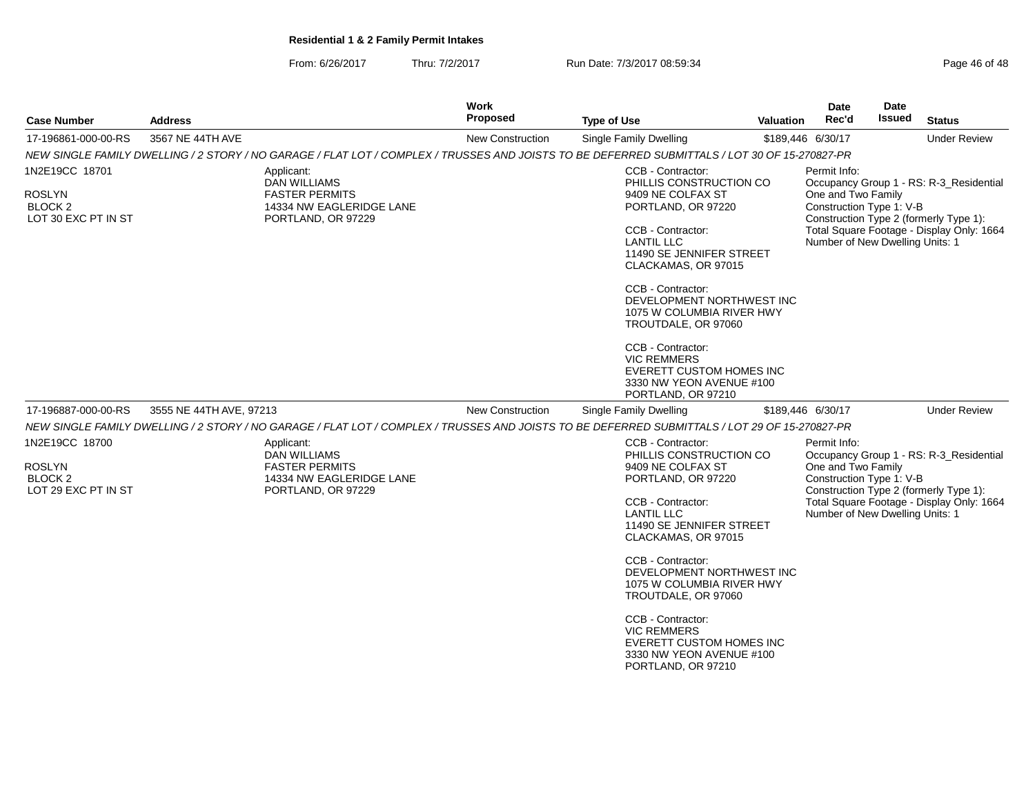**Residential 1 & 2 Family Permit Intakes**

From: 6/26/2017 Thru: 7/2/2017 Run Date: 7/3/2017 08:59:34

| Case Number | Address | Work Proposed | Type of Use | Valuation | Date Rec'd | Date Issued | Status |
|---|---|---|---|---|---|---|---|
| 17-196861-000-00-RS | 3567 NE 44TH AVE | New Construction | Single Family Dwelling | $189,446 | 6/30/17 | | Under Review |

*NEW SINGLE FAMILY DWELLING / 2 STORY / NO GARAGE / FLAT LOT / COMPLEX / TRUSSES AND JOISTS TO BE DEFERRED SUBMITTALS / LOT 30 OF 15-270827-PR*

1N2E19CC 18701

ROSLYN
BLOCK 2
LOT 30 EXC PT IN ST

Applicant:
DAN WILLIAMS
FASTER PERMITS
14334 NW EAGLERIDGE LANE
PORTLAND, OR 97229

CCB - Contractor:
PHILLIS CONSTRUCTION CO
9409 NE COLFAX ST
PORTLAND, OR 97220

CCB - Contractor:
LANTIL LLC
11490 SE JENNIFER STREET
CLACKAMAS, OR 97015

CCB - Contractor:
DEVELOPMENT NORTHWEST INC
1075 W COLUMBIA RIVER HWY
TROUTDALE, OR 97060

CCB - Contractor:
VIC REMMERS
EVERETT CUSTOM HOMES INC
3330 NW YEON AVENUE #100
PORTLAND, OR 97210

Permit Info:
Occupancy Group 1 - RS: R-3_Residential One and Two Family
Construction Type 1: V-B
Construction Type 2 (formerly Type 1):
Total Square Footage - Display Only: 1664
Number of New Dwelling Units: 1

| Case Number | Address | Work Proposed | Type of Use | Valuation | Date Rec'd | Date Issued | Status |
|---|---|---|---|---|---|---|---|
| 17-196887-000-00-RS | 3555 NE 44TH AVE, 97213 | New Construction | Single Family Dwelling | $189,446 | 6/30/17 | | Under Review |

*NEW SINGLE FAMILY DWELLING / 2 STORY / NO GARAGE / FLAT LOT / COMPLEX / TRUSSES AND JOISTS TO BE DEFERRED SUBMITTALS / LOT 29 OF 15-270827-PR*

1N2E19CC 18700

ROSLYN
BLOCK 2
LOT 29 EXC PT IN ST

Applicant:
DAN WILLIAMS
FASTER PERMITS
14334 NW EAGLERIDGE LANE
PORTLAND, OR 97229

CCB - Contractor:
PHILLIS CONSTRUCTION CO
9409 NE COLFAX ST
PORTLAND, OR 97220

CCB - Contractor:
LANTIL LLC
11490 SE JENNIFER STREET
CLACKAMAS, OR 97015

CCB - Contractor:
DEVELOPMENT NORTHWEST INC
1075 W COLUMBIA RIVER HWY
TROUTDALE, OR 97060

CCB - Contractor:
VIC REMMERS
EVERETT CUSTOM HOMES INC
3330 NW YEON AVENUE #100
PORTLAND, OR 97210

Permit Info:
Occupancy Group 1 - RS: R-3_Residential One and Two Family
Construction Type 1: V-B
Construction Type 2 (formerly Type 1):
Total Square Footage - Display Only: 1664
Number of New Dwelling Units: 1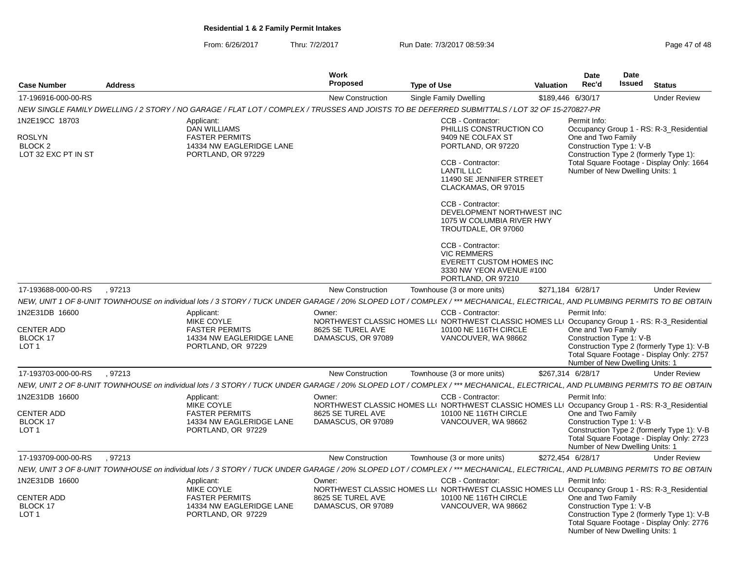**Residential 1 & 2 Family Permit Intakes**

From: 6/26/2017 Thru: 7/2/2017 Run Date: 7/3/2017 08:59:34

| Case Number | Address | Work Proposed | Type of Use | Valuation | Date Rec'd | Date Issued | Status |
|---|---|---|---|---|---|---|---|
| 17-196916-000-00-RS | | New Construction | Single Family Dwelling | $189,446 | 6/30/17 | | Under Review |

NEW SINGLE FAMILY DWELLING / 2 STORY / NO GARAGE / FLAT LOT / COMPLEX / TRUSSES AND JOISTS TO BE DEFERRED SUBMITTALS / LOT 32 OF 15-270827-PR

1N2E19CC 18703
ROSLYN
BLOCK 2
LOT 32 EXC PT IN ST

Applicant:
DAN WILLIAMS
FASTER PERMITS
14334 NW EAGLERIDGE LANE
PORTLAND, OR 97229

CCB - Contractor:
PHILLIS CONSTRUCTION CO
9409 NE COLFAX ST
PORTLAND, OR 97220

CCB - Contractor:
LANTIL LLC
11490 SE JENNIFER STREET
CLACKAMAS, OR 97015

CCB - Contractor:
DEVELOPMENT NORTHWEST INC
1075 W COLUMBIA RIVER HWY
TROUTDALE, OR 97060

CCB - Contractor:
VIC REMMERS
EVERETT CUSTOM HOMES INC
3330 NW YEON AVENUE #100
PORTLAND, OR 97210

Permit Info:
Occupancy Group 1 - RS: R-3_Residential One and Two Family
Construction Type 1: V-B
Construction Type 2 (formerly Type 1):
Total Square Footage - Display Only: 1664
Number of New Dwelling Units: 1

| Case Number | Address | Work Proposed | Type of Use | Valuation | Date Rec'd | Date Issued | Status |
|---|---|---|---|---|---|---|---|
| 17-193688-000-00-RS | , 97213 | New Construction | Townhouse (3 or more units) | $271,184 | 6/28/17 | | Under Review |

NEW, UNIT 1 OF 8-UNIT TOWNHOUSE on individual lots / 3 STORY / TUCK UNDER GARAGE / 20% SLOPED LOT / COMPLEX / *** MECHANICAL, ELECTRICAL, AND PLUMBING PERMITS TO BE OBTAIN

1N2E31DB 16600
CENTER ADD
BLOCK 17
LOT 1

Applicant:
MIKE COYLE
FASTER PERMITS
14334 NW EAGLERIDGE LANE
PORTLAND, OR 97229

Owner:
NORTHWEST CLASSIC HOMES LL(
8625 SE TUREL AVE
DAMASCUS, OR 97089

CCB - Contractor:
NORTHWEST CLASSIC HOMES LL(
10100 NE 116TH CIRCLE
VANCOUVER, WA 98662

Permit Info:
Occupancy Group 1 - RS: R-3_Residential One and Two Family
Construction Type 1: V-B
Construction Type 2 (formerly Type 1): V-B
Total Square Footage - Display Only: 2757
Number of New Dwelling Units: 1

| Case Number | Address | Work Proposed | Type of Use | Valuation | Date Rec'd | Date Issued | Status |
|---|---|---|---|---|---|---|---|
| 17-193703-000-00-RS | , 97213 | New Construction | Townhouse (3 or more units) | $267,314 | 6/28/17 | | Under Review |

NEW, UNIT 2 OF 8-UNIT TOWNHOUSE on individual lots / 3 STORY / TUCK UNDER GARAGE / 20% SLOPED LOT / COMPLEX / *** MECHANICAL, ELECTRICAL, AND PLUMBING PERMITS TO BE OBTAIN

1N2E31DB 16600
CENTER ADD
BLOCK 17
LOT 1

Applicant:
MIKE COYLE
FASTER PERMITS
14334 NW EAGLERIDGE LANE
PORTLAND, OR 97229

Owner:
NORTHWEST CLASSIC HOMES LL(
8625 SE TUREL AVE
DAMASCUS, OR 97089

CCB - Contractor:
NORTHWEST CLASSIC HOMES LL(
10100 NE 116TH CIRCLE
VANCOUVER, WA 98662

Permit Info:
Occupancy Group 1 - RS: R-3_Residential One and Two Family
Construction Type 1: V-B
Construction Type 2 (formerly Type 1): V-B
Total Square Footage - Display Only: 2723
Number of New Dwelling Units: 1

| Case Number | Address | Work Proposed | Type of Use | Valuation | Date Rec'd | Date Issued | Status |
|---|---|---|---|---|---|---|---|
| 17-193709-000-00-RS | , 97213 | New Construction | Townhouse (3 or more units) | $272,454 | 6/28/17 | | Under Review |

NEW, UNIT 3 OF 8-UNIT TOWNHOUSE on individual lots / 3 STORY / TUCK UNDER GARAGE / 20% SLOPED LOT / COMPLEX / *** MECHANICAL, ELECTRICAL, AND PLUMBING PERMITS TO BE OBTAIN

1N2E31DB 16600
CENTER ADD
BLOCK 17
LOT 1

Applicant:
MIKE COYLE
FASTER PERMITS
14334 NW EAGLERIDGE LANE
PORTLAND, OR 97229

Owner:
NORTHWEST CLASSIC HOMES LL(
8625 SE TUREL AVE
DAMASCUS, OR 97089

CCB - Contractor:
NORTHWEST CLASSIC HOMES LL(
10100 NE 116TH CIRCLE
VANCOUVER, WA 98662

Permit Info:
Occupancy Group 1 - RS: R-3_Residential One and Two Family
Construction Type 1: V-B
Construction Type 2 (formerly Type 1): V-B
Total Square Footage - Display Only: 2776
Number of New Dwelling Units: 1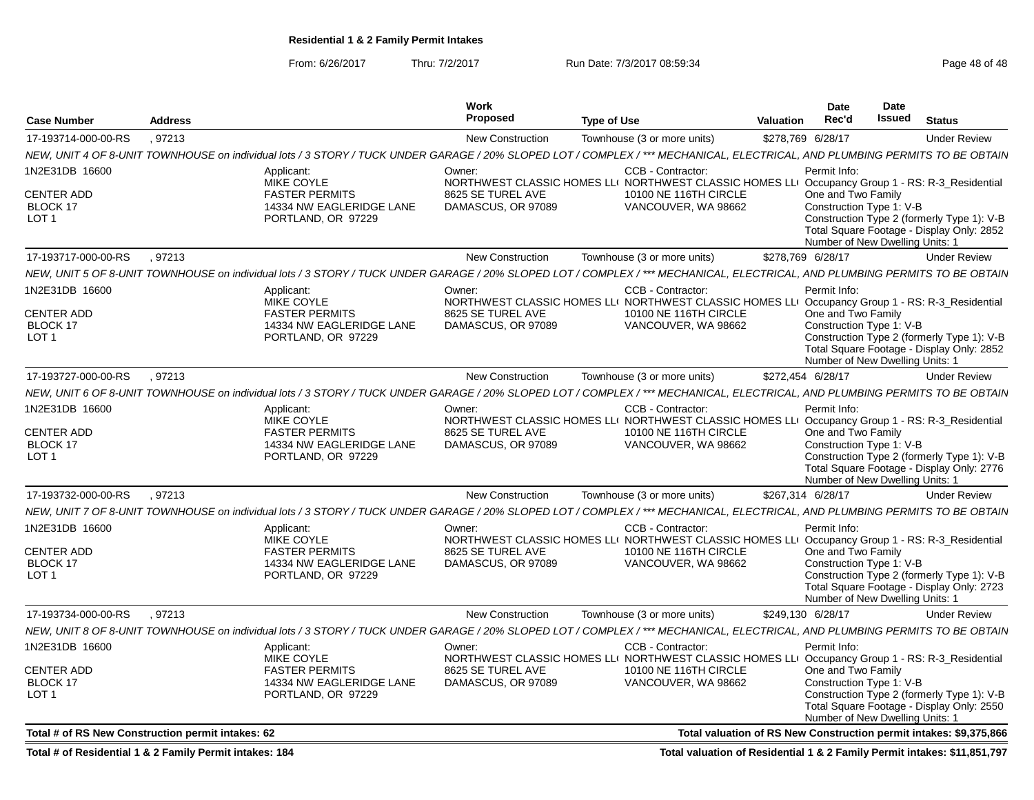**Residential 1 & 2 Family Permit Intakes**

From: 6/26/2017 Thru: 7/2/2017 Run Date: 7/3/2017 08:59:34

| Case Number | Address | Work Proposed | Type of Use | Valuation | Date Rec'd | Date Issued | Status |
|---|---|---|---|---|---|---|---|
| 17-193714-000-00-RS | , 97213 | New Construction | Townhouse (3 or more units) | $278,769 | 6/28/17 | | Under Review |

NEW, UNIT 4 OF 8-UNIT TOWNHOUSE on individual lots / 3 STORY / TUCK UNDER GARAGE / 20% SLOPED LOT / COMPLEX / *** MECHANICAL, ELECTRICAL, AND PLUMBING PERMITS TO BE OBTAIN

1N2E31DB 16600
CENTER ADD
BLOCK 17
LOT 1

Applicant: MIKE COYLE, FASTER PERMITS, 14334 NW EAGLERIDGE LANE, PORTLAND, OR 97229

Owner: NORTHWEST CLASSIC HOMES LL( 8625 SE TUREL AVE, DAMASCUS, OR 97089

CCB - Contractor: NORTHWEST CLASSIC HOMES LL( 10100 NE 116TH CIRCLE, VANCOUVER, WA 98662

Permit Info:
Occupancy Group 1 - RS: R-3_Residential One and Two Family
Construction Type 1: V-B
Construction Type 2 (formerly Type 1): V-B
Total Square Footage - Display Only: 2852
Number of New Dwelling Units: 1

| Case Number | Address | Work Proposed | Type of Use | Valuation | Date Rec'd | Date Issued | Status |
|---|---|---|---|---|---|---|---|
| 17-193717-000-00-RS | , 97213 | New Construction | Townhouse (3 or more units) | $278,769 | 6/28/17 | | Under Review |

NEW, UNIT 5 OF 8-UNIT TOWNHOUSE on individual lots / 3 STORY / TUCK UNDER GARAGE / 20% SLOPED LOT / COMPLEX / *** MECHANICAL, ELECTRICAL, AND PLUMBING PERMITS TO BE OBTAIN

1N2E31DB 16600
CENTER ADD
BLOCK 17
LOT 1

Applicant: MIKE COYLE, FASTER PERMITS, 14334 NW EAGLERIDGE LANE, PORTLAND, OR 97229

Owner: NORTHWEST CLASSIC HOMES LL( 8625 SE TUREL AVE, DAMASCUS, OR 97089

CCB - Contractor: NORTHWEST CLASSIC HOMES LL( 10100 NE 116TH CIRCLE, VANCOUVER, WA 98662

Permit Info:
Occupancy Group 1 - RS: R-3_Residential One and Two Family
Construction Type 1: V-B
Construction Type 2 (formerly Type 1): V-B
Total Square Footage - Display Only: 2852
Number of New Dwelling Units: 1

| Case Number | Address | Work Proposed | Type of Use | Valuation | Date Rec'd | Date Issued | Status |
|---|---|---|---|---|---|---|---|
| 17-193727-000-00-RS | , 97213 | New Construction | Townhouse (3 or more units) | $272,454 | 6/28/17 | | Under Review |

NEW, UNIT 6 OF 8-UNIT TOWNHOUSE on individual lots / 3 STORY / TUCK UNDER GARAGE / 20% SLOPED LOT / COMPLEX / *** MECHANICAL, ELECTRICAL, AND PLUMBING PERMITS TO BE OBTAIN

1N2E31DB 16600
CENTER ADD
BLOCK 17
LOT 1

Applicant: MIKE COYLE, FASTER PERMITS, 14334 NW EAGLERIDGE LANE, PORTLAND, OR 97229

Owner: NORTHWEST CLASSIC HOMES LL( 8625 SE TUREL AVE, DAMASCUS, OR 97089

CCB - Contractor: NORTHWEST CLASSIC HOMES LL( 10100 NE 116TH CIRCLE, VANCOUVER, WA 98662

Permit Info:
Occupancy Group 1 - RS: R-3_Residential One and Two Family
Construction Type 1: V-B
Construction Type 2 (formerly Type 1): V-B
Total Square Footage - Display Only: 2776
Number of New Dwelling Units: 1

| Case Number | Address | Work Proposed | Type of Use | Valuation | Date Rec'd | Date Issued | Status |
|---|---|---|---|---|---|---|---|
| 17-193732-000-00-RS | , 97213 | New Construction | Townhouse (3 or more units) | $267,314 | 6/28/17 | | Under Review |

NEW, UNIT 7 OF 8-UNIT TOWNHOUSE on individual lots / 3 STORY / TUCK UNDER GARAGE / 20% SLOPED LOT / COMPLEX / *** MECHANICAL, ELECTRICAL, AND PLUMBING PERMITS TO BE OBTAIN

1N2E31DB 16600
CENTER ADD
BLOCK 17
LOT 1

Applicant: MIKE COYLE, FASTER PERMITS, 14334 NW EAGLERIDGE LANE, PORTLAND, OR 97229

Owner: NORTHWEST CLASSIC HOMES LL( 8625 SE TUREL AVE, DAMASCUS, OR 97089

CCB - Contractor: NORTHWEST CLASSIC HOMES LL( 10100 NE 116TH CIRCLE, VANCOUVER, WA 98662

Permit Info:
Occupancy Group 1 - RS: R-3_Residential One and Two Family
Construction Type 1: V-B
Construction Type 2 (formerly Type 1): V-B
Total Square Footage - Display Only: 2723
Number of New Dwelling Units: 1

| Case Number | Address | Work Proposed | Type of Use | Valuation | Date Rec'd | Date Issued | Status |
|---|---|---|---|---|---|---|---|
| 17-193734-000-00-RS | , 97213 | New Construction | Townhouse (3 or more units) | $249,130 | 6/28/17 | | Under Review |

NEW, UNIT 8 OF 8-UNIT TOWNHOUSE on individual lots / 3 STORY / TUCK UNDER GARAGE / 20% SLOPED LOT / COMPLEX / *** MECHANICAL, ELECTRICAL, AND PLUMBING PERMITS TO BE OBTAIN

1N2E31DB 16600
CENTER ADD
BLOCK 17
LOT 1

Applicant: MIKE COYLE, FASTER PERMITS, 14334 NW EAGLERIDGE LANE, PORTLAND, OR 97229

Owner: NORTHWEST CLASSIC HOMES LL( 8625 SE TUREL AVE, DAMASCUS, OR 97089

CCB - Contractor: NORTHWEST CLASSIC HOMES LL( 10100 NE 116TH CIRCLE, VANCOUVER, WA 98662

Permit Info:
Occupancy Group 1 - RS: R-3_Residential One and Two Family
Construction Type 1: V-B
Construction Type 2 (formerly Type 1): V-B
Total Square Footage - Display Only: 2550
Number of New Dwelling Units: 1

**Total # of RS New Construction permit intakes: 62** — **Total valuation of RS New Construction permit intakes: $9,375,866**

**Total # of Residential 1 & 2 Family Permit intakes: 184** — **Total valuation of Residential 1 & 2 Family Permit intakes: $11,851,797**